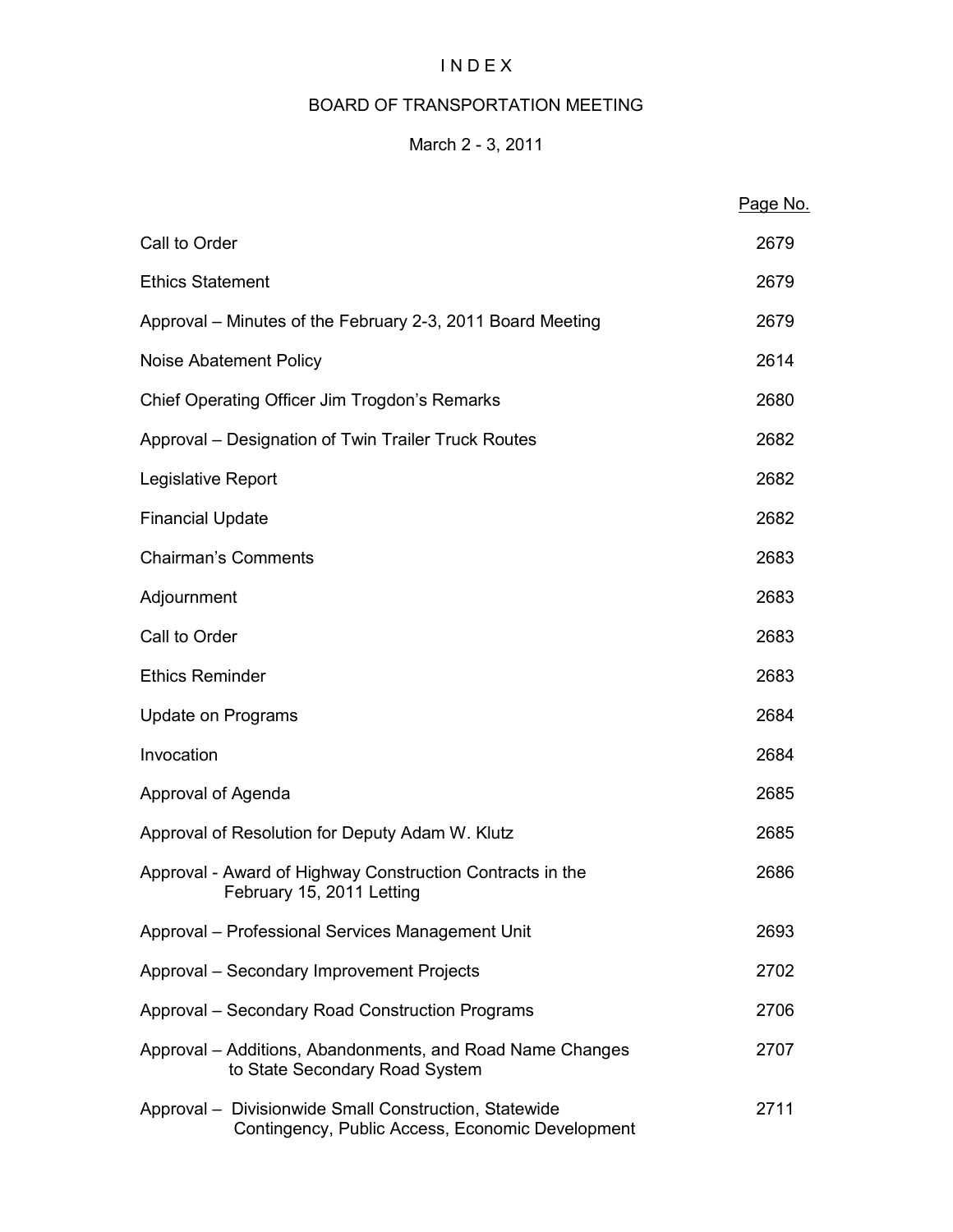# I N D E X

## BOARD OF TRANSPORTATION MEETING

### March 2 - 3, 2011

| | Page No. |
|---|---|
| Call to Order | 2679 |
| Ethics Statement | 2679 |
| Approval – Minutes of the February 2-3, 2011 Board Meeting | 2679 |
| Noise Abatement Policy | 2614 |
| Chief Operating Officer Jim Trogdon's Remarks | 2680 |
| Approval – Designation of Twin Trailer Truck Routes | 2682 |
| Legislative Report | 2682 |
| Financial Update | 2682 |
| Chairman's Comments | 2683 |
| Adjournment | 2683 |
| Call to Order | 2683 |
| Ethics Reminder | 2683 |
| Update on Programs | 2684 |
| Invocation | 2684 |
| Approval of Agenda | 2685 |
| Approval of Resolution for Deputy Adam W. Klutz | 2685 |
| Approval - Award of Highway Construction Contracts in the February 15, 2011 Letting | 2686 |
| Approval – Professional Services Management Unit | 2693 |
| Approval – Secondary Improvement Projects | 2702 |
| Approval – Secondary Road Construction Programs | 2706 |
| Approval – Additions, Abandonments, and Road Name Changes to State Secondary Road System | 2707 |
| Approval – Divisionwide Small Construction, Statewide Contingency, Public Access, Economic Development | 2711 |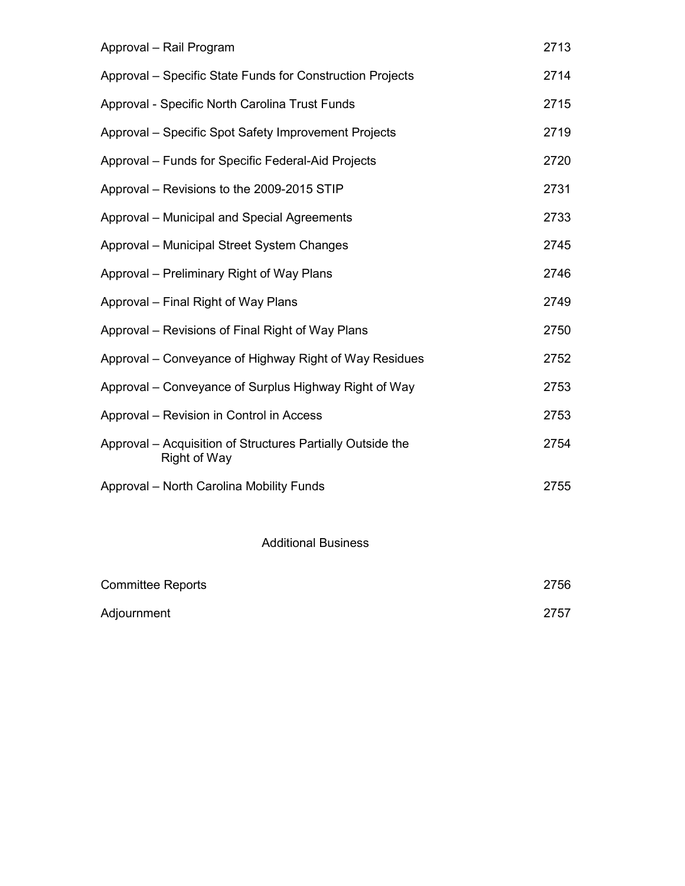| | |
|---|---|
| Approval – Rail Program | 2713 |
| Approval – Specific State Funds for Construction Projects | 2714 |
| Approval - Specific North Carolina Trust Funds | 2715 |
| Approval – Specific Spot Safety Improvement Projects | 2719 |
| Approval – Funds for Specific Federal-Aid Projects | 2720 |
| Approval – Revisions to the 2009-2015 STIP | 2731 |
| Approval – Municipal and Special Agreements | 2733 |
| Approval – Municipal Street System Changes | 2745 |
| Approval – Preliminary Right of Way Plans | 2746 |
| Approval – Final Right of Way Plans | 2749 |
| Approval – Revisions of Final Right of Way Plans | 2750 |
| Approval – Conveyance of Highway Right of Way Residues | 2752 |
| Approval – Conveyance of Surplus Highway Right of Way | 2753 |
| Approval – Revision in Control in Access | 2753 |
| Approval – Acquisition of Structures Partially Outside the Right of Way | 2754 |
| Approval – North Carolina Mobility Funds | 2755 |

## Additional Business

| | |
|---|---|
| Committee Reports | 2756 |
| Adjournment | 2757 |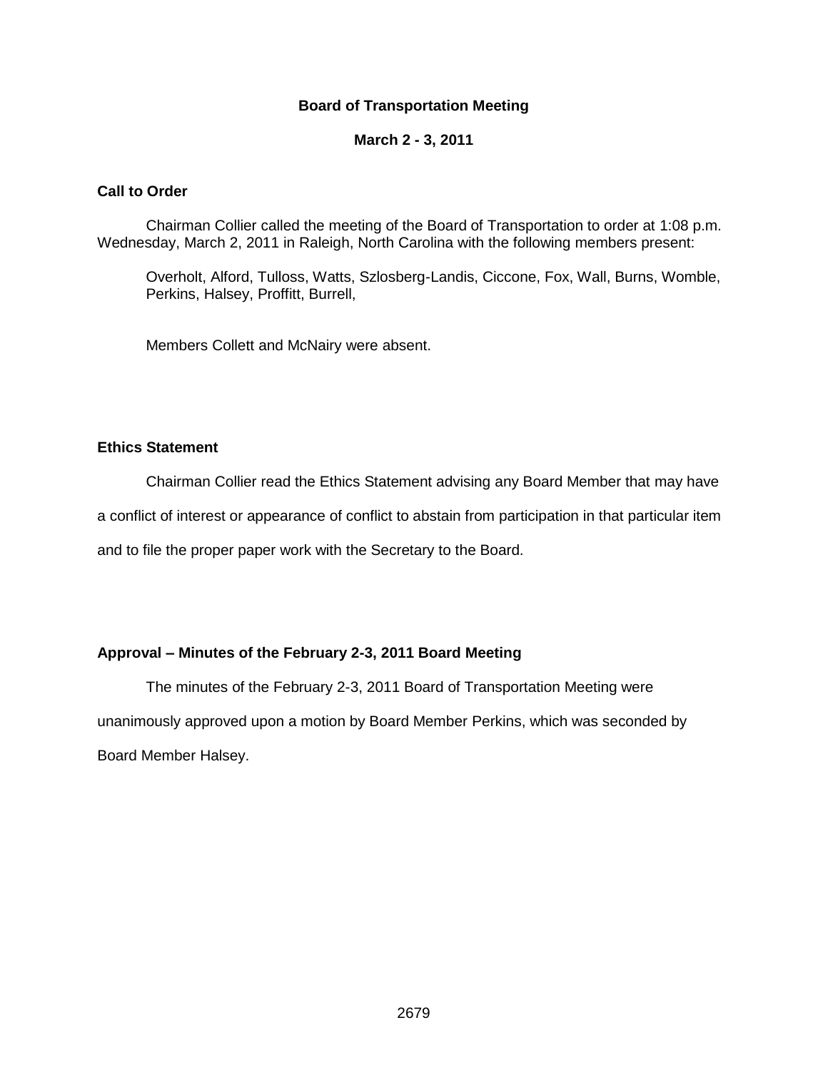# Board of Transportation Meeting

## March 2 - 3, 2011

### Call to Order

Chairman Collier called the meeting of the Board of Transportation to order at 1:08 p.m. Wednesday, March 2, 2011 in Raleigh, North Carolina with the following members present:

Overholt, Alford, Tulloss, Watts, Szlosberg-Landis, Ciccone, Fox, Wall, Burns, Womble, Perkins, Halsey, Proffitt, Burrell,

Members Collett and McNairy were absent.

### Ethics Statement

Chairman Collier read the Ethics Statement advising any Board Member that may have a conflict of interest or appearance of conflict to abstain from participation in that particular item and to file the proper paper work with the Secretary to the Board.

### Approval – Minutes of the February 2-3, 2011 Board Meeting

The minutes of the February 2-3, 2011 Board of Transportation Meeting were unanimously approved upon a motion by Board Member Perkins, which was seconded by Board Member Halsey.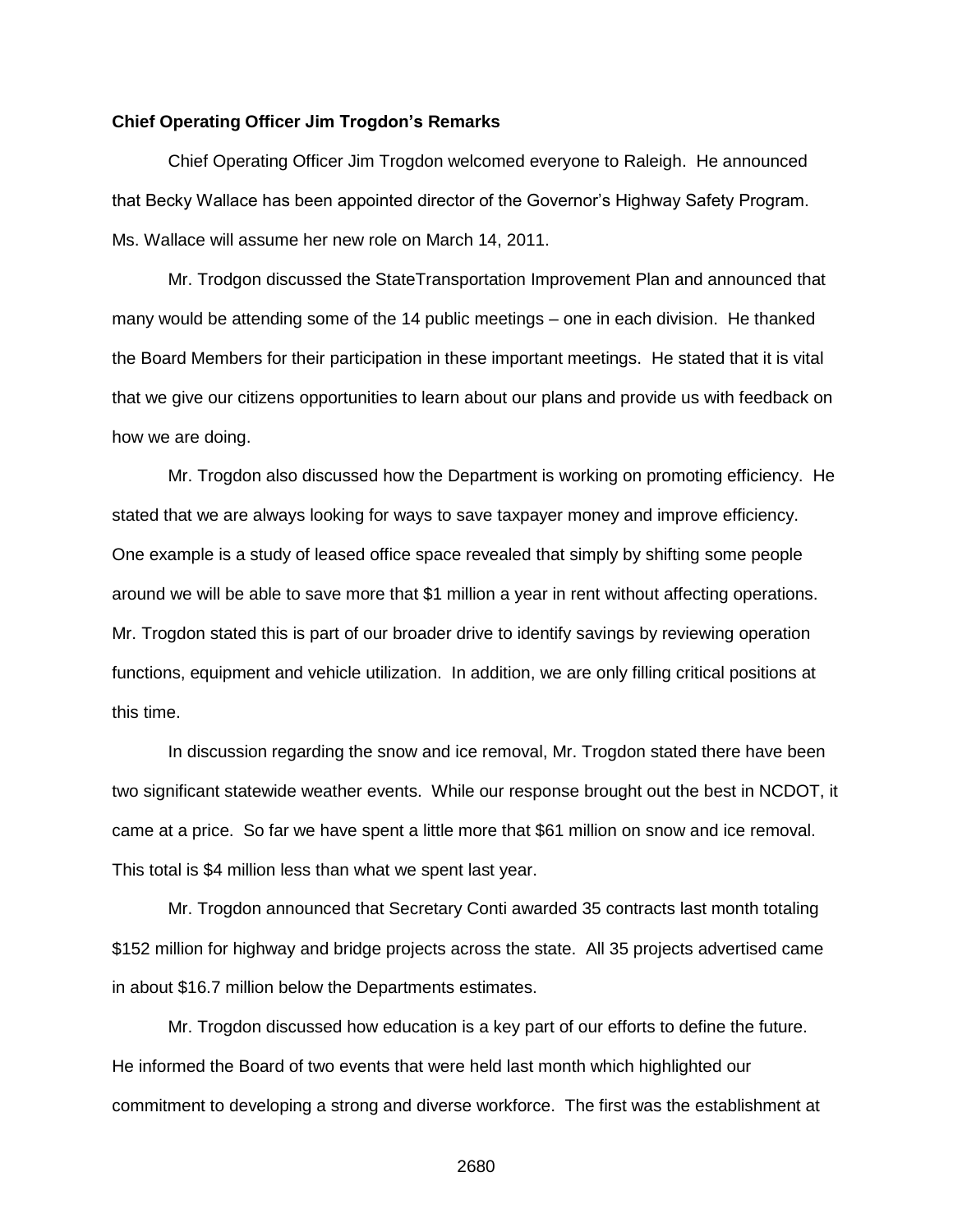**Chief Operating Officer Jim Trogdon's Remarks**

Chief Operating Officer Jim Trogdon welcomed everyone to Raleigh. He announced that Becky Wallace has been appointed director of the Governor's Highway Safety Program. Ms. Wallace will assume her new role on March 14, 2011.

Mr. Trodgon discussed the StateTransportation Improvement Plan and announced that many would be attending some of the 14 public meetings – one in each division. He thanked the Board Members for their participation in these important meetings. He stated that it is vital that we give our citizens opportunities to learn about our plans and provide us with feedback on how we are doing.

Mr. Trogdon also discussed how the Department is working on promoting efficiency. He stated that we are always looking for ways to save taxpayer money and improve efficiency. One example is a study of leased office space revealed that simply by shifting some people around we will be able to save more that $1 million a year in rent without affecting operations. Mr. Trogdon stated this is part of our broader drive to identify savings by reviewing operation functions, equipment and vehicle utilization. In addition, we are only filling critical positions at this time.

In discussion regarding the snow and ice removal, Mr. Trogdon stated there have been two significant statewide weather events. While our response brought out the best in NCDOT, it came at a price. So far we have spent a little more that $61 million on snow and ice removal. This total is $4 million less than what we spent last year.

Mr. Trogdon announced that Secretary Conti awarded 35 contracts last month totaling $152 million for highway and bridge projects across the state. All 35 projects advertised came in about $16.7 million below the Departments estimates.

Mr. Trogdon discussed how education is a key part of our efforts to define the future. He informed the Board of two events that were held last month which highlighted our commitment to developing a strong and diverse workforce. The first was the establishment at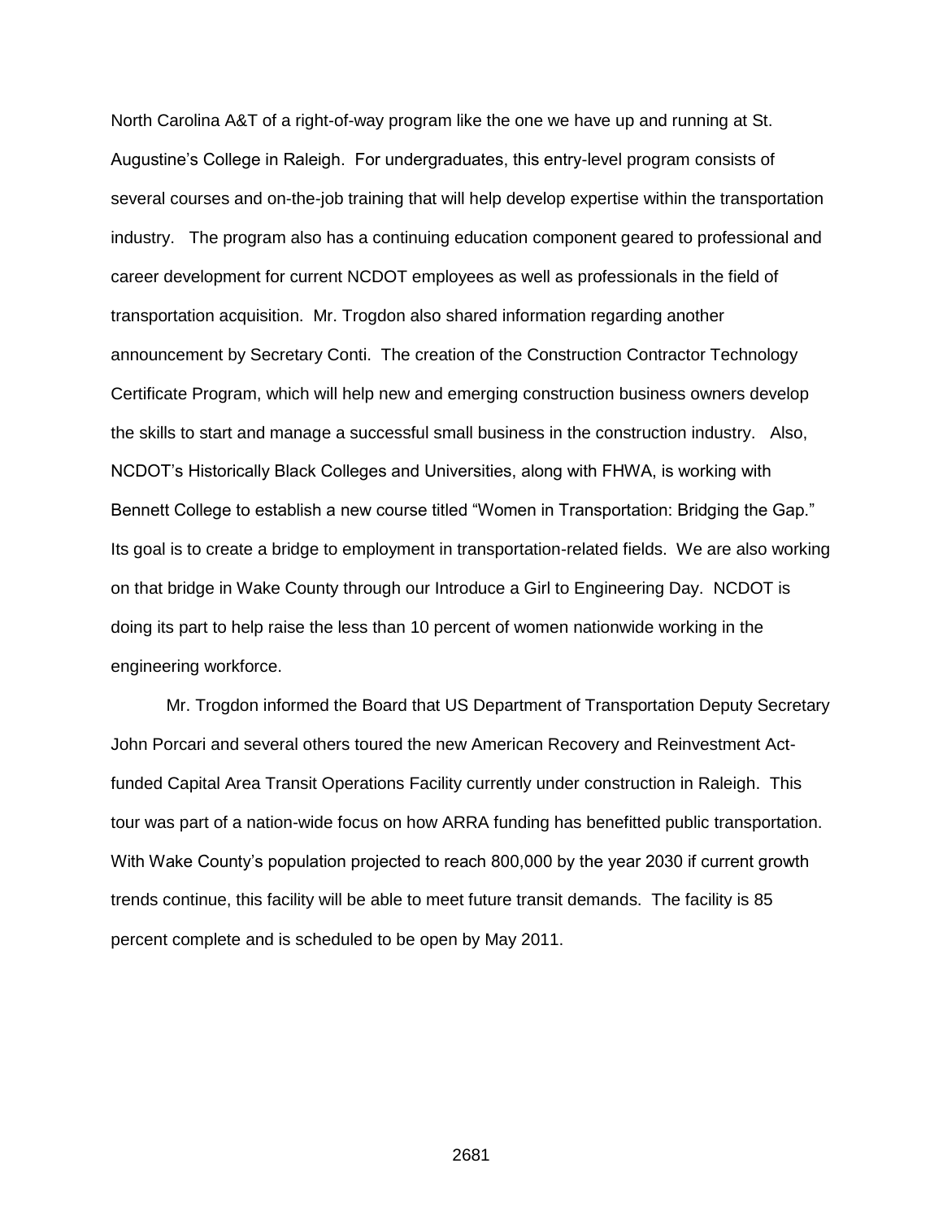North Carolina A&T of a right-of-way program like the one we have up and running at St. Augustine's College in Raleigh. For undergraduates, this entry-level program consists of several courses and on-the-job training that will help develop expertise within the transportation industry. The program also has a continuing education component geared to professional and career development for current NCDOT employees as well as professionals in the field of transportation acquisition. Mr. Trogdon also shared information regarding another announcement by Secretary Conti. The creation of the Construction Contractor Technology Certificate Program, which will help new and emerging construction business owners develop the skills to start and manage a successful small business in the construction industry. Also, NCDOT's Historically Black Colleges and Universities, along with FHWA, is working with Bennett College to establish a new course titled "Women in Transportation: Bridging the Gap." Its goal is to create a bridge to employment in transportation-related fields. We are also working on that bridge in Wake County through our Introduce a Girl to Engineering Day. NCDOT is doing its part to help raise the less than 10 percent of women nationwide working in the engineering workforce.

Mr. Trogdon informed the Board that US Department of Transportation Deputy Secretary John Porcari and several others toured the new American Recovery and Reinvestment Act-funded Capital Area Transit Operations Facility currently under construction in Raleigh. This tour was part of a nation-wide focus on how ARRA funding has benefitted public transportation. With Wake County's population projected to reach 800,000 by the year 2030 if current growth trends continue, this facility will be able to meet future transit demands. The facility is 85 percent complete and is scheduled to be open by May 2011.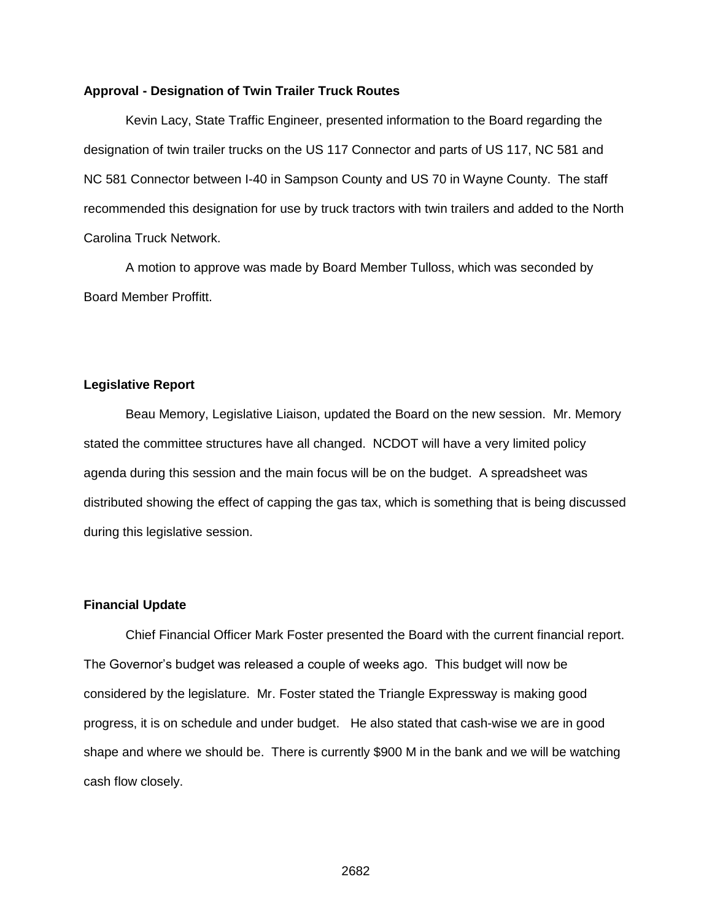**Approval - Designation of Twin Trailer Truck Routes**

Kevin Lacy, State Traffic Engineer, presented information to the Board regarding the designation of twin trailer trucks on the US 117 Connector and parts of US 117, NC 581 and NC 581 Connector between I-40 in Sampson County and US 70 in Wayne County. The staff recommended this designation for use by truck tractors with twin trailers and added to the North Carolina Truck Network.

A motion to approve was made by Board Member Tulloss, which was seconded by Board Member Proffitt.

**Legislative Report**

Beau Memory, Legislative Liaison, updated the Board on the new session. Mr. Memory stated the committee structures have all changed. NCDOT will have a very limited policy agenda during this session and the main focus will be on the budget. A spreadsheet was distributed showing the effect of capping the gas tax, which is something that is being discussed during this legislative session.

**Financial Update**

Chief Financial Officer Mark Foster presented the Board with the current financial report. The Governor's budget was released a couple of weeks ago. This budget will now be considered by the legislature. Mr. Foster stated the Triangle Expressway is making good progress, it is on schedule and under budget. He also stated that cash-wise we are in good shape and where we should be. There is currently $900 M in the bank and we will be watching cash flow closely.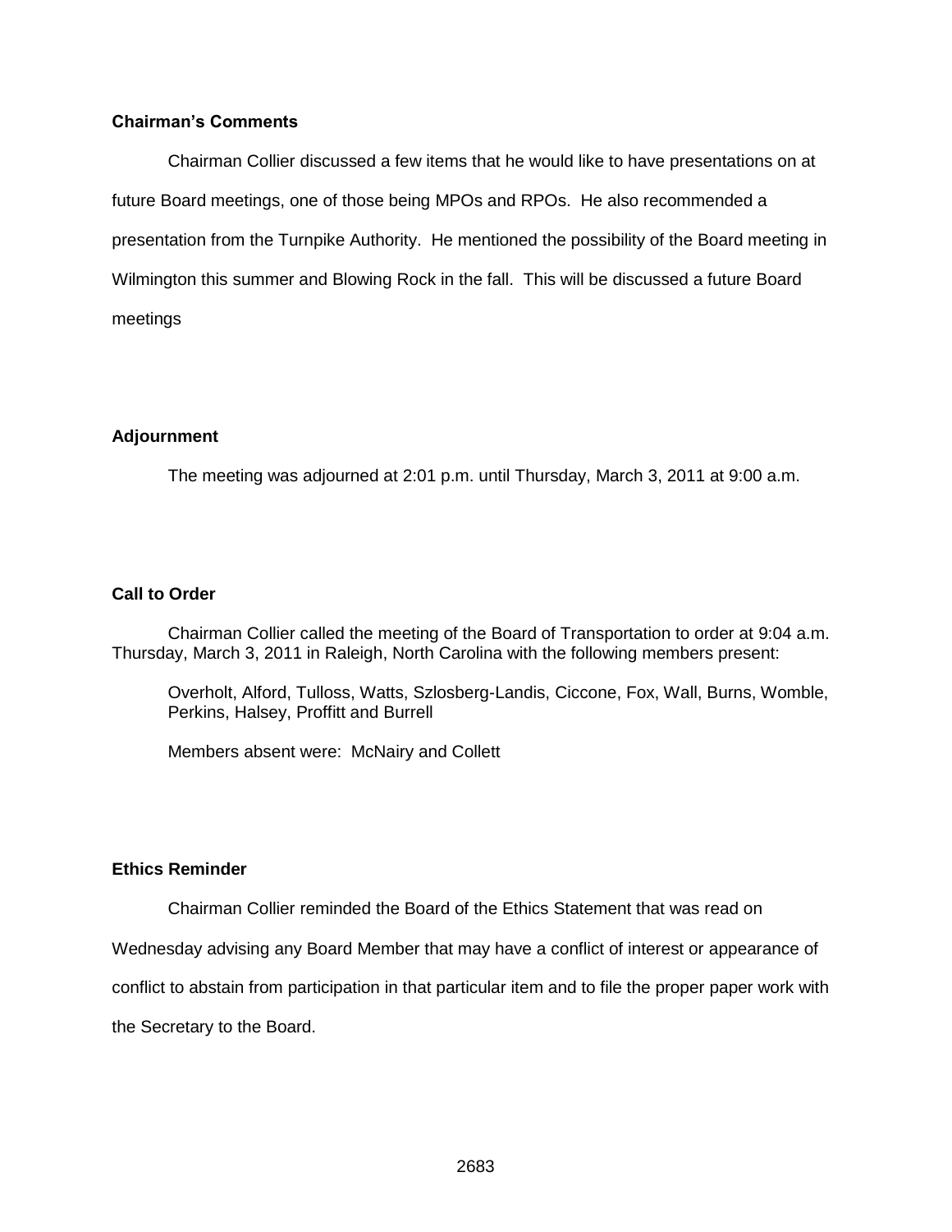**Chairman's Comments**

Chairman Collier discussed a few items that he would like to have presentations on at future Board meetings, one of those being MPOs and RPOs. He also recommended a presentation from the Turnpike Authority. He mentioned the possibility of the Board meeting in Wilmington this summer and Blowing Rock in the fall. This will be discussed a future Board meetings

**Adjournment**

The meeting was adjourned at 2:01 p.m. until Thursday, March 3, 2011 at 9:00 a.m.

**Call to Order**

Chairman Collier called the meeting of the Board of Transportation to order at 9:04 a.m. Thursday, March 3, 2011 in Raleigh, North Carolina with the following members present:

Overholt, Alford, Tulloss, Watts, Szlosberg-Landis, Ciccone, Fox, Wall, Burns, Womble, Perkins, Halsey, Proffitt and Burrell

Members absent were: McNairy and Collett

**Ethics Reminder**

Chairman Collier reminded the Board of the Ethics Statement that was read on Wednesday advising any Board Member that may have a conflict of interest or appearance of conflict to abstain from participation in that particular item and to file the proper paper work with the Secretary to the Board.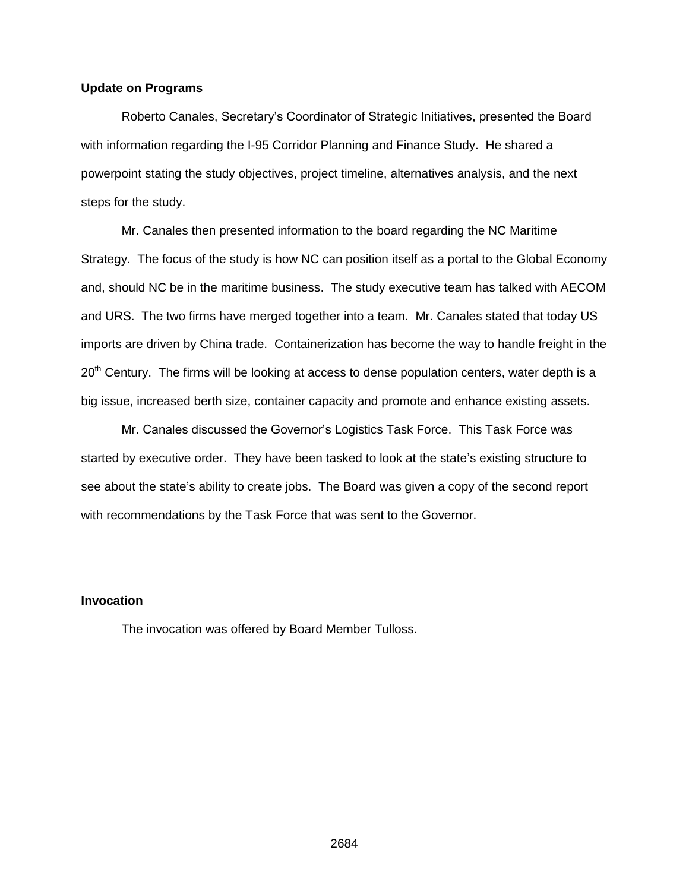**Update on Programs**

Roberto Canales, Secretary's Coordinator of Strategic Initiatives, presented the Board with information regarding the I-95 Corridor Planning and Finance Study. He shared a powerpoint stating the study objectives, project timeline, alternatives analysis, and the next steps for the study.

Mr. Canales then presented information to the board regarding the NC Maritime Strategy. The focus of the study is how NC can position itself as a portal to the Global Economy and, should NC be in the maritime business. The study executive team has talked with AECOM and URS. The two firms have merged together into a team. Mr. Canales stated that today US imports are driven by China trade. Containerization has become the way to handle freight in the 20th Century. The firms will be looking at access to dense population centers, water depth is a big issue, increased berth size, container capacity and promote and enhance existing assets.

Mr. Canales discussed the Governor's Logistics Task Force. This Task Force was started by executive order. They have been tasked to look at the state's existing structure to see about the state's ability to create jobs. The Board was given a copy of the second report with recommendations by the Task Force that was sent to the Governor.

**Invocation**

The invocation was offered by Board Member Tulloss.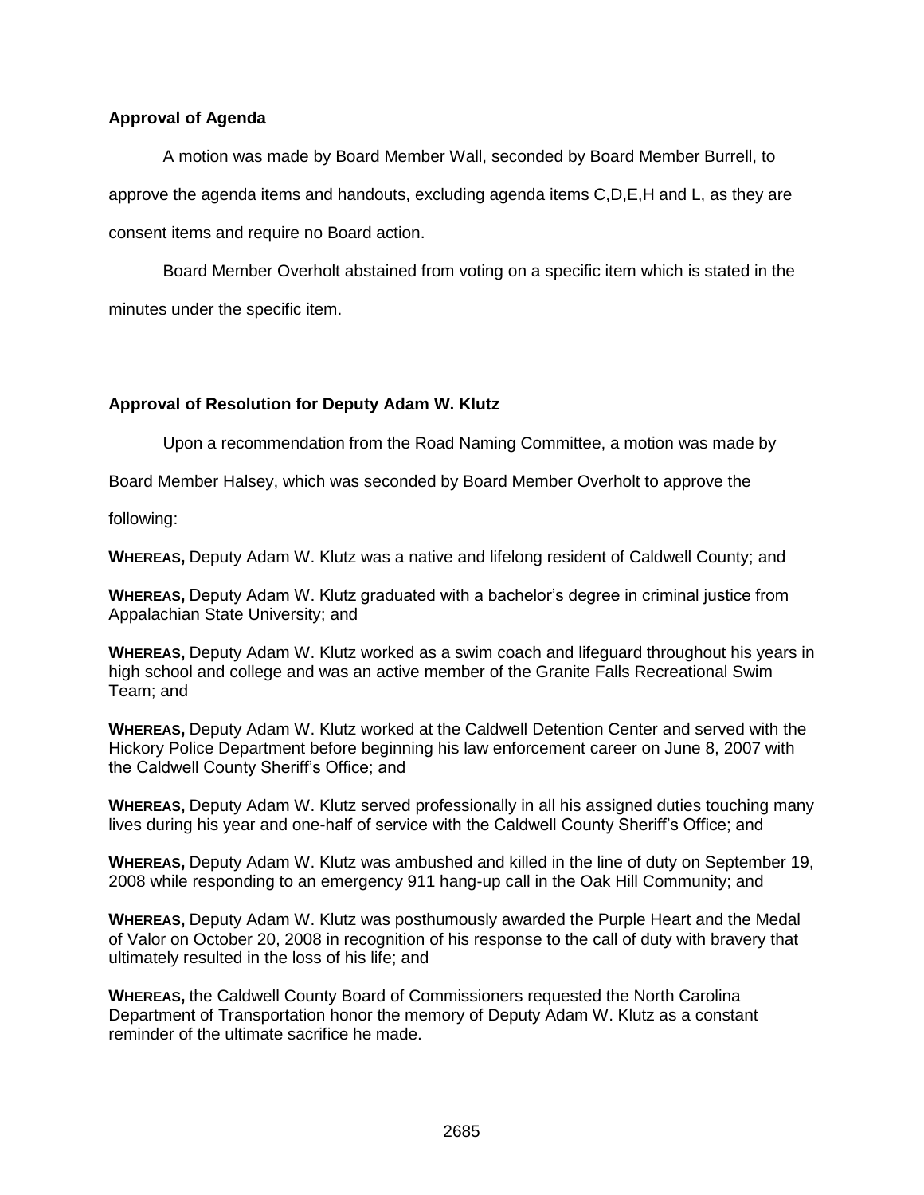**Approval of Agenda**

A motion was made by Board Member Wall, seconded by Board Member Burrell, to approve the agenda items and handouts, excluding agenda items C,D,E,H and L, as they are consent items and require no Board action.

Board Member Overholt abstained from voting on a specific item which is stated in the minutes under the specific item.

**Approval of Resolution for Deputy Adam W. Klutz**

Upon a recommendation from the Road Naming Committee, a motion was made by Board Member Halsey, which was seconded by Board Member Overholt to approve the following:

**WHEREAS,** Deputy Adam W. Klutz was a native and lifelong resident of Caldwell County; and

**WHEREAS,** Deputy Adam W. Klutz graduated with a bachelor's degree in criminal justice from Appalachian State University; and

**WHEREAS,** Deputy Adam W. Klutz worked as a swim coach and lifeguard throughout his years in high school and college and was an active member of the Granite Falls Recreational Swim Team; and

**WHEREAS,** Deputy Adam W. Klutz worked at the Caldwell Detention Center and served with the Hickory Police Department before beginning his law enforcement career on June 8, 2007 with the Caldwell County Sheriff's Office; and

**WHEREAS,** Deputy Adam W. Klutz served professionally in all his assigned duties touching many lives during his year and one-half of service with the Caldwell County Sheriff's Office; and

**WHEREAS,** Deputy Adam W. Klutz was ambushed and killed in the line of duty on September 19, 2008 while responding to an emergency 911 hang-up call in the Oak Hill Community; and

**WHEREAS,** Deputy Adam W. Klutz was posthumously awarded the Purple Heart and the Medal of Valor on October 20, 2008 in recognition of his response to the call of duty with bravery that ultimately resulted in the loss of his life; and

**WHEREAS,** the Caldwell County Board of Commissioners requested the North Carolina Department of Transportation honor the memory of Deputy Adam W. Klutz as a constant reminder of the ultimate sacrifice he made.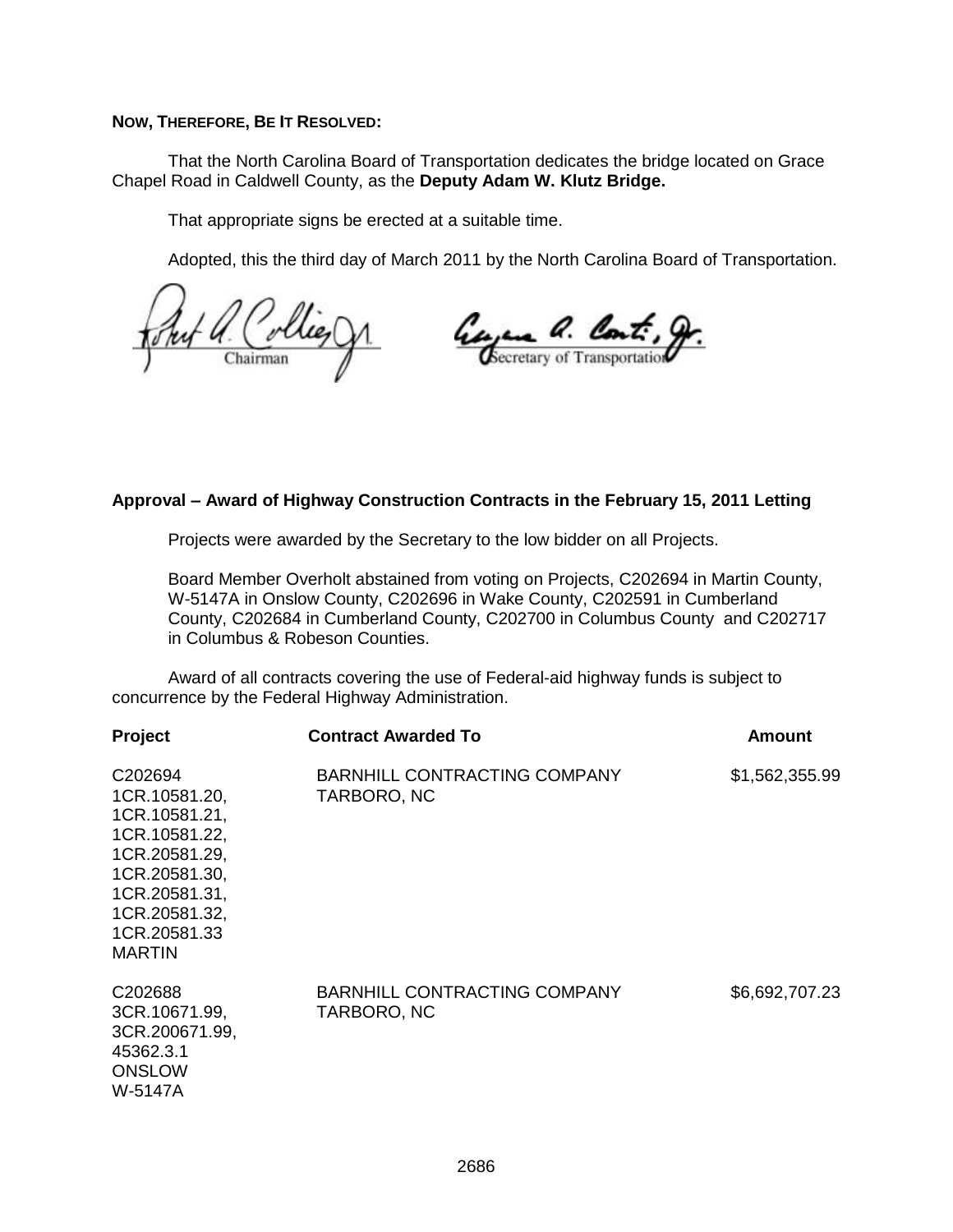**NOW, THEREFORE, BE IT RESOLVED:**

That the North Carolina Board of Transportation dedicates the bridge located on Grace Chapel Road in Caldwell County, as the **Deputy Adam W. Klutz Bridge.**

That appropriate signs be erected at a suitable time.

Adopted, this the third day of March 2011 by the North Carolina Board of Transportation.

Chairman

Secretary of Transportation

**Approval – Award of Highway Construction Contracts in the February 15, 2011 Letting**

Projects were awarded by the Secretary to the low bidder on all Projects.

Board Member Overholt abstained from voting on Projects, C202694 in Martin County, W-5147A in Onslow County, C202696 in Wake County, C202591 in Cumberland County, C202684 in Cumberland County, C202700 in Columbus County and C202717 in Columbus & Robeson Counties.

Award of all contracts covering the use of Federal-aid highway funds is subject to concurrence by the Federal Highway Administration.

| Project | Contract Awarded To | Amount |
|---|---|---|
| C202694<br>1CR.10581.20,<br>1CR.10581.21,<br>1CR.10581.22,<br>1CR.20581.29,<br>1CR.20581.30,<br>1CR.20581.31,<br>1CR.20581.32,<br>1CR.20581.33<br>MARTIN | BARNHILL CONTRACTING COMPANY<br>TARBORO, NC | $1,562,355.99 |
| C202688<br>3CR.10671.99,<br>3CR.200671.99,<br>45362.3.1<br>ONSLOW<br>W-5147A | BARNHILL CONTRACTING COMPANY<br>TARBORO, NC | $6,692,707.23 |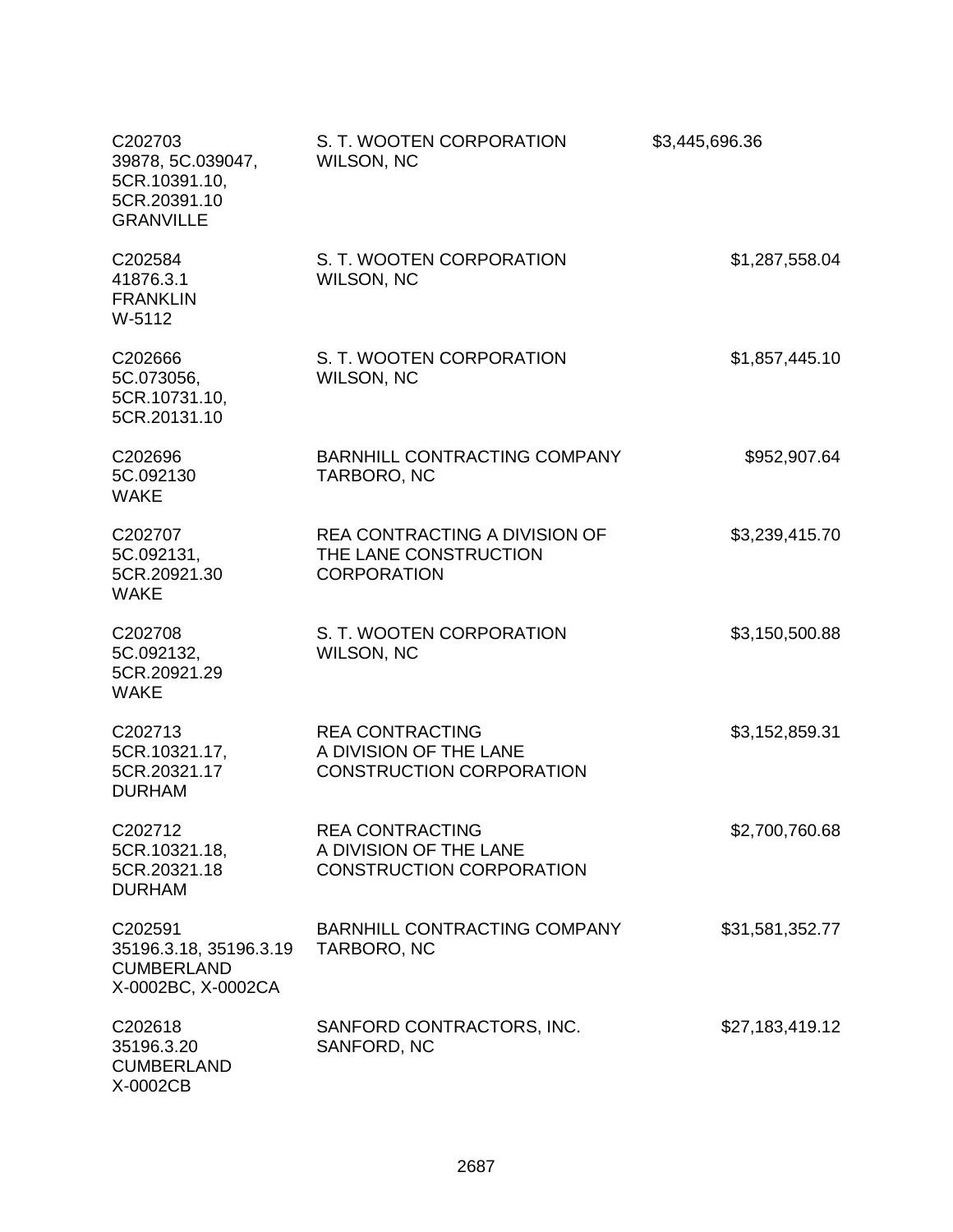| | | |
|---|---|---|
| C202703<br>39878, 5C.039047,<br>5CR.10391.10,<br>5CR.20391.10<br>GRANVILLE | S. T. WOOTEN CORPORATION<br>WILSON, NC | $3,445,696.36 |
| C202584<br>41876.3.1<br>FRANKLIN<br>W-5112 | S. T. WOOTEN CORPORATION<br>WILSON, NC | $1,287,558.04 |
| C202666<br>5C.073056,<br>5CR.10731.10,<br>5CR.20131.10 | S. T. WOOTEN CORPORATION<br>WILSON, NC | $1,857,445.10 |
| C202696<br>5C.092130<br>WAKE | BARNHILL CONTRACTING COMPANY<br>TARBORO, NC | $952,907.64 |
| C202707<br>5C.092131,<br>5CR.20921.30<br>WAKE | REA CONTRACTING A DIVISION OF<br>THE LANE CONSTRUCTION<br>CORPORATION | $3,239,415.70 |
| C202708<br>5C.092132,<br>5CR.20921.29<br>WAKE | S. T. WOOTEN CORPORATION<br>WILSON, NC | $3,150,500.88 |
| C202713<br>5CR.10321.17,<br>5CR.20321.17<br>DURHAM | REA CONTRACTING<br>A DIVISION OF THE LANE<br>CONSTRUCTION CORPORATION | $3,152,859.31 |
| C202712<br>5CR.10321.18,<br>5CR.20321.18<br>DURHAM | REA CONTRACTING<br>A DIVISION OF THE LANE<br>CONSTRUCTION CORPORATION | $2,700,760.68 |
| C202591<br>35196.3.18, 35196.3.19<br>CUMBERLAND<br>X-0002BC, X-0002CA | BARNHILL CONTRACTING COMPANY<br>TARBORO, NC | $31,581,352.77 |
| C202618<br>35196.3.20<br>CUMBERLAND<br>X-0002CB | SANFORD CONTRACTORS, INC.<br>SANFORD, NC | $27,183,419.12 |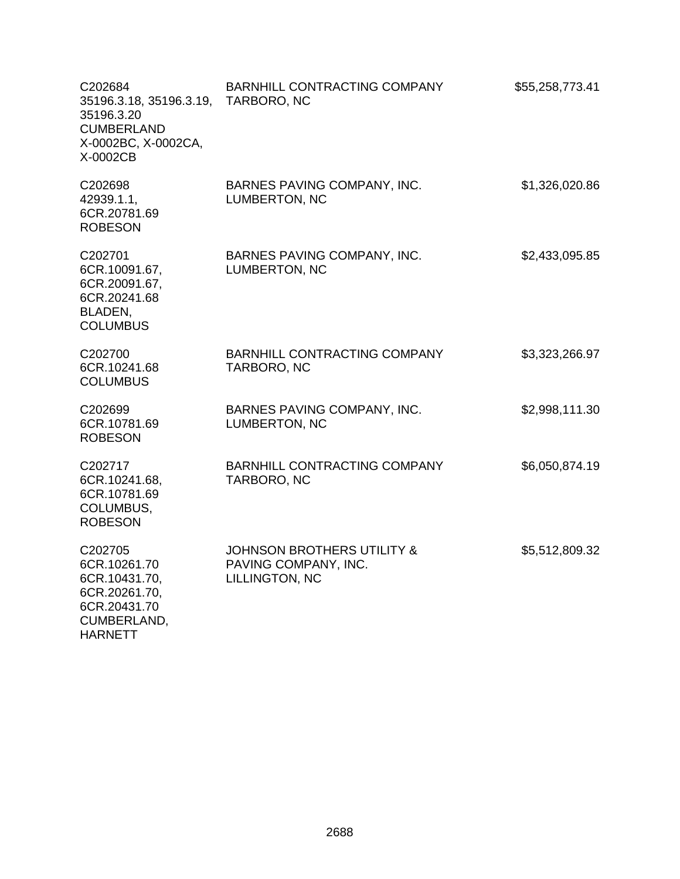| | | |
|---|---|---|
| C202684<br>35196.3.18, 35196.3.19,<br>35196.3.20<br>CUMBERLAND<br>X-0002BC, X-0002CA,<br>X-0002CB | BARNHILL CONTRACTING COMPANY<br>TARBORO, NC | $55,258,773.41 |
| C202698<br>42939.1.1,<br>6CR.20781.69<br>ROBESON | BARNES PAVING COMPANY, INC.<br>LUMBERTON, NC | $1,326,020.86 |
| C202701<br>6CR.10091.67,<br>6CR.20091.67,<br>6CR.20241.68<br>BLADEN,<br>COLUMBUS | BARNES PAVING COMPANY, INC.<br>LUMBERTON, NC | $2,433,095.85 |
| C202700<br>6CR.10241.68<br>COLUMBUS | BARNHILL CONTRACTING COMPANY<br>TARBORO, NC | $3,323,266.97 |
| C202699<br>6CR.10781.69<br>ROBESON | BARNES PAVING COMPANY, INC.<br>LUMBERTON, NC | $2,998,111.30 |
| C202717<br>6CR.10241.68,<br>6CR.10781.69<br>COLUMBUS,<br>ROBESON | BARNHILL CONTRACTING COMPANY<br>TARBORO, NC | $6,050,874.19 |
| C202705<br>6CR.10261.70<br>6CR.10431.70,<br>6CR.20261.70,<br>6CR.20431.70<br>CUMBERLAND,<br>HARNETT | JOHNSON BROTHERS UTILITY &<br>PAVING COMPANY, INC.<br>LILLINGTON, NC | $5,512,809.32 |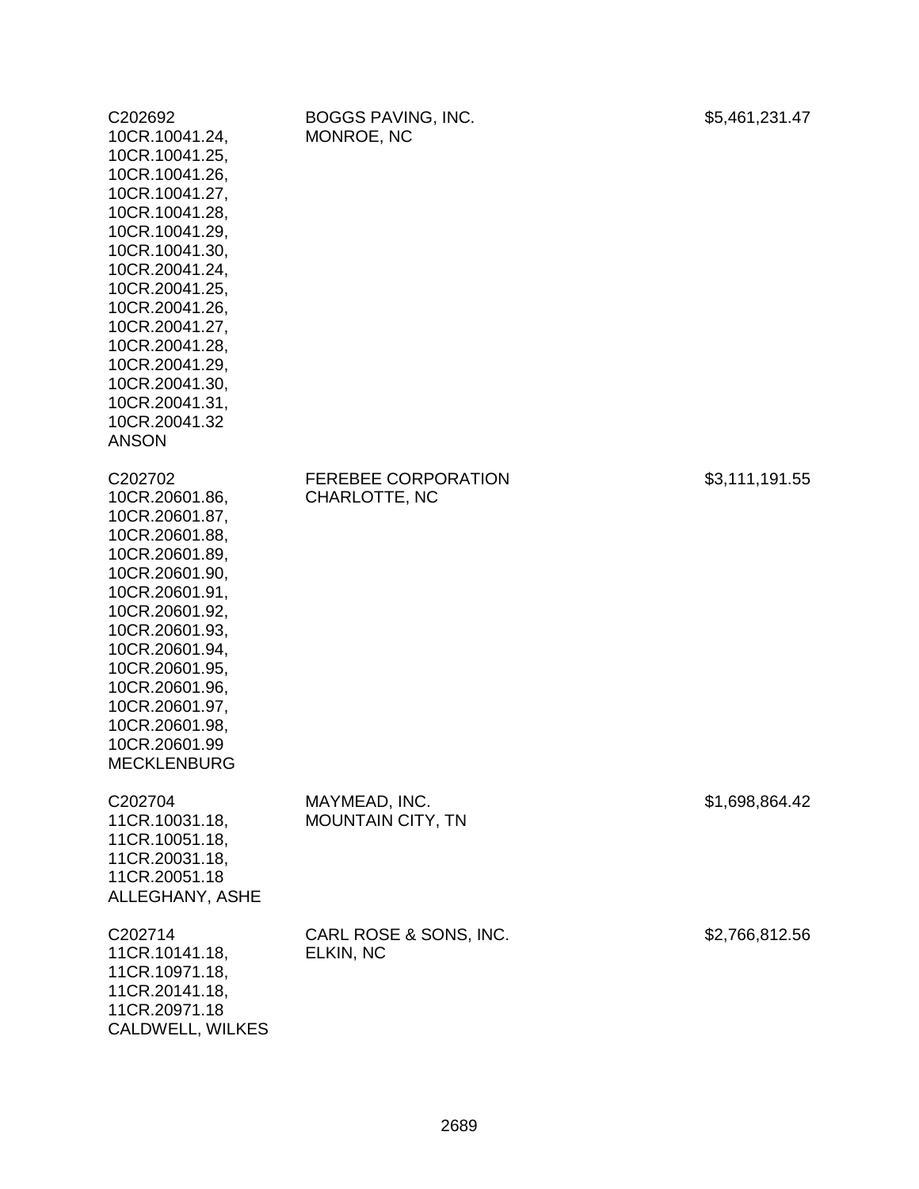| | | |
|---|---|---|
| C202692<br>10CR.10041.24,<br>10CR.10041.25,<br>10CR.10041.26,<br>10CR.10041.27,<br>10CR.10041.28,<br>10CR.10041.29,<br>10CR.10041.30,<br>10CR.20041.24,<br>10CR.20041.25,<br>10CR.20041.26,<br>10CR.20041.27,<br>10CR.20041.28,<br>10CR.20041.29,<br>10CR.20041.30,<br>10CR.20041.31,<br>10CR.20041.32<br>ANSON | BOGGS PAVING, INC.<br>MONROE, NC | $5,461,231.47 |
| C202702<br>10CR.20601.86,<br>10CR.20601.87,<br>10CR.20601.88,<br>10CR.20601.89,<br>10CR.20601.90,<br>10CR.20601.91,<br>10CR.20601.92,<br>10CR.20601.93,<br>10CR.20601.94,<br>10CR.20601.95,<br>10CR.20601.96,<br>10CR.20601.97,<br>10CR.20601.98,<br>10CR.20601.99<br>MECKLENBURG | FEREBEE CORPORATION<br>CHARLOTTE, NC | $3,111,191.55 |
| C202704<br>11CR.10031.18,<br>11CR.10051.18,<br>11CR.20031.18,<br>11CR.20051.18<br>ALLEGHANY, ASHE | MAYMEAD, INC.<br>MOUNTAIN CITY, TN | $1,698,864.42 |
| C202714<br>11CR.10141.18,<br>11CR.10971.18,<br>11CR.20141.18,<br>11CR.20971.18<br>CALDWELL, WILKES | CARL ROSE & SONS, INC.<br>ELKIN, NC | $2,766,812.56 |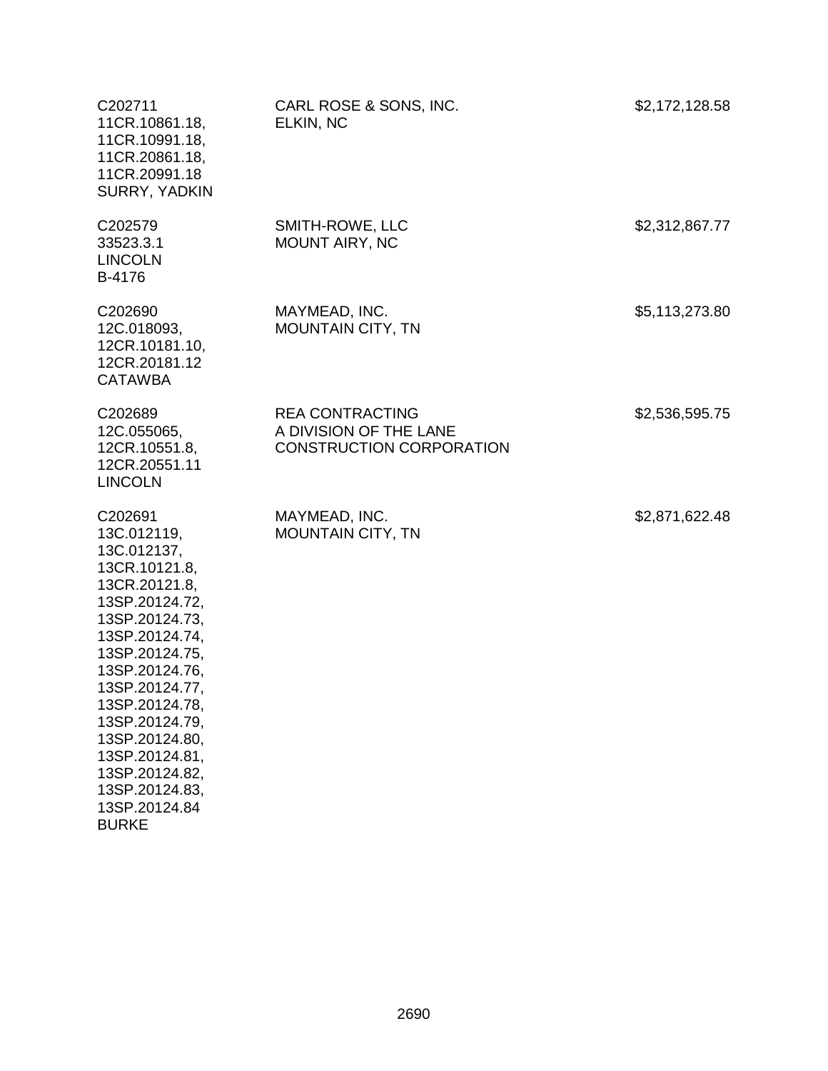| | | |
|---|---|---|
| C202711<br>11CR.10861.18,<br>11CR.10991.18,<br>11CR.20861.18,<br>11CR.20991.18<br>SURRY, YADKIN | CARL ROSE & SONS, INC.<br>ELKIN, NC | $2,172,128.58 |
| C202579<br>33523.3.1<br>LINCOLN<br>B-4176 | SMITH-ROWE, LLC<br>MOUNT AIRY, NC | $2,312,867.77 |
| C202690<br>12C.018093,<br>12CR.10181.10,<br>12CR.20181.12<br>CATAWBA | MAYMEAD, INC.<br>MOUNTAIN CITY, TN | $5,113,273.80 |
| C202689<br>12C.055065,<br>12CR.10551.8,<br>12CR.20551.11<br>LINCOLN | REA CONTRACTING<br>A DIVISION OF THE LANE<br>CONSTRUCTION CORPORATION | $2,536,595.75 |
| C202691<br>13C.012119,<br>13C.012137,<br>13CR.10121.8,<br>13CR.20121.8,<br>13SP.20124.72,<br>13SP.20124.73,<br>13SP.20124.74,<br>13SP.20124.75,<br>13SP.20124.76,<br>13SP.20124.77,<br>13SP.20124.78,<br>13SP.20124.79,<br>13SP.20124.80,<br>13SP.20124.81,<br>13SP.20124.82,<br>13SP.20124.83,<br>13SP.20124.84<br>BURKE | MAYMEAD, INC.<br>MOUNTAIN CITY, TN | $2,871,622.48 |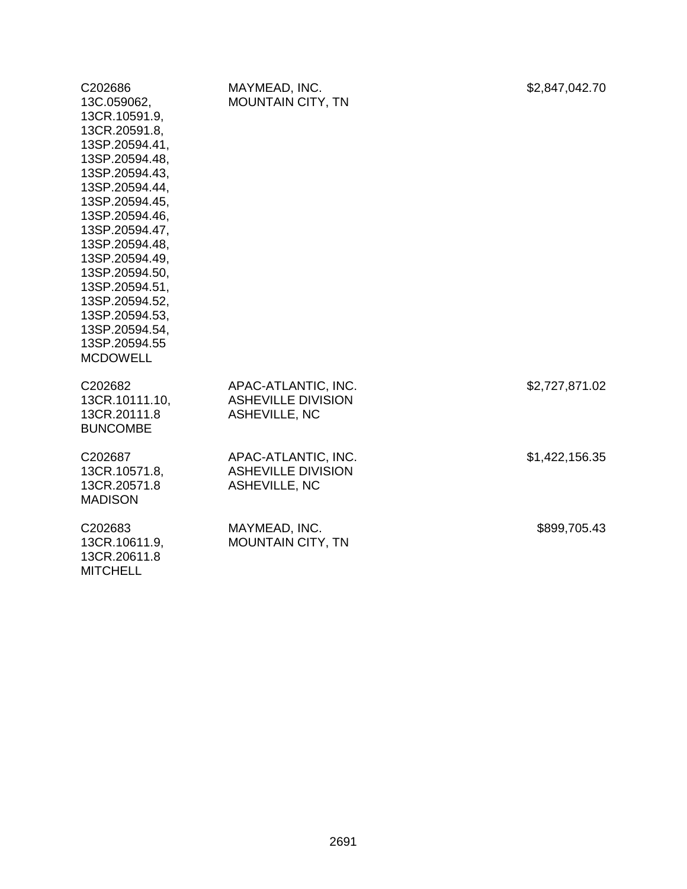| | | |
|---|---|---|
| C202686<br>13C.059062,<br>13CR.10591.9,<br>13CR.20591.8,<br>13SP.20594.41,<br>13SP.20594.48,<br>13SP.20594.43,<br>13SP.20594.44,<br>13SP.20594.45,<br>13SP.20594.46,<br>13SP.20594.47,<br>13SP.20594.48,<br>13SP.20594.49,<br>13SP.20594.50,<br>13SP.20594.51,<br>13SP.20594.52,<br>13SP.20594.53,<br>13SP.20594.54,<br>13SP.20594.55<br>MCDOWELL | MAYMEAD, INC.<br>MOUNTAIN CITY, TN | $2,847,042.70 |
| C202682<br>13CR.10111.10,<br>13CR.20111.8<br>BUNCOMBE | APAC-ATLANTIC, INC.<br>ASHEVILLE DIVISION<br>ASHEVILLE, NC | $2,727,871.02 |
| C202687<br>13CR.10571.8,<br>13CR.20571.8<br>MADISON | APAC-ATLANTIC, INC.<br>ASHEVILLE DIVISION<br>ASHEVILLE, NC | $1,422,156.35 |
| C202683<br>13CR.10611.9,<br>13CR.20611.8<br>MITCHELL | MAYMEAD, INC.<br>MOUNTAIN CITY, TN | $899,705.43 |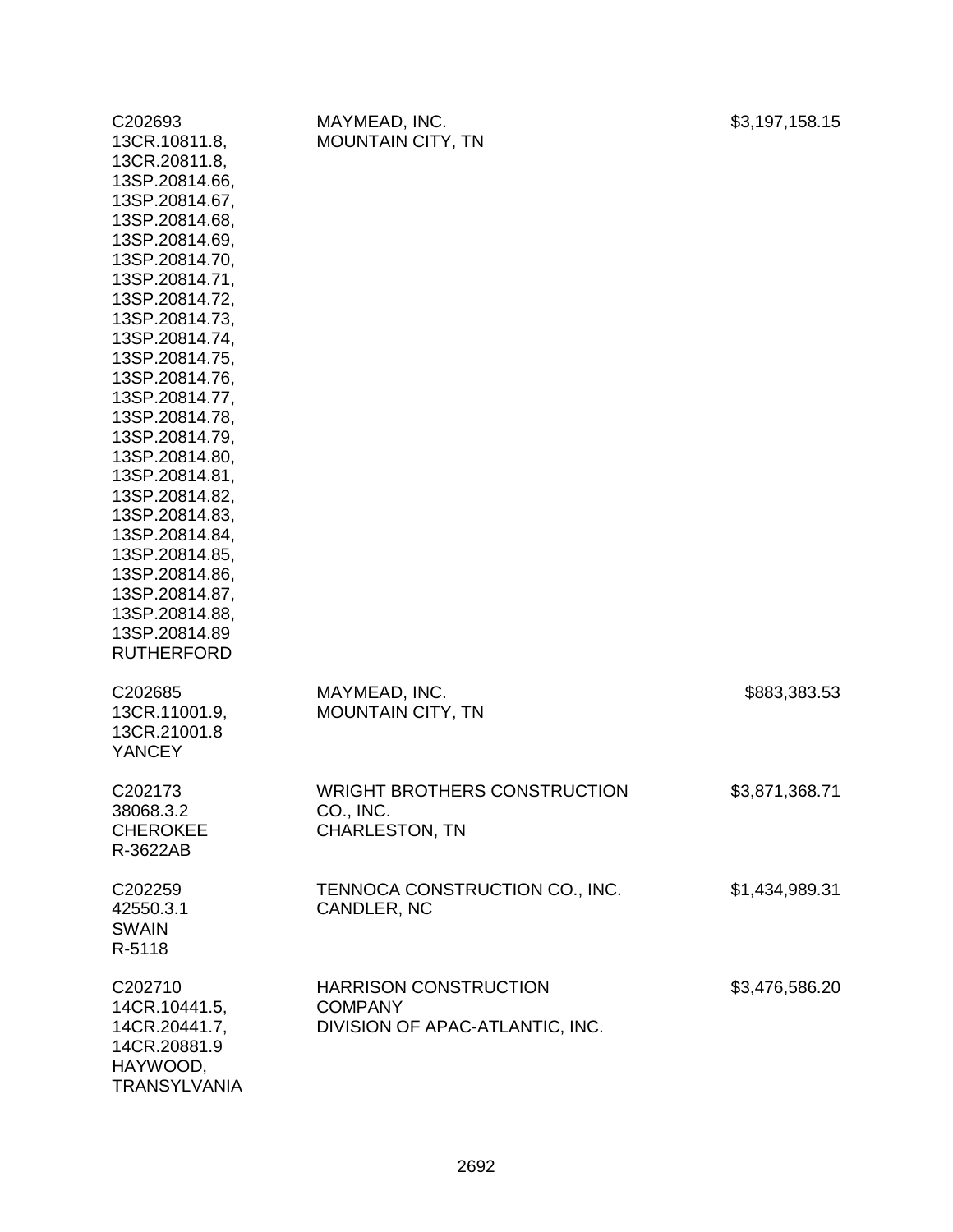| | | |
|---|---|---|
| C202693<br>13CR.10811.8,<br>13CR.20811.8,<br>13SP.20814.66,<br>13SP.20814.67,<br>13SP.20814.68,<br>13SP.20814.69,<br>13SP.20814.70,<br>13SP.20814.71,<br>13SP.20814.72,<br>13SP.20814.73,<br>13SP.20814.74,<br>13SP.20814.75,<br>13SP.20814.76,<br>13SP.20814.77,<br>13SP.20814.78,<br>13SP.20814.79,<br>13SP.20814.80,<br>13SP.20814.81,<br>13SP.20814.82,<br>13SP.20814.83,<br>13SP.20814.84,<br>13SP.20814.85,<br>13SP.20814.86,<br>13SP.20814.87,<br>13SP.20814.88,<br>13SP.20814.89<br>RUTHERFORD | MAYMEAD, INC.<br>MOUNTAIN CITY, TN | $3,197,158.15 |
| C202685<br>13CR.11001.9,<br>13CR.21001.8<br>YANCEY | MAYMEAD, INC.<br>MOUNTAIN CITY, TN | $883,383.53 |
| C202173<br>38068.3.2<br>CHEROKEE<br>R-3622AB | WRIGHT BROTHERS CONSTRUCTION CO., INC.<br>CHARLESTON, TN | $3,871,368.71 |
| C202259<br>42550.3.1<br>SWAIN<br>R-5118 | TENNOCA CONSTRUCTION CO., INC.<br>CANDLER, NC | $1,434,989.31 |
| C202710<br>14CR.10441.5,<br>14CR.20441.7,<br>14CR.20881.9<br>HAYWOOD,<br>TRANSYLVANIA | HARRISON CONSTRUCTION COMPANY<br>DIVISION OF APAC-ATLANTIC, INC. | $3,476,586.20 |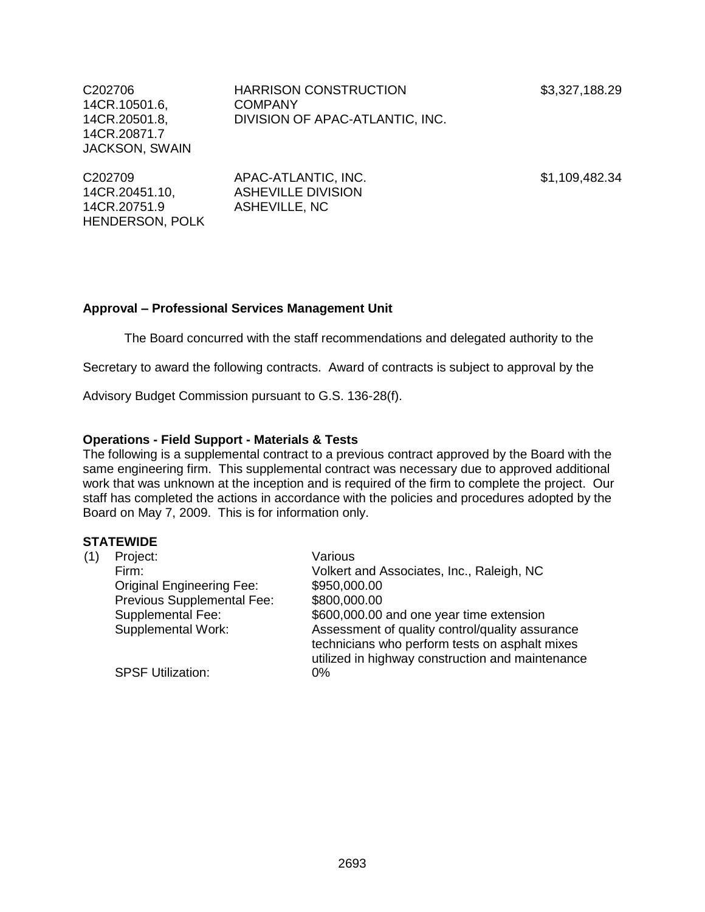| | | |
|---|---|---|
| C202706<br>14CR.10501.6,<br>14CR.20501.8,<br>14CR.20871.7<br>JACKSON, SWAIN | HARRISON CONSTRUCTION COMPANY<br>DIVISION OF APAC-ATLANTIC, INC. | $3,327,188.29 |
| C202709<br>14CR.20451.10,<br>14CR.20751.9<br>HENDERSON, POLK | APAC-ATLANTIC, INC.<br>ASHEVILLE DIVISION<br>ASHEVILLE, NC | $1,109,482.34 |

**Approval – Professional Services Management Unit**

The Board concurred with the staff recommendations and delegated authority to the Secretary to award the following contracts. Award of contracts is subject to approval by the Advisory Budget Commission pursuant to G.S. 136-28(f).

**Operations - Field Support - Materials & Tests**

The following is a supplemental contract to a previous contract approved by the Board with the same engineering firm. This supplemental contract was necessary due to approved additional work that was unknown at the inception and is required of the firm to complete the project. Our staff has completed the actions in accordance with the policies and procedures adopted by the Board on May 7, 2009. This is for information only.

**STATEWIDE**

(1) Project: Various
Firm: Volkert and Associates, Inc., Raleigh, NC
Original Engineering Fee: $950,000.00
Previous Supplemental Fee: $800,000.00
Supplemental Fee: $600,000.00 and one year time extension
Supplemental Work: Assessment of quality control/quality assurance technicians who perform tests on asphalt mixes utilized in highway construction and maintenance
SPSF Utilization: 0%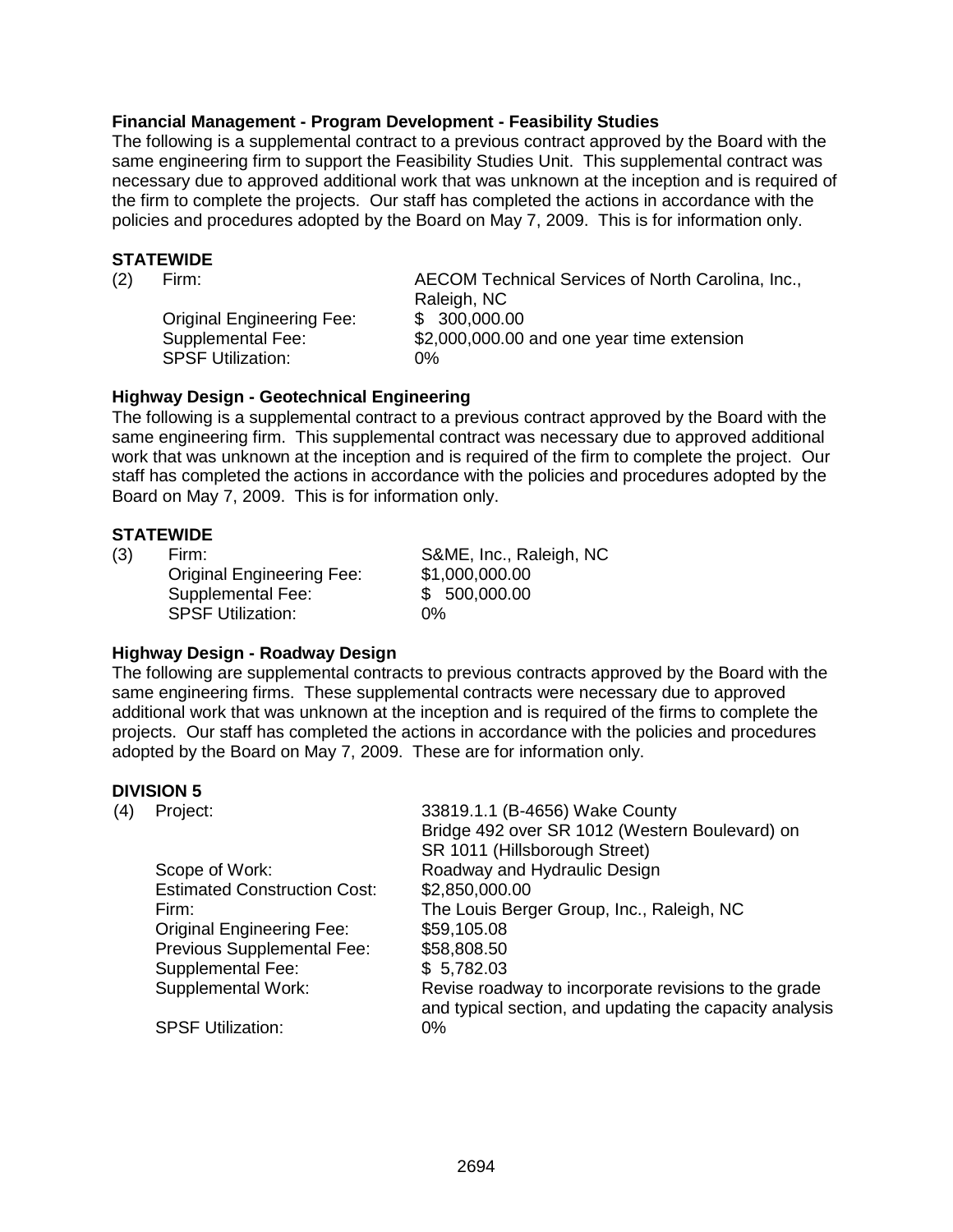**Financial Management - Program Development - Feasibility Studies**

The following is a supplemental contract to a previous contract approved by the Board with the same engineering firm to support the Feasibility Studies Unit. This supplemental contract was necessary due to approved additional work that was unknown at the inception and is required of the firm to complete the projects. Our staff has completed the actions in accordance with the policies and procedures adopted by the Board on May 7, 2009. This is for information only.

**STATEWIDE**

(2) Firm: AECOM Technical Services of North Carolina, Inc., Raleigh, NC
Original Engineering Fee: $ 300,000.00
Supplemental Fee: $2,000,000.00 and one year time extension
SPSF Utilization: 0%

**Highway Design - Geotechnical Engineering**

The following is a supplemental contract to a previous contract approved by the Board with the same engineering firm. This supplemental contract was necessary due to approved additional work that was unknown at the inception and is required of the firm to complete the project. Our staff has completed the actions in accordance with the policies and procedures adopted by the Board on May 7, 2009. This is for information only.

**STATEWIDE**

(3) Firm: S&ME, Inc., Raleigh, NC
Original Engineering Fee: $1,000,000.00
Supplemental Fee: $ 500,000.00
SPSF Utilization: 0%

**Highway Design - Roadway Design**

The following are supplemental contracts to previous contracts approved by the Board with the same engineering firms. These supplemental contracts were necessary due to approved additional work that was unknown at the inception and is required of the firms to complete the projects. Our staff has completed the actions in accordance with the policies and procedures adopted by the Board on May 7, 2009. These are for information only.

**DIVISION 5**

(4) Project: 33819.1.1 (B-4656) Wake County
Bridge 492 over SR 1012 (Western Boulevard) on SR 1011 (Hillsborough Street)
Scope of Work: Roadway and Hydraulic Design
Estimated Construction Cost: $2,850,000.00
Firm: The Louis Berger Group, Inc., Raleigh, NC
Original Engineering Fee: $59,105.08
Previous Supplemental Fee: $58,808.50
Supplemental Fee: $ 5,782.03
Supplemental Work: Revise roadway to incorporate revisions to the grade and typical section, and updating the capacity analysis
SPSF Utilization: 0%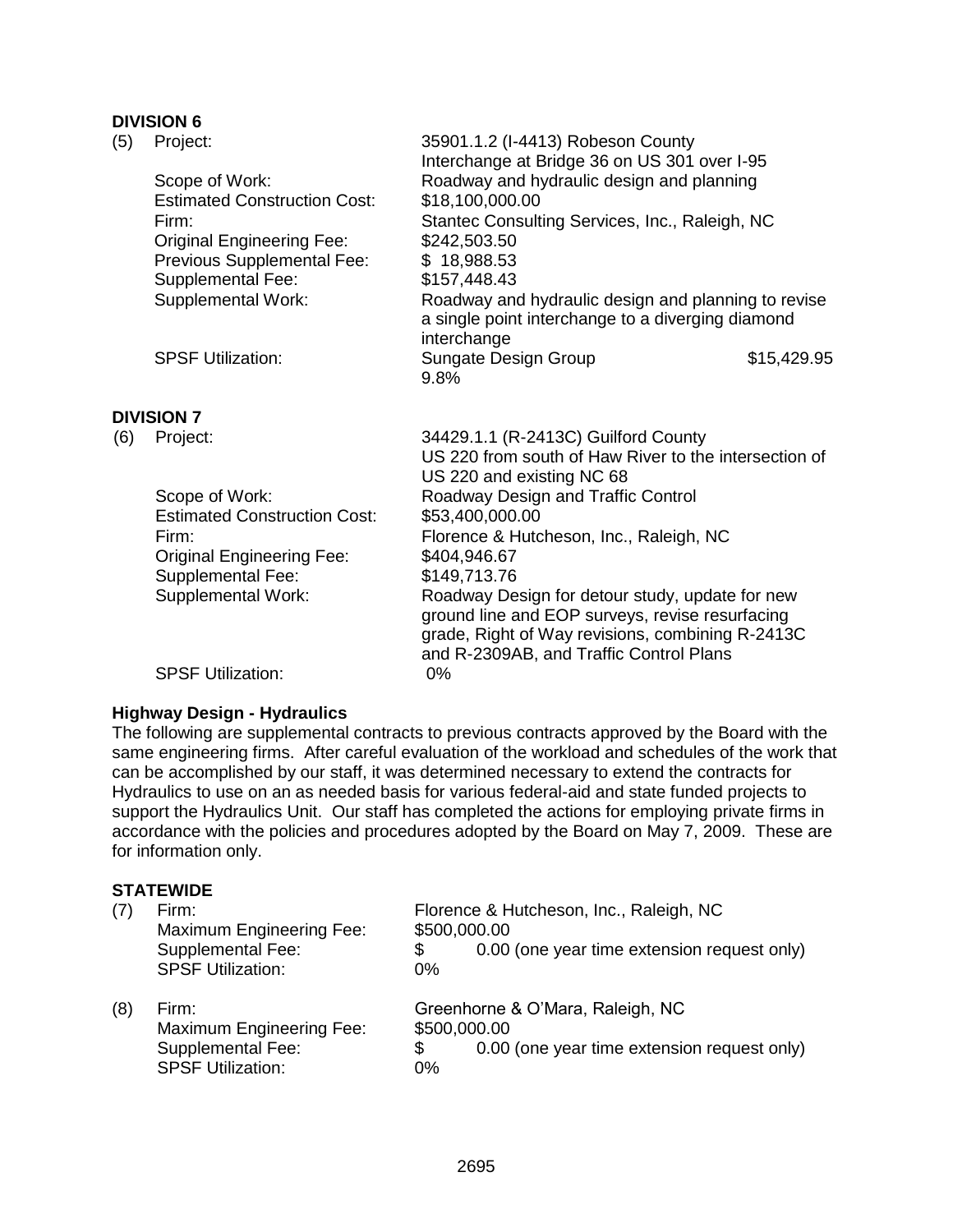**DIVISION 6**

(5) Project: 35901.1.2 (I-4413) Robeson County
Interchange at Bridge 36 on US 301 over I-95

Scope of Work: Roadway and hydraulic design and planning
Estimated Construction Cost: $18,100,000.00
Firm: Stantec Consulting Services, Inc., Raleigh, NC
Original Engineering Fee: $242,503.50
Previous Supplemental Fee: $ 18,988.53
Supplemental Fee: $157,448.43
Supplemental Work: Roadway and hydraulic design and planning to revise a single point interchange to a diverging diamond interchange
SPSF Utilization: Sungate Design Group $15,429.95
9.8%

**DIVISION 7**

(6) Project: 34429.1.1 (R-2413C) Guilford County
US 220 from south of Haw River to the intersection of US 220 and existing NC 68

Scope of Work: Roadway Design and Traffic Control
Estimated Construction Cost: $53,400,000.00
Firm: Florence & Hutcheson, Inc., Raleigh, NC
Original Engineering Fee: $404,946.67
Supplemental Fee: $149,713.76
Supplemental Work: Roadway Design for detour study, update for new ground line and EOP surveys, revise resurfacing grade, Right of Way revisions, combining R-2413C and R-2309AB, and Traffic Control Plans
SPSF Utilization: 0%

**Highway Design - Hydraulics**

The following are supplemental contracts to previous contracts approved by the Board with the same engineering firms. After careful evaluation of the workload and schedules of the work that can be accomplished by our staff, it was determined necessary to extend the contracts for Hydraulics to use on an as needed basis for various federal-aid and state funded projects to support the Hydraulics Unit. Our staff has completed the actions for employing private firms in accordance with the policies and procedures adopted by the Board on May 7, 2009. These are for information only.

**STATEWIDE**

(7) Firm: Florence & Hutcheson, Inc., Raleigh, NC
Maximum Engineering Fee: $500,000.00
Supplemental Fee: $ 0.00 (one year time extension request only)
SPSF Utilization: 0%

(8) Firm: Greenhorne & O'Mara, Raleigh, NC
Maximum Engineering Fee: $500,000.00
Supplemental Fee: $ 0.00 (one year time extension request only)
SPSF Utilization: 0%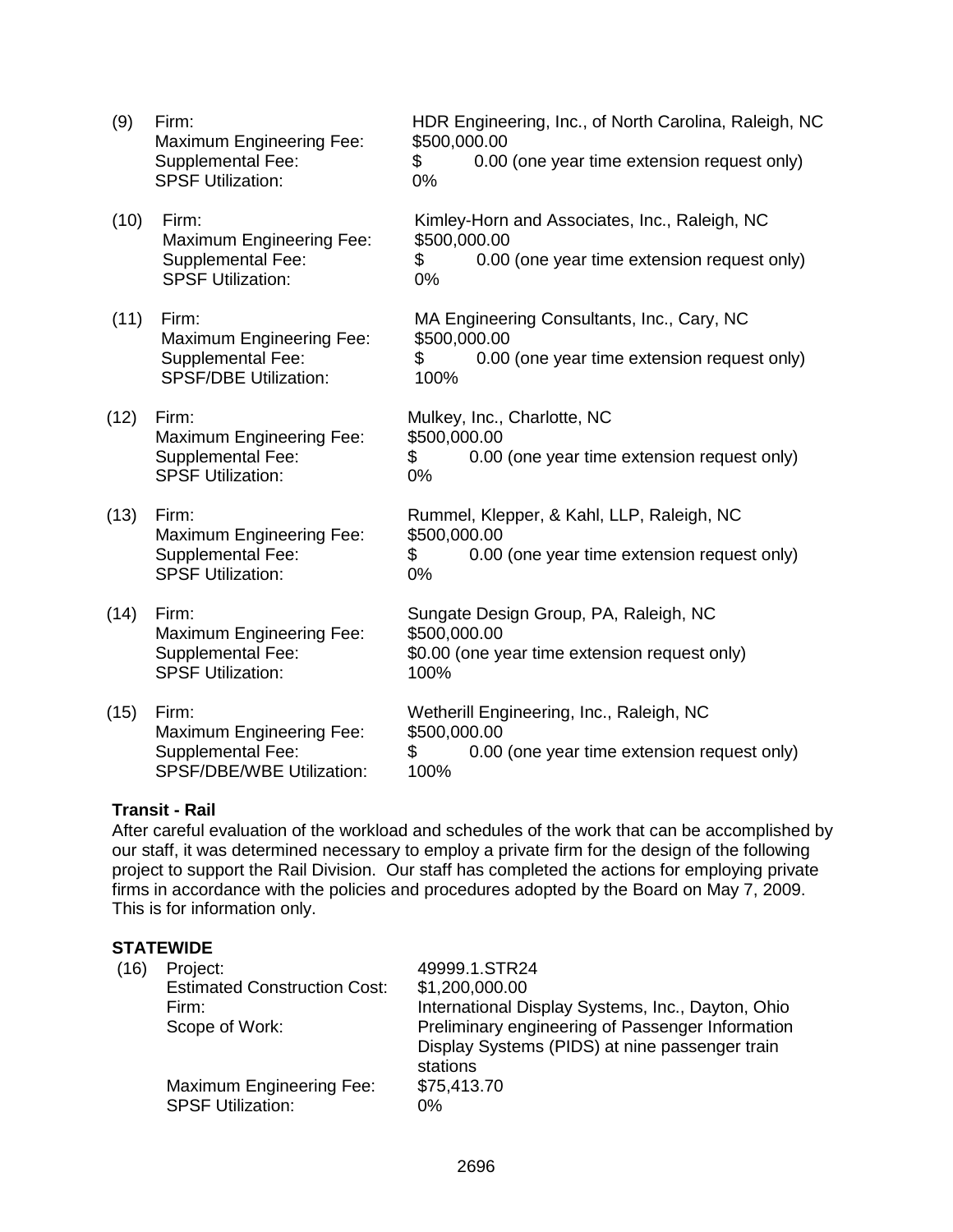(9) Firm: HDR Engineering, Inc., of North Carolina, Raleigh, NC
Maximum Engineering Fee: $500,000.00
Supplemental Fee: $ 0.00 (one year time extension request only)
SPSF Utilization: 0%

(10) Firm: Kimley-Horn and Associates, Inc., Raleigh, NC
Maximum Engineering Fee: $500,000.00
Supplemental Fee: $ 0.00 (one year time extension request only)
SPSF Utilization: 0%

(11) Firm: MA Engineering Consultants, Inc., Cary, NC
Maximum Engineering Fee: $500,000.00
Supplemental Fee: $ 0.00 (one year time extension request only)
SPSF/DBE Utilization: 100%

(12) Firm: Mulkey, Inc., Charlotte, NC
Maximum Engineering Fee: $500,000.00
Supplemental Fee: $ 0.00 (one year time extension request only)
SPSF Utilization: 0%

(13) Firm: Rummel, Klepper, & Kahl, LLP, Raleigh, NC
Maximum Engineering Fee: $500,000.00
Supplemental Fee: $ 0.00 (one year time extension request only)
SPSF Utilization: 0%

(14) Firm: Sungate Design Group, PA, Raleigh, NC
Maximum Engineering Fee: $500,000.00
Supplemental Fee: $0.00 (one year time extension request only)
SPSF Utilization: 100%

(15) Firm: Wetherill Engineering, Inc., Raleigh, NC
Maximum Engineering Fee: $500,000.00
Supplemental Fee: $ 0.00 (one year time extension request only)
SPSF/DBE/WBE Utilization: 100%

**Transit - Rail**

After careful evaluation of the workload and schedules of the work that can be accomplished by our staff, it was determined necessary to employ a private firm for the design of the following project to support the Rail Division. Our staff has completed the actions for employing private firms in accordance with the policies and procedures adopted by the Board on May 7, 2009. This is for information only.

**STATEWIDE**

(16) Project: 49999.1.STR24
Estimated Construction Cost: $1,200,000.00
Firm: International Display Systems, Inc., Dayton, Ohio
Scope of Work: Preliminary engineering of Passenger Information Display Systems (PIDS) at nine passenger train stations
Maximum Engineering Fee: $75,413.70
SPSF Utilization: 0%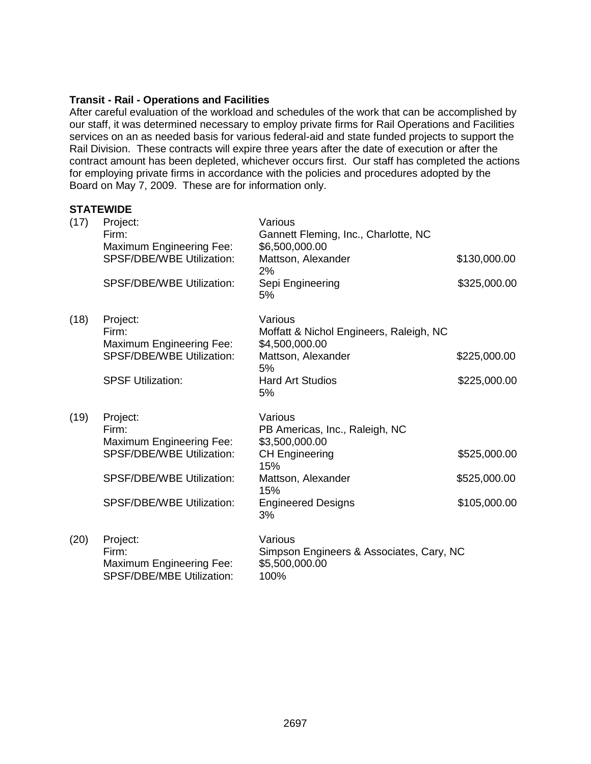**Transit - Rail - Operations and Facilities**

After careful evaluation of the workload and schedules of the work that can be accomplished by our staff, it was determined necessary to employ private firms for Rail Operations and Facilities services on an as needed basis for various federal-aid and state funded projects to support the Rail Division. These contracts will expire three years after the date of execution or after the contract amount has been depleted, whichever occurs first. Our staff has completed the actions for employing private firms in accordance with the policies and procedures adopted by the Board on May 7, 2009. These are for information only.

**STATEWIDE**

| | | | |
|---|---|---|---|
| (17) | Project: | Various | |
| | Firm: | Gannett Fleming, Inc., Charlotte, NC | |
| | Maximum Engineering Fee: | $6,500,000.00 | |
| | SPSF/DBE/WBE Utilization: | Mattson, Alexander<br>2% | $130,000.00 |
| | SPSF/DBE/WBE Utilization: | Sepi Engineering<br>5% | $325,000.00 |
| (18) | Project: | Various | |
| | Firm: | Moffatt & Nichol Engineers, Raleigh, NC | |
| | Maximum Engineering Fee: | $4,500,000.00 | |
| | SPSF/DBE/WBE Utilization: | Mattson, Alexander<br>5% | $225,000.00 |
| | SPSF Utilization: | Hard Art Studios<br>5% | $225,000.00 |
| (19) | Project: | Various | |
| | Firm: | PB Americas, Inc., Raleigh, NC | |
| | Maximum Engineering Fee: | $3,500,000.00 | |
| | SPSF/DBE/WBE Utilization: | CH Engineering<br>15% | $525,000.00 |
| | SPSF/DBE/WBE Utilization: | Mattson, Alexander<br>15% | $525,000.00 |
| | SPSF/DBE/WBE Utilization: | Engineered Designs<br>3% | $105,000.00 |
| (20) | Project: | Various | |
| | Firm: | Simpson Engineers & Associates, Cary, NC | |
| | Maximum Engineering Fee: | $5,500,000.00 | |
| | SPSF/DBE/MBE Utilization: | 100% | |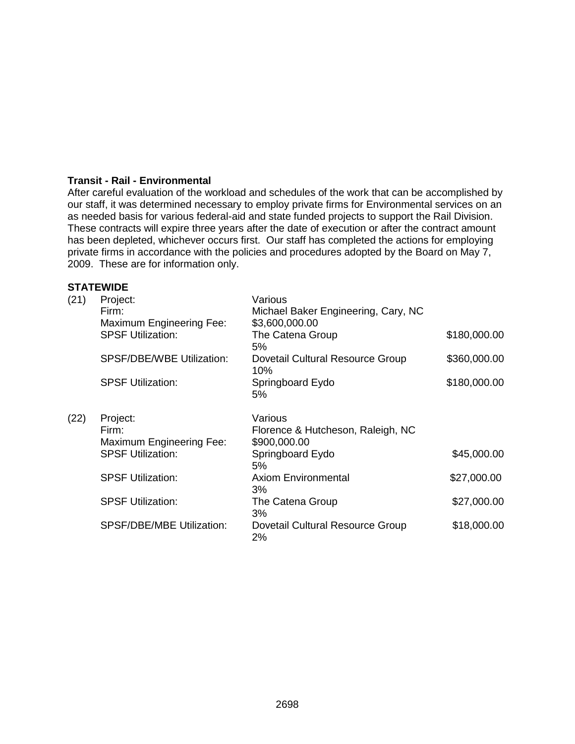**Transit - Rail - Environmental**

After careful evaluation of the workload and schedules of the work that can be accomplished by our staff, it was determined necessary to employ private firms for Environmental services on an as needed basis for various federal-aid and state funded projects to support the Rail Division. These contracts will expire three years after the date of execution or after the contract amount has been depleted, whichever occurs first. Our staff has completed the actions for employing private firms in accordance with the policies and procedures adopted by the Board on May 7, 2009. These are for information only.

**STATEWIDE**

| | | | |
|---|---|---|---|
| (21) | Project: | Various | |
| | Firm: | Michael Baker Engineering, Cary, NC | |
| | Maximum Engineering Fee: | $3,600,000.00 | |
| | SPSF Utilization: | The Catena Group<br>5% | $180,000.00 |
| | SPSF/DBE/WBE Utilization: | Dovetail Cultural Resource Group<br>10% | $360,000.00 |
| | SPSF Utilization: | Springboard Eydo<br>5% | $180,000.00 |
| (22) | Project: | Various | |
| | Firm: | Florence & Hutcheson, Raleigh, NC | |
| | Maximum Engineering Fee: | $900,000.00 | |
| | SPSF Utilization: | Springboard Eydo<br>5% | $45,000.00 |
| | SPSF Utilization: | Axiom Environmental<br>3% | $27,000.00 |
| | SPSF Utilization: | The Catena Group<br>3% | $27,000.00 |
| | SPSF/DBE/MBE Utilization: | Dovetail Cultural Resource Group<br>2% | $18,000.00 |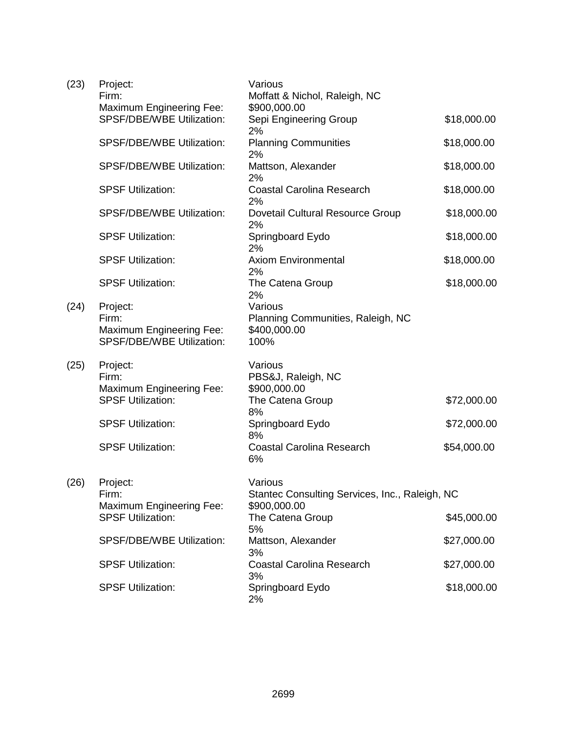(23) Project: Various
Firm: Moffatt & Nichol, Raleigh, NC
Maximum Engineering Fee: $900,000.00
SPSF/DBE/WBE Utilization: Sepi Engineering Group $18,000.00
2%
SPSF/DBE/WBE Utilization: Planning Communities $18,000.00
2%
SPSF/DBE/WBE Utilization: Mattson, Alexander $18,000.00
2%
SPSF Utilization: Coastal Carolina Research $18,000.00
2%
SPSF/DBE/WBE Utilization: Dovetail Cultural Resource Group $18,000.00
2%
SPSF Utilization: Springboard Eydo $18,000.00
2%
SPSF Utilization: Axiom Environmental $18,000.00
2%
SPSF Utilization: The Catena Group $18,000.00
2%

(24) Project: Various
Firm: Planning Communities, Raleigh, NC
Maximum Engineering Fee: $400,000.00
SPSF/DBE/WBE Utilization: 100%

(25) Project: Various
Firm: PBS&J, Raleigh, NC
Maximum Engineering Fee: $900,000.00
SPSF Utilization: The Catena Group $72,000.00
8%
SPSF Utilization: Springboard Eydo $72,000.00
8%
SPSF Utilization: Coastal Carolina Research $54,000.00
6%

(26) Project: Various
Firm: Stantec Consulting Services, Inc., Raleigh, NC
Maximum Engineering Fee: $900,000.00
SPSF Utilization: The Catena Group $45,000.00
5%
SPSF/DBE/WBE Utilization: Mattson, Alexander $27,000.00
3%
SPSF Utilization: Coastal Carolina Research $27,000.00
3%
SPSF Utilization: Springboard Eydo $18,000.00
2%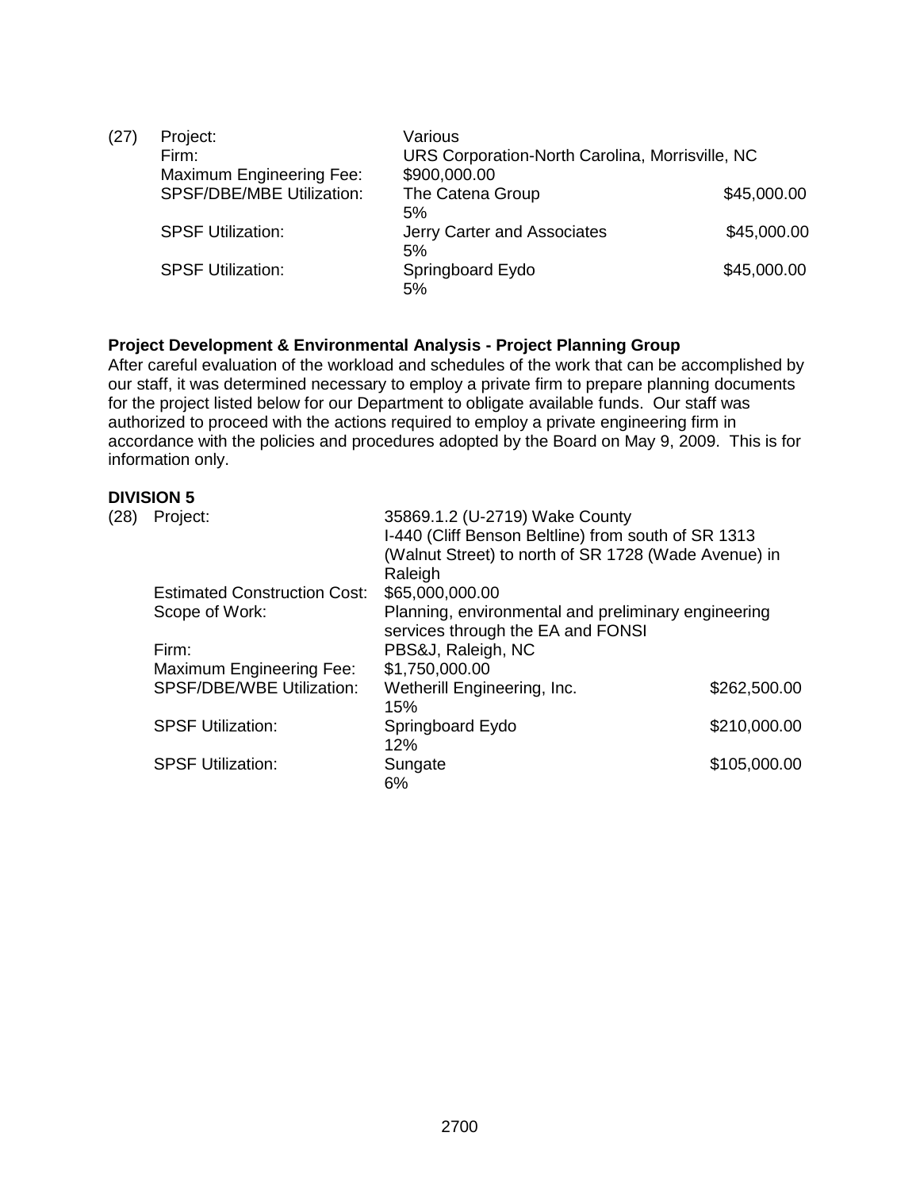| (27) | Project: | Various | |
|---|---|---|---|
| | Firm: | URS Corporation-North Carolina, Morrisville, NC | |
| | Maximum Engineering Fee: | $900,000.00 | |
| | SPSF/DBE/MBE Utilization: | The Catena Group<br>5% | $45,000.00 |
| | SPSF Utilization: | Jerry Carter and Associates<br>5% | $45,000.00 |
| | SPSF Utilization: | Springboard Eydo<br>5% | $45,000.00 |

**Project Development & Environmental Analysis - Project Planning Group**

After careful evaluation of the workload and schedules of the work that can be accomplished by our staff, it was determined necessary to employ a private firm to prepare planning documents for the project listed below for our Department to obligate available funds. Our staff was authorized to proceed with the actions required to employ a private engineering firm in accordance with the policies and procedures adopted by the Board on May 9, 2009. This is for information only.

**DIVISION 5**

| (28) | Project: | 35869.1.2 (U-2719) Wake County<br>I-440 (Cliff Benson Beltline) from south of SR 1313 (Walnut Street) to north of SR 1728 (Wade Avenue) in Raleigh | |
|---|---|---|---|
| | Estimated Construction Cost: | $65,000,000.00 | |
| | Scope of Work: | Planning, environmental and preliminary engineering services through the EA and FONSI | |
| | Firm: | PBS&J, Raleigh, NC | |
| | Maximum Engineering Fee: | $1,750,000.00 | |
| | SPSF/DBE/WBE Utilization: | Wetherill Engineering, Inc.<br>15% | $262,500.00 |
| | SPSF Utilization: | Springboard Eydo<br>12% | $210,000.00 |
| | SPSF Utilization: | Sungate<br>6% | $105,000.00 |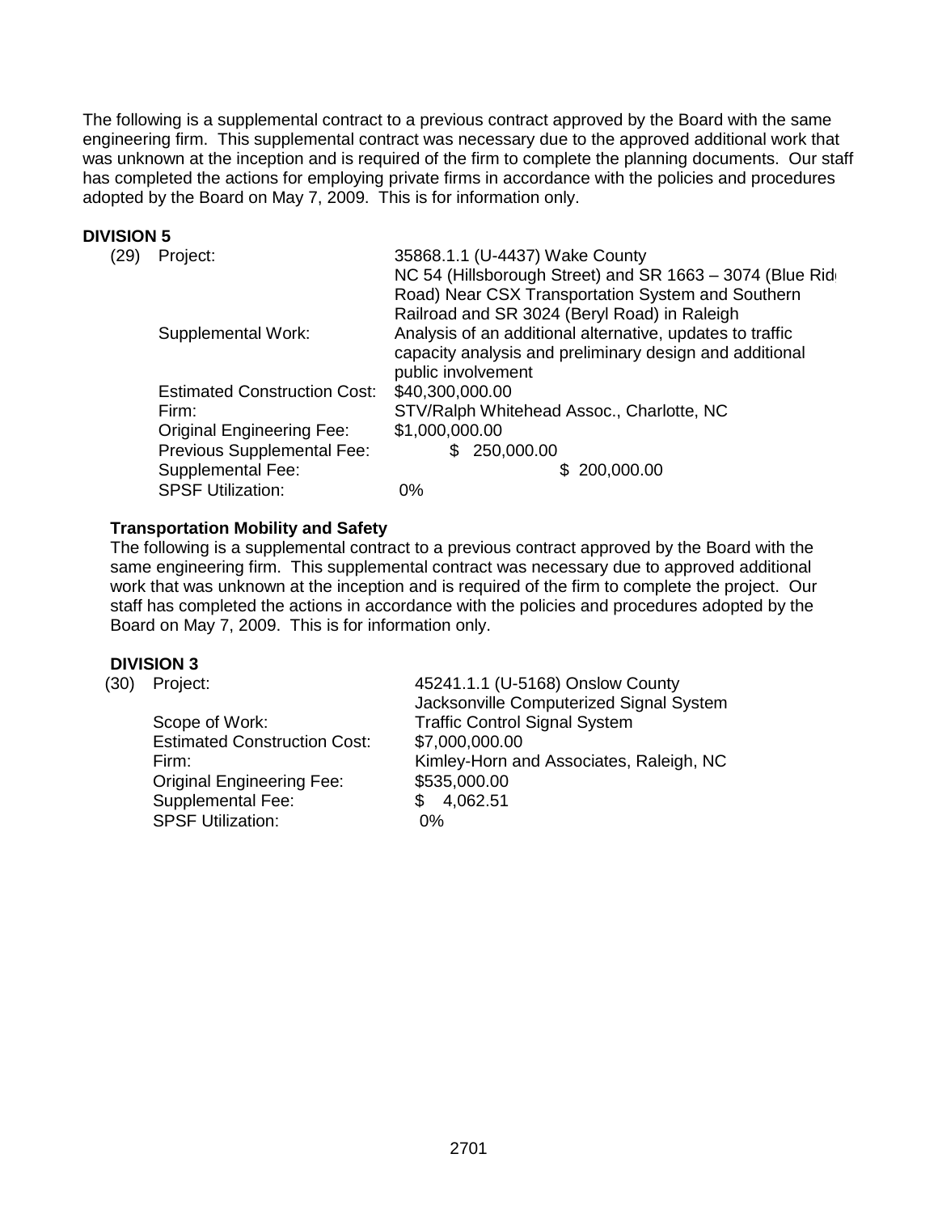The following is a supplemental contract to a previous contract approved by the Board with the same engineering firm. This supplemental contract was necessary due to the approved additional work that was unknown at the inception and is required of the firm to complete the planning documents. Our staff has completed the actions for employing private firms in accordance with the policies and procedures adopted by the Board on May 7, 2009. This is for information only.

**DIVISION 5**

(29) Project: 35868.1.1 (U-4437) Wake County
NC 54 (Hillsborough Street) and SR 1663 – 3074 (Blue Rid Road) Near CSX Transportation System and Southern Railroad and SR 3024 (Beryl Road) in Raleigh

Supplemental Work: Analysis of an additional alternative, updates to traffic capacity analysis and preliminary design and additional public involvement

Estimated Construction Cost: $40,300,000.00

Firm: STV/Ralph Whitehead Assoc., Charlotte, NC

Original Engineering Fee: $1,000,000.00

Previous Supplemental Fee: $ 250,000.00

Supplemental Fee: $ 200,000.00

SPSF Utilization: 0%

**Transportation Mobility and Safety**

The following is a supplemental contract to a previous contract approved by the Board with the same engineering firm. This supplemental contract was necessary due to approved additional work that was unknown at the inception and is required of the firm to complete the project. Our staff has completed the actions in accordance with the policies and procedures adopted by the Board on May 7, 2009. This is for information only.

**DIVISION 3**

(30) Project: 45241.1.1 (U-5168) Onslow County
Jacksonville Computerized Signal System

Scope of Work: Traffic Control Signal System

Estimated Construction Cost: $7,000,000.00

Firm: Kimley-Horn and Associates, Raleigh, NC

Original Engineering Fee: $535,000.00

Supplemental Fee: $ 4,062.51

SPSF Utilization: 0%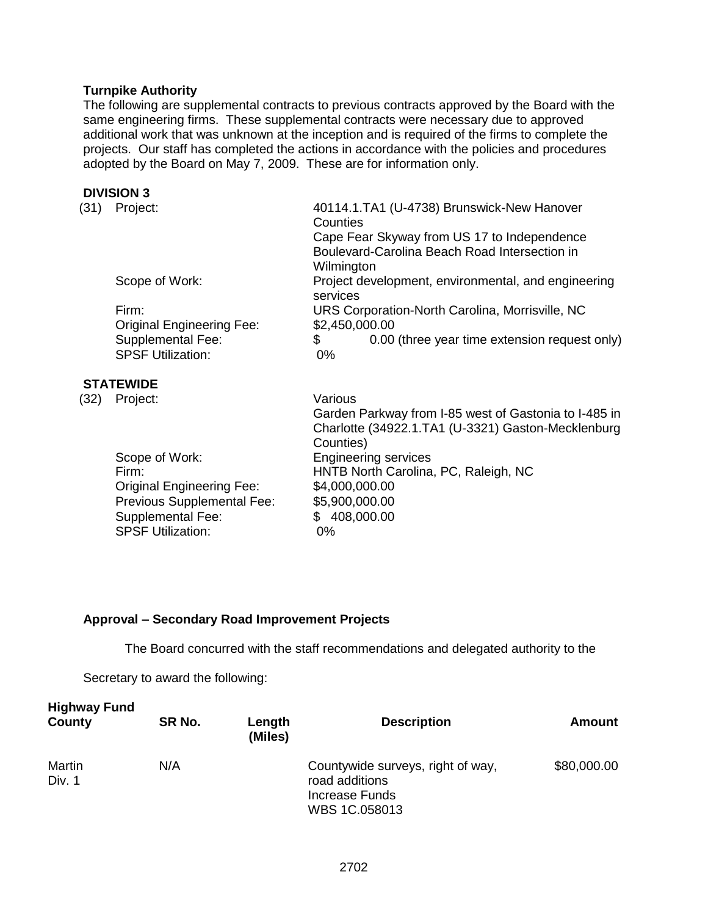**Turnpike Authority**

The following are supplemental contracts to previous contracts approved by the Board with the same engineering firms. These supplemental contracts were necessary due to approved additional work that was unknown at the inception and is required of the firms to complete the projects. Our staff has completed the actions in accordance with the policies and procedures adopted by the Board on May 7, 2009. These are for information only.

**DIVISION 3**

(31) Project: 40114.1.TA1 (U-4738) Brunswick-New Hanover Counties
Cape Fear Skyway from US 17 to Independence Boulevard-Carolina Beach Road Intersection in Wilmington

Scope of Work: Project development, environmental, and engineering services

Firm: URS Corporation-North Carolina, Morrisville, NC

Original Engineering Fee: $2,450,000.00

Supplemental Fee: $ 0.00 (three year time extension request only)

SPSF Utilization: 0%

**STATEWIDE**

(32) Project: Various
Garden Parkway from I-85 west of Gastonia to I-485 in Charlotte (34922.1.TA1 (U-3321) Gaston-Mecklenburg Counties)

Scope of Work: Engineering services

Firm: HNTB North Carolina, PC, Raleigh, NC

Original Engineering Fee: $4,000,000.00

Previous Supplemental Fee: $5,900,000.00

Supplemental Fee: $ 408,000.00

SPSF Utilization: 0%

**Approval – Secondary Road Improvement Projects**

The Board concurred with the staff recommendations and delegated authority to the Secretary to award the following:

| Highway Fund County | SR No. | Length (Miles) | Description | Amount |
|---|---|---|---|---|
| Martin Div. 1 | N/A | | Countywide surveys, right of way, road additions Increase Funds WBS 1C.058013 | $80,000.00 |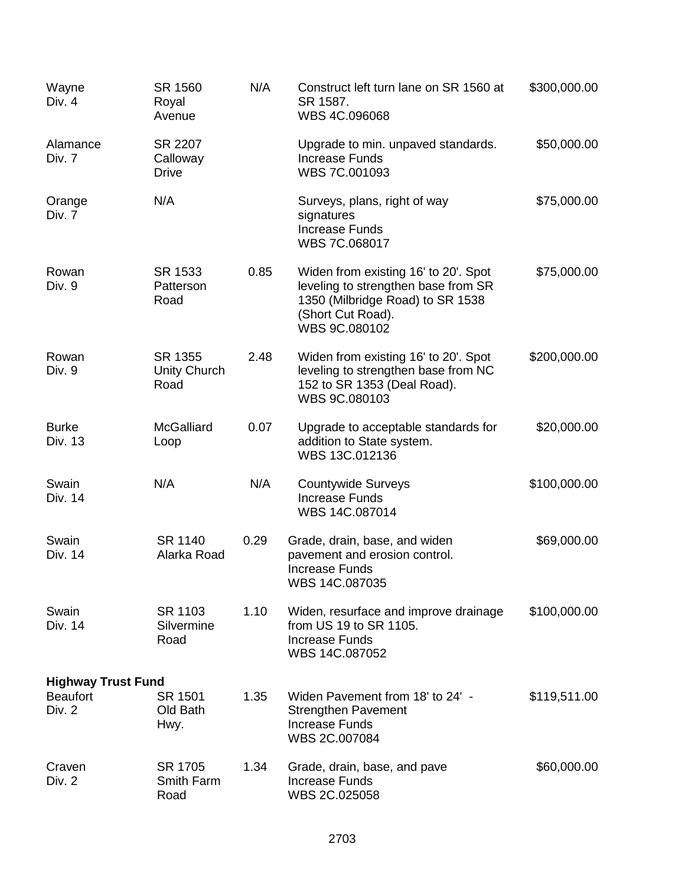| | | | | |
|---|---|---|---|---|
| Wayne<br>Div. 4 | SR 1560<br>Royal<br>Avenue | N/A | Construct left turn lane on SR 1560 at SR 1587.<br>WBS 4C.096068 | $300,000.00 |
| Alamance<br>Div. 7 | SR 2207<br>Calloway<br>Drive | | Upgrade to min. unpaved standards.<br>Increase Funds<br>WBS 7C.001093 | $50,000.00 |
| Orange<br>Div. 7 | N/A | | Surveys, plans, right of way signatures<br>Increase Funds<br>WBS 7C.068017 | $75,000.00 |
| Rowan<br>Div. 9 | SR 1533<br>Patterson<br>Road | 0.85 | Widen from existing 16' to 20'. Spot leveling to strengthen base from SR 1350 (Milbridge Road) to SR 1538 (Short Cut Road).<br>WBS 9C.080102 | $75,000.00 |
| Rowan<br>Div. 9 | SR 1355<br>Unity Church<br>Road | 2.48 | Widen from existing 16' to 20'. Spot leveling to strengthen base from NC 152 to SR 1353 (Deal Road).<br>WBS 9C.080103 | $200,000.00 |
| Burke<br>Div. 13 | McGalliard<br>Loop | 0.07 | Upgrade to acceptable standards for addition to State system.<br>WBS 13C.012136 | $20,000.00 |
| Swain<br>Div. 14 | N/A | N/A | Countywide Surveys<br>Increase Funds<br>WBS 14C.087014 | $100,000.00 |
| Swain<br>Div. 14 | SR 1140<br>Alarka Road | 0.29 | Grade, drain, base, and widen pavement and erosion control.<br>Increase Funds<br>WBS 14C.087035 | $69,000.00 |
| Swain<br>Div. 14 | SR 1103<br>Silvermine<br>Road | 1.10 | Widen, resurface and improve drainage from US 19 to SR 1105.<br>Increase Funds<br>WBS 14C.087052 | $100,000.00 |
| **Highway Trust Fund** | | | | |
| Beaufort<br>Div. 2 | SR 1501<br>Old Bath<br>Hwy. | 1.35 | Widen Pavement from 18' to 24' - Strengthen Pavement<br>Increase Funds<br>WBS 2C.007084 | $119,511.00 |
| Craven<br>Div. 2 | SR 1705<br>Smith Farm<br>Road | 1.34 | Grade, drain, base, and pave<br>Increase Funds<br>WBS 2C.025058 | $60,000.00 |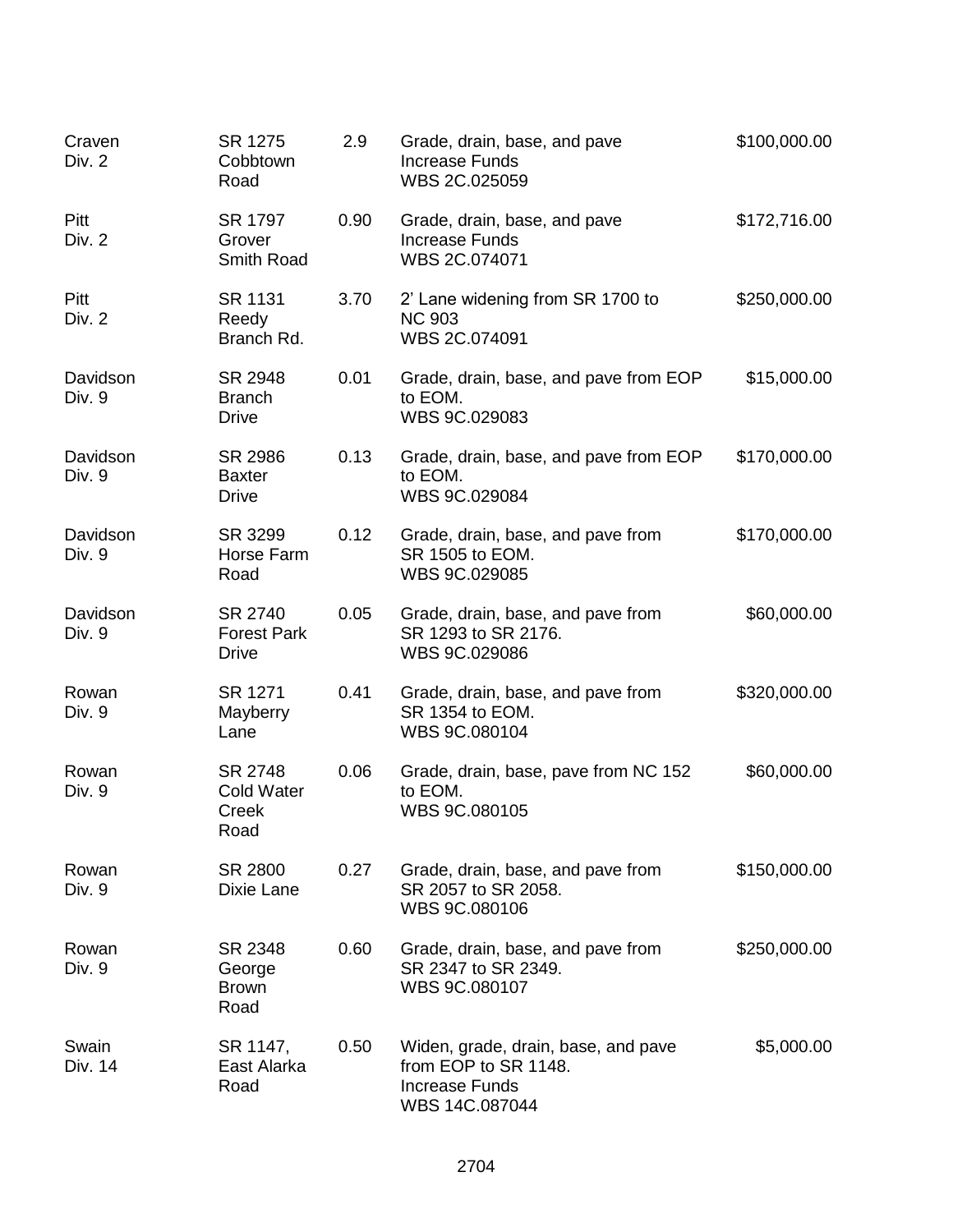| | | | | |
|---|---|---|---|---|
| Craven Div. 2 | SR 1275 Cobbtown Road | 2.9 | Grade, drain, base, and pave Increase Funds WBS 2C.025059 | $100,000.00 |
| Pitt Div. 2 | SR 1797 Grover Smith Road | 0.90 | Grade, drain, base, and pave Increase Funds WBS 2C.074071 | $172,716.00 |
| Pitt Div. 2 | SR 1131 Reedy Branch Rd. | 3.70 | 2' Lane widening from SR 1700 to NC 903 WBS 2C.074091 | $250,000.00 |
| Davidson Div. 9 | SR 2948 Branch Drive | 0.01 | Grade, drain, base, and pave from EOP to EOM. WBS 9C.029083 | $15,000.00 |
| Davidson Div. 9 | SR 2986 Baxter Drive | 0.13 | Grade, drain, base, and pave from EOP to EOM. WBS 9C.029084 | $170,000.00 |
| Davidson Div. 9 | SR 3299 Horse Farm Road | 0.12 | Grade, drain, base, and pave from SR 1505 to EOM. WBS 9C.029085 | $170,000.00 |
| Davidson Div. 9 | SR 2740 Forest Park Drive | 0.05 | Grade, drain, base, and pave from SR 1293 to SR 2176. WBS 9C.029086 | $60,000.00 |
| Rowan Div. 9 | SR 1271 Mayberry Lane | 0.41 | Grade, drain, base, and pave from SR 1354 to EOM. WBS 9C.080104 | $320,000.00 |
| Rowan Div. 9 | SR 2748 Cold Water Creek Road | 0.06 | Grade, drain, base, pave from NC 152 to EOM. WBS 9C.080105 | $60,000.00 |
| Rowan Div. 9 | SR 2800 Dixie Lane | 0.27 | Grade, drain, base, and pave from SR 2057 to SR 2058. WBS 9C.080106 | $150,000.00 |
| Rowan Div. 9 | SR 2348 George Brown Road | 0.60 | Grade, drain, base, and pave from SR 2347 to SR 2349. WBS 9C.080107 | $250,000.00 |
| Swain Div. 14 | SR 1147, East Alarka Road | 0.50 | Widen, grade, drain, base, and pave from EOP to SR 1148. Increase Funds WBS 14C.087044 | $5,000.00 |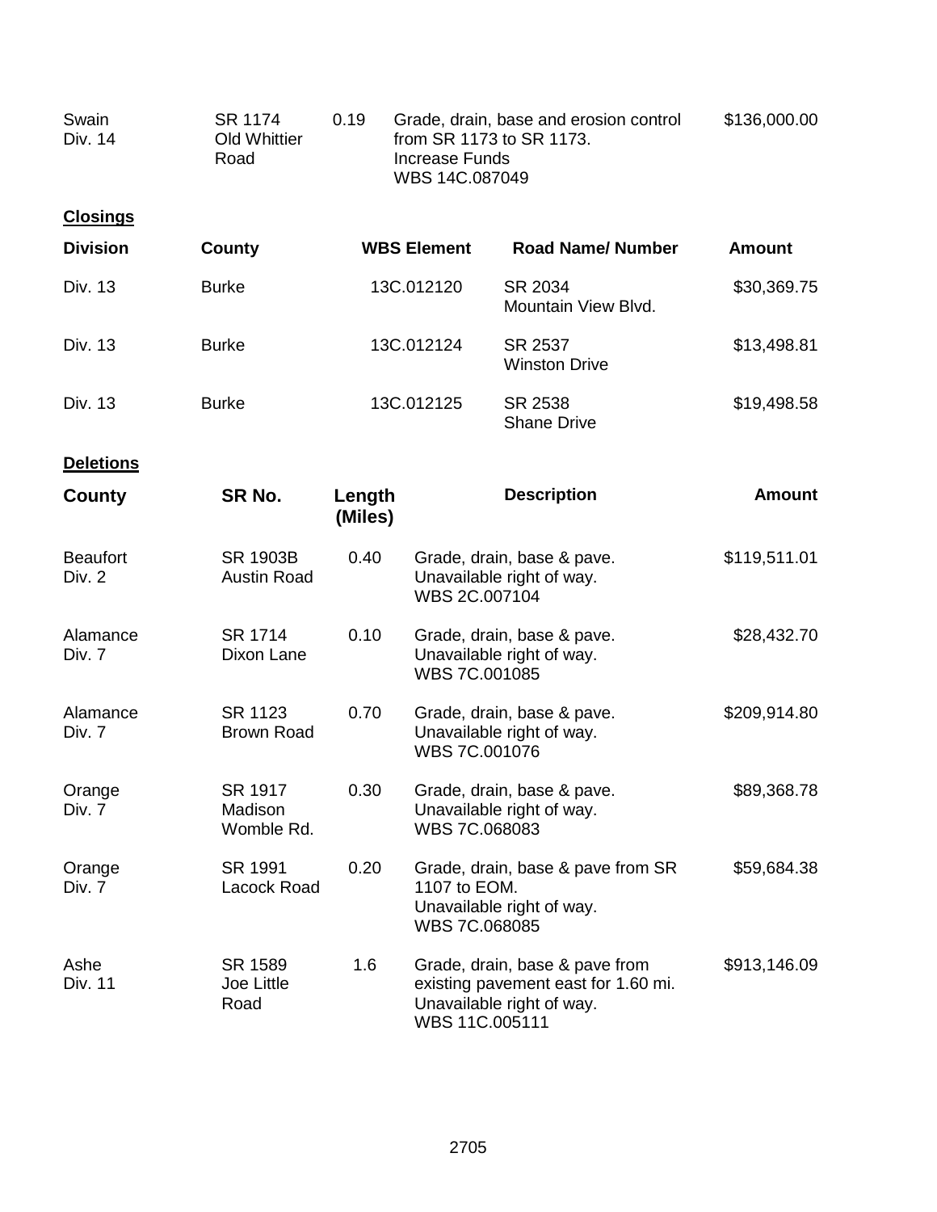| | | | | |
|---|---|---|---|---|
| Swain Div. 14 | SR 1174 Old Whittier Road | 0.19 | Grade, drain, base and erosion control from SR 1173 to SR 1173. Increase Funds WBS 14C.087049 | $136,000.00 |

**Closings**

| Division | County | WBS Element | Road Name/ Number | Amount |
|---|---|---|---|---|
| Div. 13 | Burke | 13C.012120 | SR 2034 Mountain View Blvd. | $30,369.75 |
| Div. 13 | Burke | 13C.012124 | SR 2537 Winston Drive | $13,498.81 |
| Div. 13 | Burke | 13C.012125 | SR 2538 Shane Drive | $19,498.58 |

**Deletions**

| County | SR No. | Length (Miles) | Description | Amount |
|---|---|---|---|---|
| Beaufort Div. 2 | SR 1903B Austin Road | 0.40 | Grade, drain, base & pave. Unavailable right of way. WBS 2C.007104 | $119,511.01 |
| Alamance Div. 7 | SR 1714 Dixon Lane | 0.10 | Grade, drain, base & pave. Unavailable right of way. WBS 7C.001085 | $28,432.70 |
| Alamance Div. 7 | SR 1123 Brown Road | 0.70 | Grade, drain, base & pave. Unavailable right of way. WBS 7C.001076 | $209,914.80 |
| Orange Div. 7 | SR 1917 Madison Womble Rd. | 0.30 | Grade, drain, base & pave. Unavailable right of way. WBS 7C.068083 | $89,368.78 |
| Orange Div. 7 | SR 1991 Lacock Road | 0.20 | Grade, drain, base & pave from SR 1107 to EOM. Unavailable right of way. WBS 7C.068085 | $59,684.38 |
| Ashe Div. 11 | SR 1589 Joe Little Road | 1.6 | Grade, drain, base & pave from existing pavement east for 1.60 mi. Unavailable right of way. WBS 11C.005111 | $913,146.09 |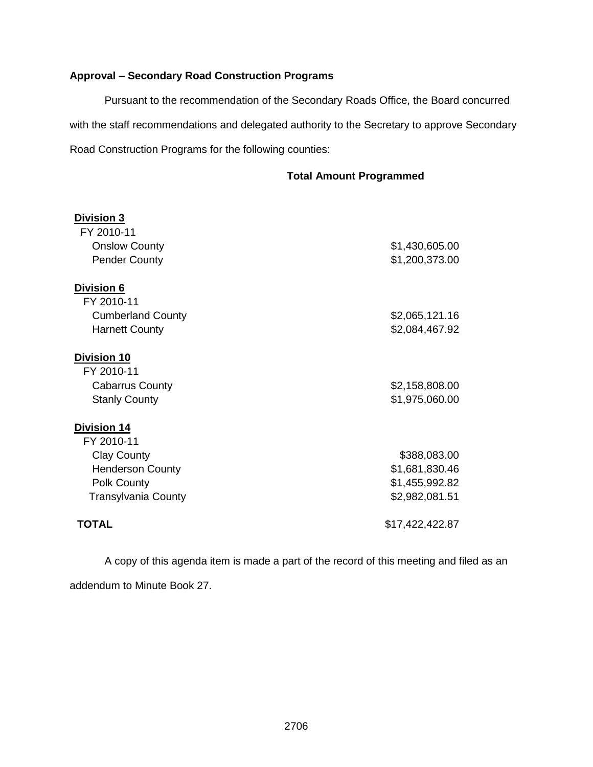**Approval – Secondary Road Construction Programs**

Pursuant to the recommendation of the Secondary Roads Office, the Board concurred with the staff recommendations and delegated authority to the Secretary to approve Secondary Road Construction Programs for the following counties:

| | Total Amount Programmed |
|---|---|
| **Division 3** | |
| FY 2010-11 | |
| Onslow County | $1,430,605.00 |
| Pender County | $1,200,373.00 |
| **Division 6** | |
| FY 2010-11 | |
| Cumberland County | $2,065,121.16 |
| Harnett County | $2,084,467.92 |
| **Division 10** | |
| FY 2010-11 | |
| Cabarrus County | $2,158,808.00 |
| Stanly County | $1,975,060.00 |
| **Division 14** | |
| FY 2010-11 | |
| Clay County | $388,083.00 |
| Henderson County | $1,681,830.46 |
| Polk County | $1,455,992.82 |
| Transylvania County | $2,982,081.51 |
| **TOTAL** | $17,422,422.87 |

A copy of this agenda item is made a part of the record of this meeting and filed as an addendum to Minute Book 27.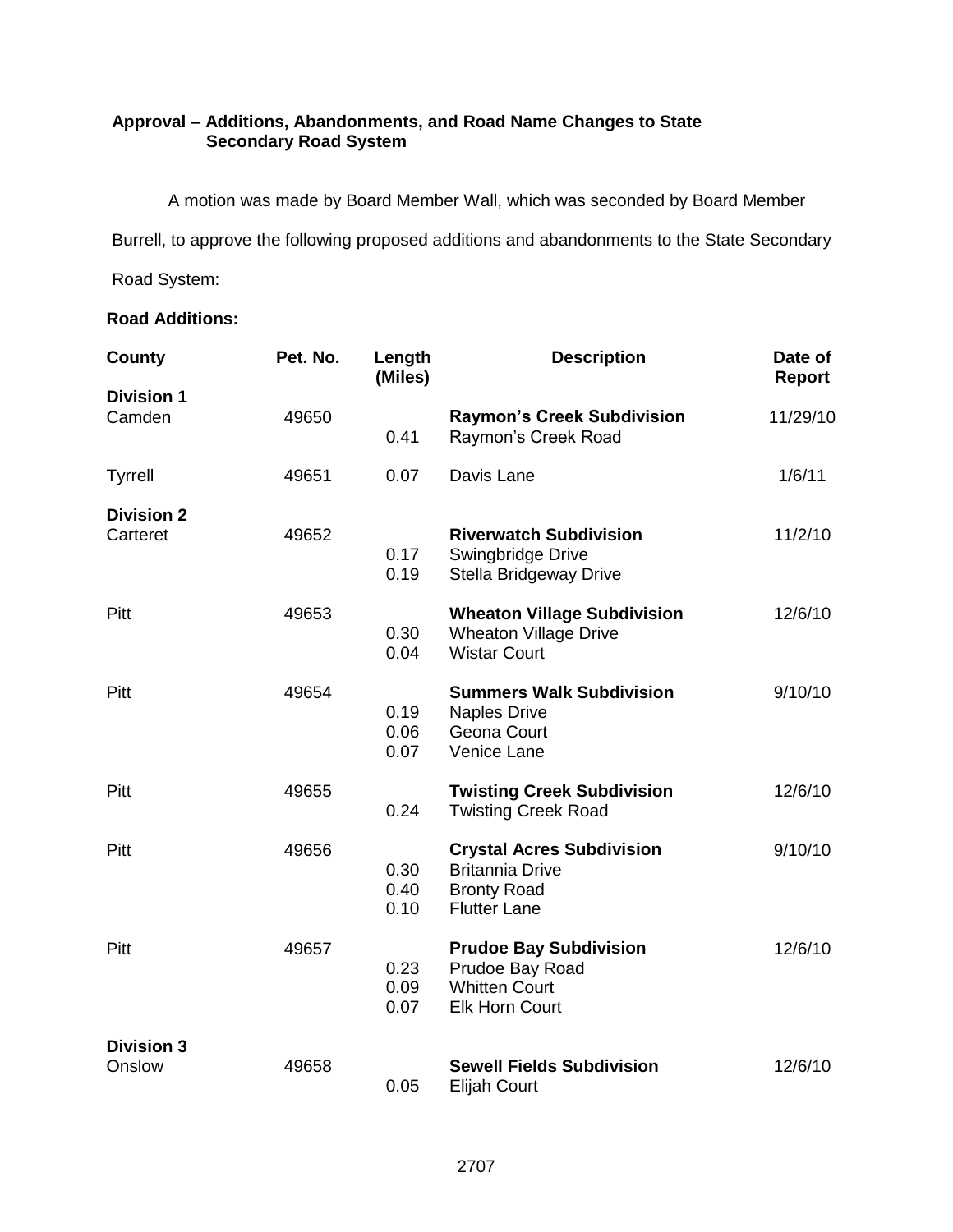**Approval – Additions, Abandonments, and Road Name Changes to State Secondary Road System**

A motion was made by Board Member Wall, which was seconded by Board Member Burrell, to approve the following proposed additions and abandonments to the State Secondary Road System:

**Road Additions:**

| County | Pet. No. | Length (Miles) | Description | Date of Report |
|---|---|---|---|---|
| **Division 1** | | | | |
| Camden | 49650 | | **Raymon's Creek Subdivision** | 11/29/10 |
| | | 0.41 | Raymon's Creek Road | |
| Tyrrell | 49651 | 0.07 | Davis Lane | 1/6/11 |
| **Division 2** | | | | |
| Carteret | 49652 | | **Riverwatch Subdivision** | 11/2/10 |
| | | 0.17 | Swingbridge Drive | |
| | | 0.19 | Stella Bridgeway Drive | |
| Pitt | 49653 | | **Wheaton Village Subdivision** | 12/6/10 |
| | | 0.30 | Wheaton Village Drive | |
| | | 0.04 | Wistar Court | |
| Pitt | 49654 | | **Summers Walk Subdivision** | 9/10/10 |
| | | 0.19 | Naples Drive | |
| | | 0.06 | Geona Court | |
| | | 0.07 | Venice Lane | |
| Pitt | 49655 | | **Twisting Creek Subdivision** | 12/6/10 |
| | | 0.24 | Twisting Creek Road | |
| Pitt | 49656 | | **Crystal Acres Subdivision** | 9/10/10 |
| | | 0.30 | Britannia Drive | |
| | | 0.40 | Bronty Road | |
| | | 0.10 | Flutter Lane | |
| Pitt | 49657 | | **Prudoe Bay Subdivision** | 12/6/10 |
| | | 0.23 | Prudoe Bay Road | |
| | | 0.09 | Whitten Court | |
| | | 0.07 | Elk Horn Court | |
| **Division 3** | | | | |
| Onslow | 49658 | | **Sewell Fields Subdivision** | 12/6/10 |
| | | 0.05 | Elijah Court | |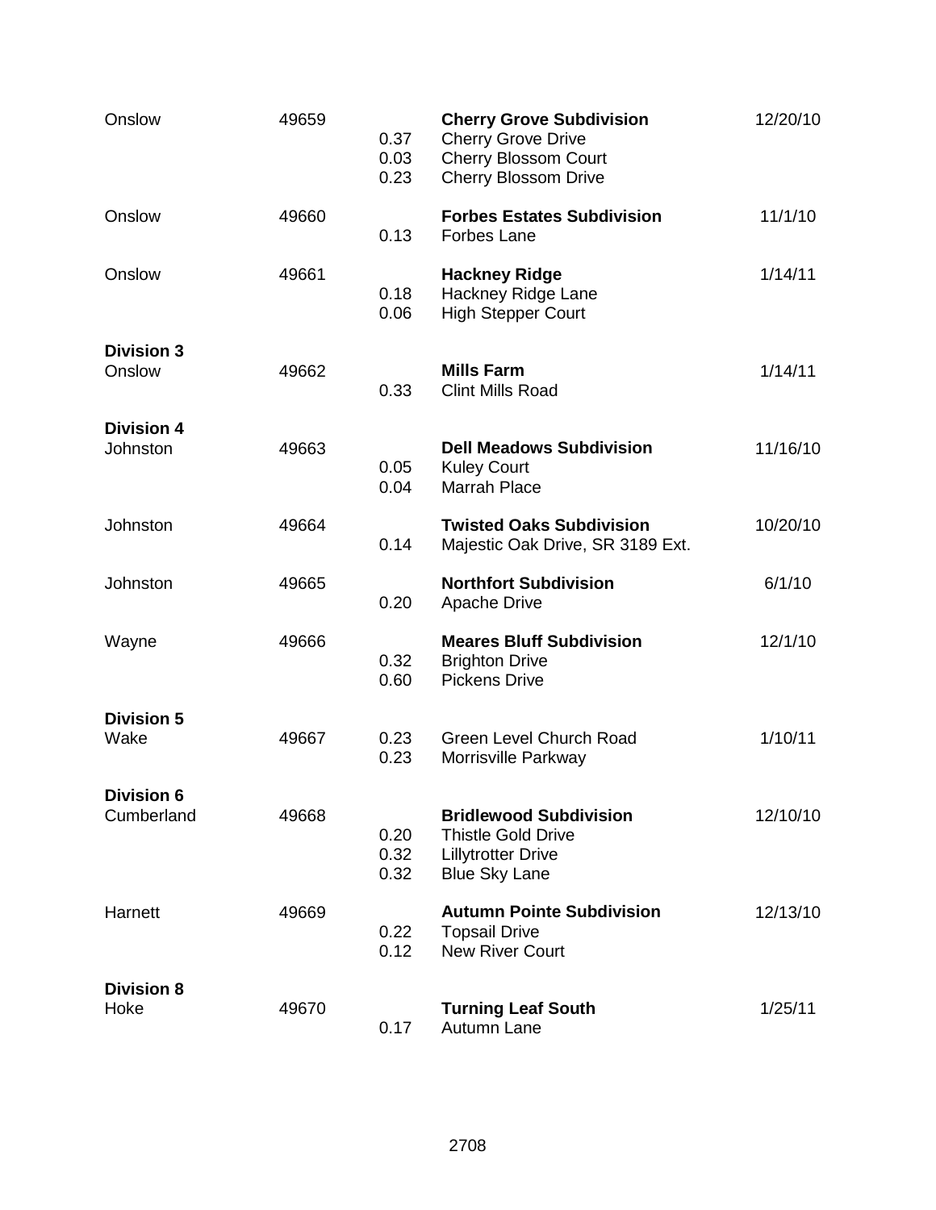| | | | | |
|---|---|---|---|---|
| Onslow | 49659 | | **Cherry Grove Subdivision** | 12/20/10 |
| | | 0.37 | Cherry Grove Drive | |
| | | 0.03 | Cherry Blossom Court | |
| | | 0.23 | Cherry Blossom Drive | |
| Onslow | 49660 | | **Forbes Estates Subdivision** | 11/1/10 |
| | | 0.13 | Forbes Lane | |
| Onslow | 49661 | | **Hackney Ridge** | 1/14/11 |
| | | 0.18 | Hackney Ridge Lane | |
| | | 0.06 | High Stepper Court | |
| **Division 3** | | | | |
| Onslow | 49662 | | **Mills Farm** | 1/14/11 |
| | | 0.33 | Clint Mills Road | |
| **Division 4** | | | | |
| Johnston | 49663 | | **Dell Meadows Subdivision** | 11/16/10 |
| | | 0.05 | Kuley Court | |
| | | 0.04 | Marrah Place | |
| Johnston | 49664 | | **Twisted Oaks Subdivision** | 10/20/10 |
| | | 0.14 | Majestic Oak Drive, SR 3189 Ext. | |
| Johnston | 49665 | | **Northfort Subdivision** | 6/1/10 |
| | | 0.20 | Apache Drive | |
| Wayne | 49666 | | **Meares Bluff Subdivision** | 12/1/10 |
| | | 0.32 | Brighton Drive | |
| | | 0.60 | Pickens Drive | |
| **Division 5** | | | | |
| Wake | 49667 | 0.23 | Green Level Church Road | 1/10/11 |
| | | 0.23 | Morrisville Parkway | |
| **Division 6** | | | | |
| Cumberland | 49668 | | **Bridlewood Subdivision** | 12/10/10 |
| | | 0.20 | Thistle Gold Drive | |
| | | 0.32 | Lillytrotter Drive | |
| | | 0.32 | Blue Sky Lane | |
| Harnett | 49669 | | **Autumn Pointe Subdivision** | 12/13/10 |
| | | 0.22 | Topsail Drive | |
| | | 0.12 | New River Court | |
| **Division 8** | | | | |
| Hoke | 49670 | | **Turning Leaf South** | 1/25/11 |
| | | 0.17 | Autumn Lane | |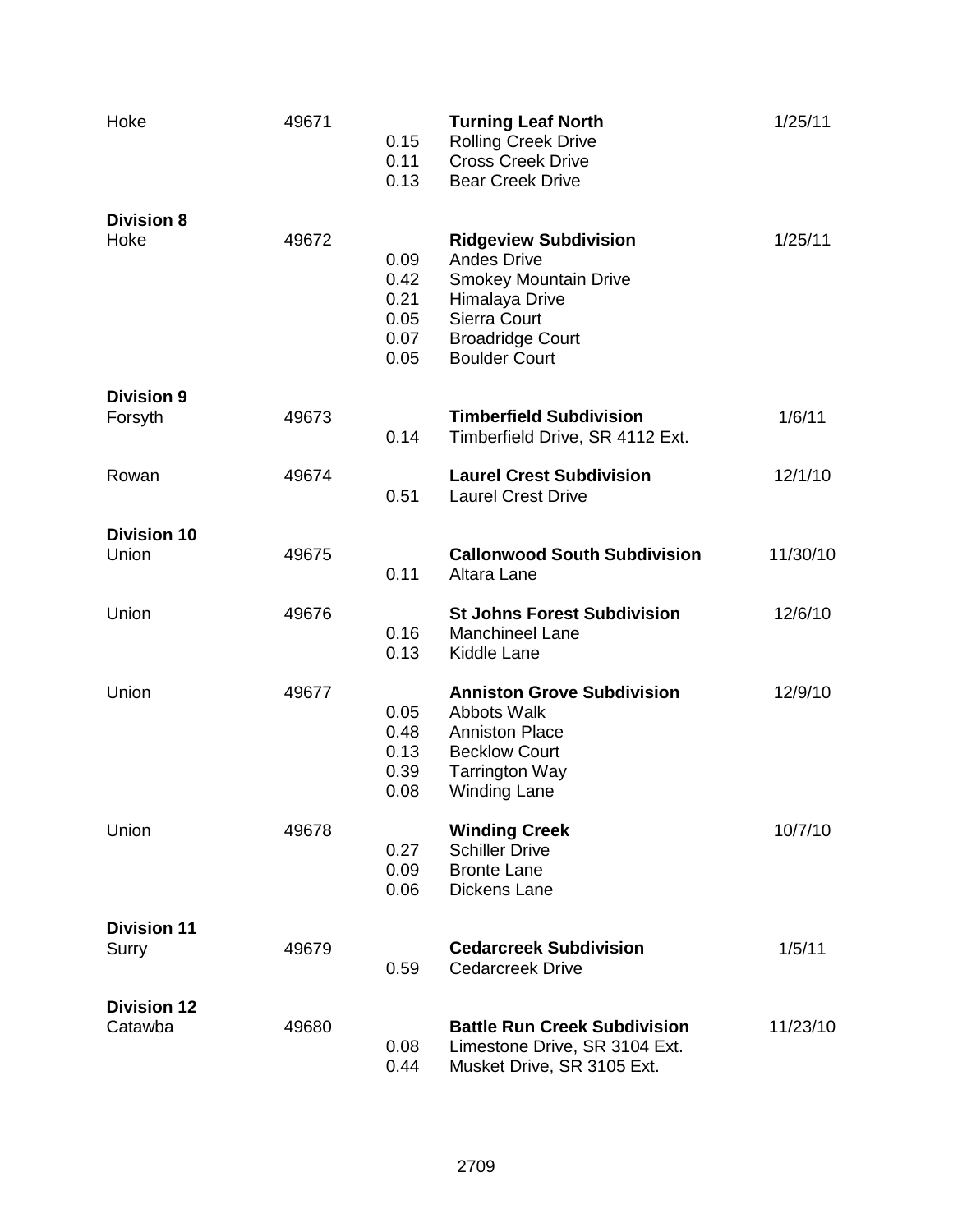| | | | | |
|---|---|---|---|---|
| Hoke | 49671 | | **Turning Leaf North** | 1/25/11 |
| | | 0.15 | Rolling Creek Drive | |
| | | 0.11 | Cross Creek Drive | |
| | | 0.13 | Bear Creek Drive | |
| **Division 8** | | | | |
| Hoke | 49672 | | **Ridgeview Subdivision** | 1/25/11 |
| | | 0.09 | Andes Drive | |
| | | 0.42 | Smokey Mountain Drive | |
| | | 0.21 | Himalaya Drive | |
| | | 0.05 | Sierra Court | |
| | | 0.07 | Broadridge Court | |
| | | 0.05 | Boulder Court | |
| **Division 9** | | | | |
| Forsyth | 49673 | | **Timberfield Subdivision** | 1/6/11 |
| | | 0.14 | Timberfield Drive, SR 4112 Ext. | |
| Rowan | 49674 | | **Laurel Crest Subdivision** | 12/1/10 |
| | | 0.51 | Laurel Crest Drive | |
| **Division 10** | | | | |
| Union | 49675 | | **Callonwood South Subdivision** | 11/30/10 |
| | | 0.11 | Altara Lane | |
| Union | 49676 | | **St Johns Forest Subdivision** | 12/6/10 |
| | | 0.16 | Manchineel Lane | |
| | | 0.13 | Kiddle Lane | |
| Union | 49677 | | **Anniston Grove Subdivision** | 12/9/10 |
| | | 0.05 | Abbots Walk | |
| | | 0.48 | Anniston Place | |
| | | 0.13 | Becklow Court | |
| | | 0.39 | Tarrington Way | |
| | | 0.08 | Winding Lane | |
| Union | 49678 | | **Winding Creek** | 10/7/10 |
| | | 0.27 | Schiller Drive | |
| | | 0.09 | Bronte Lane | |
| | | 0.06 | Dickens Lane | |
| **Division 11** | | | | |
| Surry | 49679 | | **Cedarcreek Subdivision** | 1/5/11 |
| | | 0.59 | Cedarcreek Drive | |
| **Division 12** | | | | |
| Catawba | 49680 | | **Battle Run Creek Subdivision** | 11/23/10 |
| | | 0.08 | Limestone Drive, SR 3104 Ext. | |
| | | 0.44 | Musket Drive, SR 3105 Ext. | |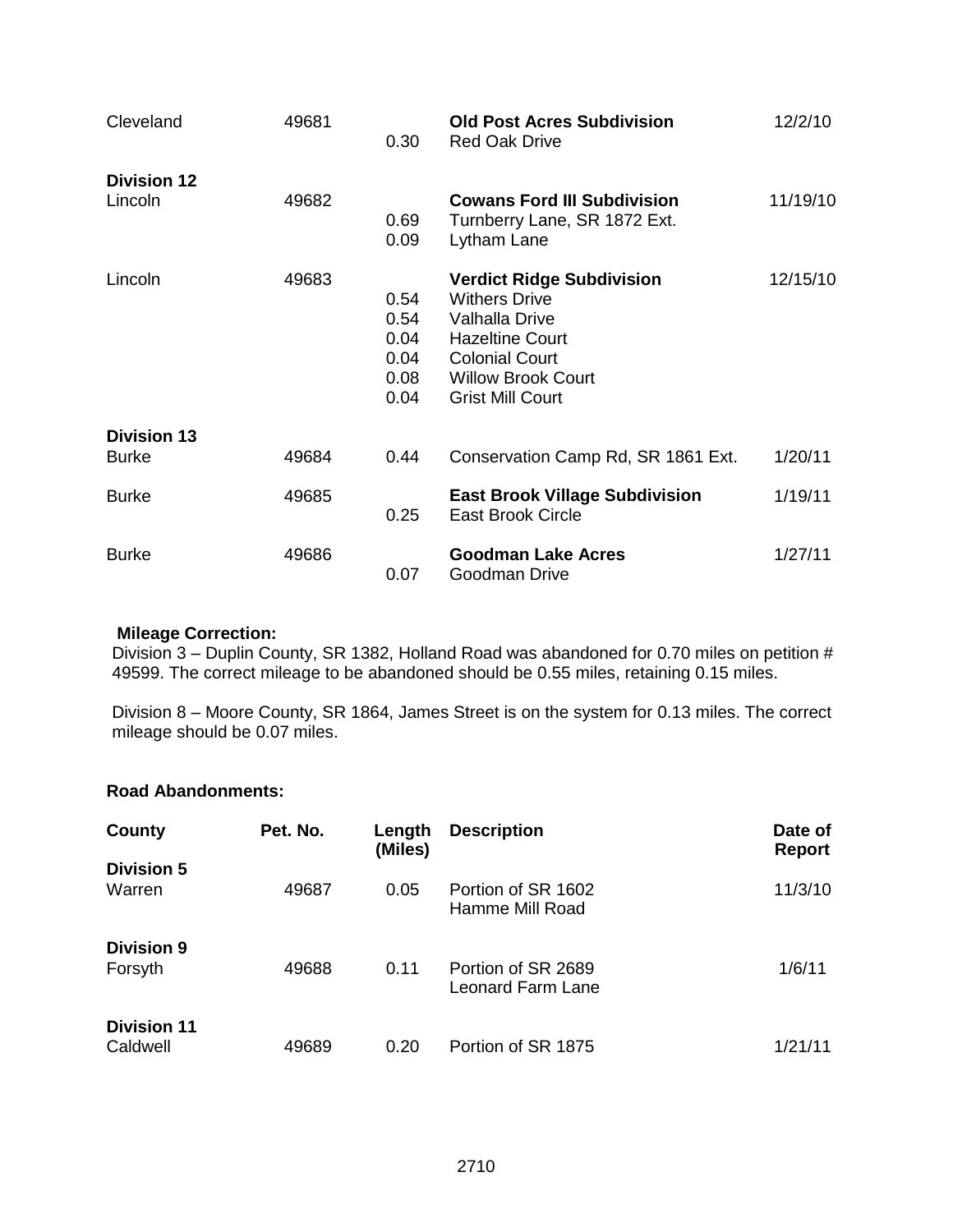| | | | | |
|---|---|---|---|---|
| Cleveland | 49681 | 0.30 | **Old Post Acres Subdivision**<br>Red Oak Drive | 12/2/10 |
| **Division 12** | | | | |
| Lincoln | 49682 | 0.69<br>0.09 | **Cowans Ford III Subdivision**<br>Turnberry Lane, SR 1872 Ext.<br>Lytham Lane | 11/19/10 |
| Lincoln | 49683 | 0.54<br>0.54<br>0.04<br>0.04<br>0.08<br>0.04 | **Verdict Ridge Subdivision**<br>Withers Drive<br>Valhalla Drive<br>Hazeltine Court<br>Colonial Court<br>Willow Brook Court<br>Grist Mill Court | 12/15/10 |
| **Division 13** | | | | |
| Burke | 49684 | 0.44 | Conservation Camp Rd, SR 1861 Ext. | 1/20/11 |
| Burke | 49685 | 0.25 | **East Brook Village Subdivision**<br>East Brook Circle | 1/19/11 |
| Burke | 49686 | 0.07 | **Goodman Lake Acres**<br>Goodman Drive | 1/27/11 |

**Mileage Correction:**

Division 3 – Duplin County, SR 1382, Holland Road was abandoned for 0.70 miles on petition # 49599. The correct mileage to be abandoned should be 0.55 miles, retaining 0.15 miles.

Division 8 – Moore County, SR 1864, James Street is on the system for 0.13 miles. The correct mileage should be 0.07 miles.

**Road Abandonments:**

| County | Pet. No. | Length (Miles) | Description | Date of Report |
|---|---|---|---|---|
| **Division 5** | | | | |
| Warren | 49687 | 0.05 | Portion of SR 1602<br>Hamme Mill Road | 11/3/10 |
| **Division 9** | | | | |
| Forsyth | 49688 | 0.11 | Portion of SR 2689<br>Leonard Farm Lane | 1/6/11 |
| **Division 11** | | | | |
| Caldwell | 49689 | 0.20 | Portion of SR 1875 | 1/21/11 |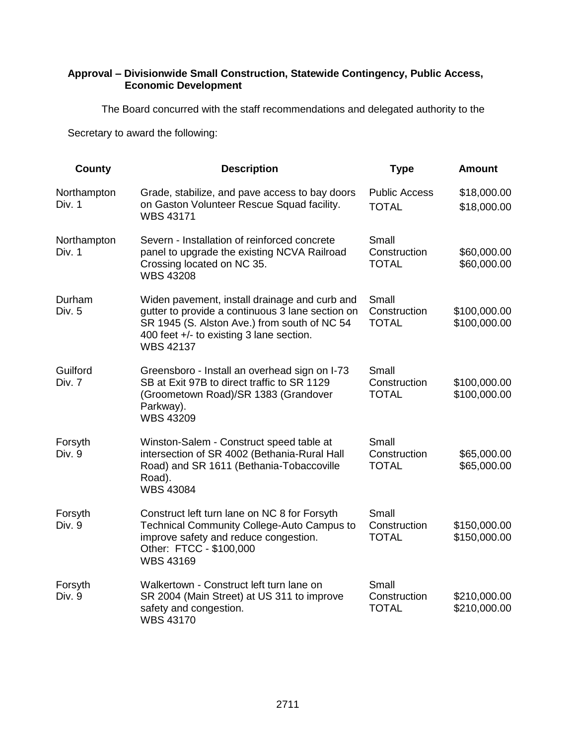**Approval – Divisionwide Small Construction, Statewide Contingency, Public Access, Economic Development**

The Board concurred with the staff recommendations and delegated authority to the Secretary to award the following:

| County | Description | Type | Amount |
|---|---|---|---|
| Northampton Div. 1 | Grade, stabilize, and pave access to bay doors on Gaston Volunteer Rescue Squad facility. WBS 43171 | Public Access TOTAL | \$18,000.00 \$18,000.00 |
| Northampton Div. 1 | Severn - Installation of reinforced concrete panel to upgrade the existing NCVA Railroad Crossing located on NC 35. WBS 43208 | Small Construction TOTAL | \$60,000.00 \$60,000.00 |
| Durham Div. 5 | Widen pavement, install drainage and curb and gutter to provide a continuous 3 lane section on SR 1945 (S. Alston Ave.) from south of NC 54 400 feet +/- to existing 3 lane section. WBS 42137 | Small Construction TOTAL | \$100,000.00 \$100,000.00 |
| Guilford Div. 7 | Greensboro - Install an overhead sign on I-73 SB at Exit 97B to direct traffic to SR 1129 (Groometown Road)/SR 1383 (Grandover Parkway). WBS 43209 | Small Construction TOTAL | \$100,000.00 \$100,000.00 |
| Forsyth Div. 9 | Winston-Salem - Construct speed table at intersection of SR 4002 (Bethania-Rural Hall Road) and SR 1611 (Bethania-Tobaccoville Road). WBS 43084 | Small Construction TOTAL | \$65,000.00 \$65,000.00 |
| Forsyth Div. 9 | Construct left turn lane on NC 8 for Forsyth Technical Community College-Auto Campus to improve safety and reduce congestion. Other: FTCC - \$100,000 WBS 43169 | Small Construction TOTAL | \$150,000.00 \$150,000.00 |
| Forsyth Div. 9 | Walkertown - Construct left turn lane on SR 2004 (Main Street) at US 311 to improve safety and congestion. WBS 43170 | Small Construction TOTAL | \$210,000.00 \$210,000.00 |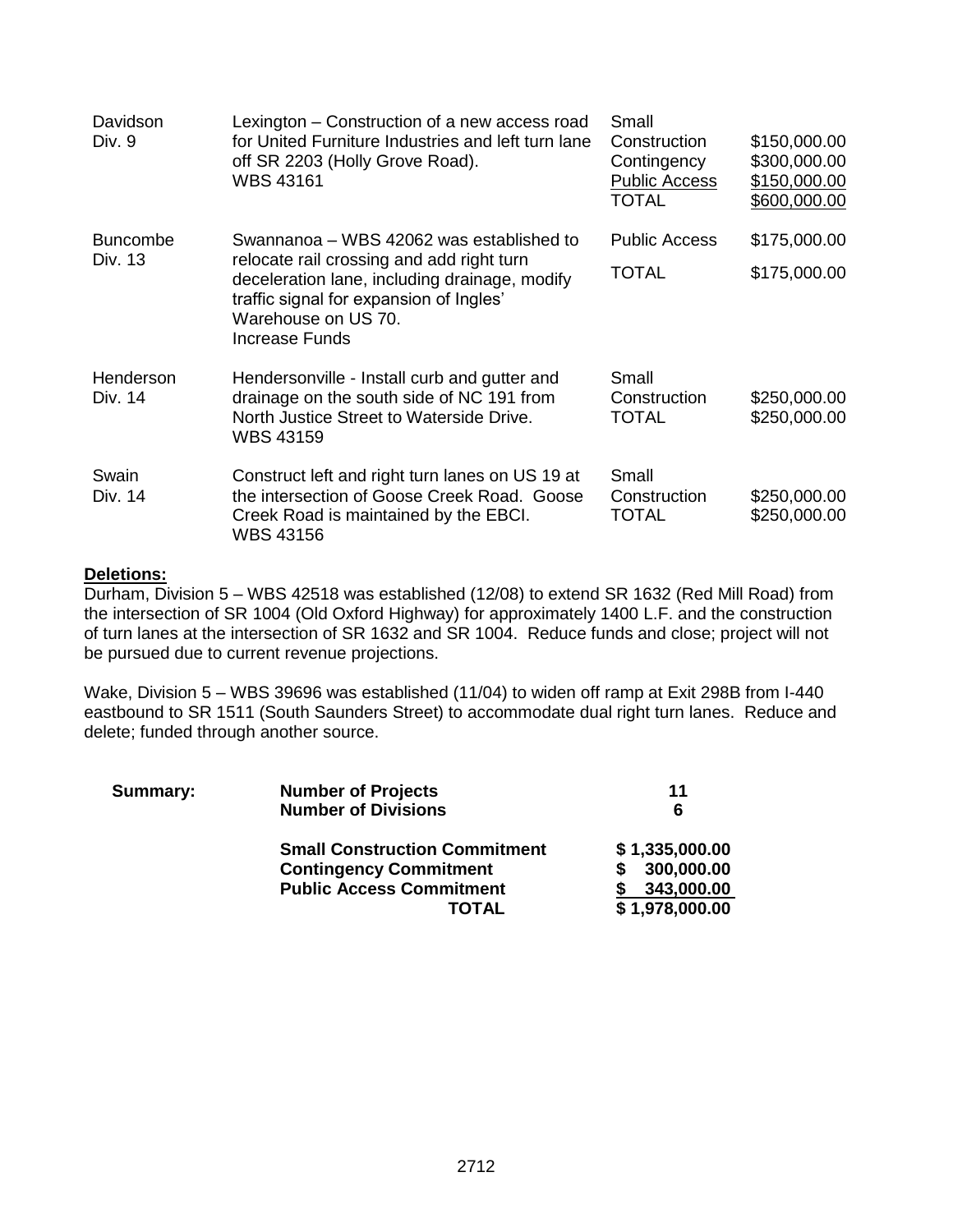| | | | |
|---|---|---|---|
| Davidson<br>Div. 9 | Lexington – Construction of a new access road for United Furniture Industries and left turn lane off SR 2203 (Holly Grove Road).<br>WBS 43161 | Small Construction<br>Contingency<br>Public Access<br>TOTAL | $150,000.00<br>$300,000.00<br>$150,000.00<br>$600,000.00 |
| Buncombe<br>Div. 13 | Swannanoa – WBS 42062 was established to relocate rail crossing and add right turn deceleration lane, including drainage, modify traffic signal for expansion of Ingles' Warehouse on US 70.<br>Increase Funds | Public Access<br>TOTAL | $175,000.00<br>$175,000.00 |
| Henderson<br>Div. 14 | Hendersonville - Install curb and gutter and drainage on the south side of NC 191 from North Justice Street to Waterside Drive.<br>WBS 43159 | Small Construction<br>TOTAL | $250,000.00<br>$250,000.00 |
| Swain<br>Div. 14 | Construct left and right turn lanes on US 19 at the intersection of Goose Creek Road. Goose Creek Road is maintained by the EBCI.<br>WBS 43156 | Small Construction<br>TOTAL | $250,000.00<br>$250,000.00 |

**Deletions:**

Durham, Division 5 – WBS 42518 was established (12/08) to extend SR 1632 (Red Mill Road) from the intersection of SR 1004 (Old Oxford Highway) for approximately 1400 L.F. and the construction of turn lanes at the intersection of SR 1632 and SR 1004. Reduce funds and close; project will not be pursued due to current revenue projections.

Wake, Division 5 – WBS 39696 was established (11/04) to widen off ramp at Exit 298B from I-440 eastbound to SR 1511 (South Saunders Street) to accommodate dual right turn lanes. Reduce and delete; funded through another source.

| **Summary:** | | |
|---|---|---|
| | **Number of Projects** | **11** |
| | **Number of Divisions** | **6** |
| | **Small Construction Commitment** | **$ 1,335,000.00** |
| | **Contingency Commitment** | **$ 300,000.00** |
| | **Public Access Commitment** | **$ 343,000.00** |
| | **TOTAL** | **$ 1,978,000.00** |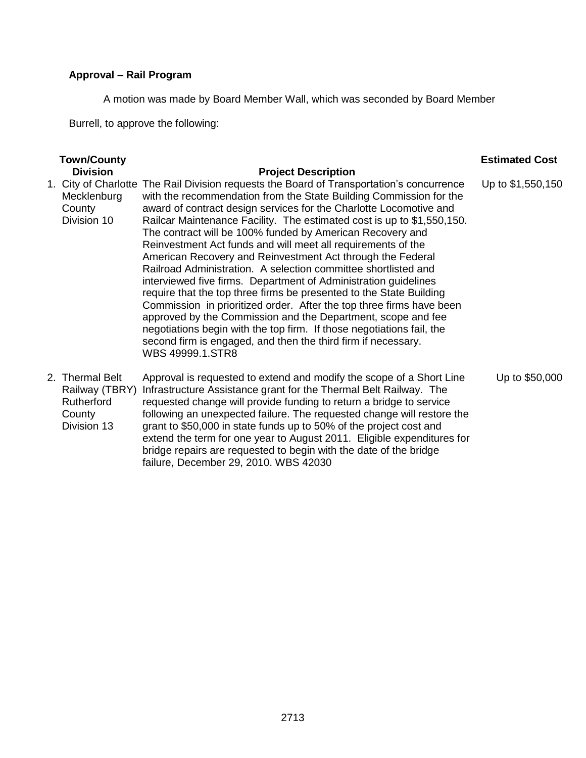**Approval – Rail Program**

A motion was made by Board Member Wall, which was seconded by Board Member Burrell, to approve the following:

| | Town/County Division | Project Description | Estimated Cost |
|---|---|---|---|
| 1. | City of Charlotte Mecklenburg County Division 10 | The Rail Division requests the Board of Transportation's concurrence with the recommendation from the State Building Commission for the award of contract design services for the Charlotte Locomotive and Railcar Maintenance Facility. The estimated cost is up to $1,550,150. The contract will be 100% funded by American Recovery and Reinvestment Act funds and will meet all requirements of the American Recovery and Reinvestment Act through the Federal Railroad Administration. A selection committee shortlisted and interviewed five firms. Department of Administration guidelines require that the top three firms be presented to the State Building Commission in prioritized order. After the top three firms have been approved by the Commission and the Department, scope and fee negotiations begin with the top firm. If those negotiations fail, the second firm is engaged, and then the third firm if necessary. WBS 49999.1.STR8 | Up to $1,550,150 |
| 2. | Thermal Belt Railway (TBRY) Rutherford County Division 13 | Approval is requested to extend and modify the scope of a Short Line Infrastructure Assistance grant for the Thermal Belt Railway. The requested change will provide funding to return a bridge to service following an unexpected failure. The requested change will restore the grant to $50,000 in state funds up to 50% of the project cost and extend the term for one year to August 2011. Eligible expenditures for bridge repairs are requested to begin with the date of the bridge failure, December 29, 2010. WBS 42030 | Up to $50,000 |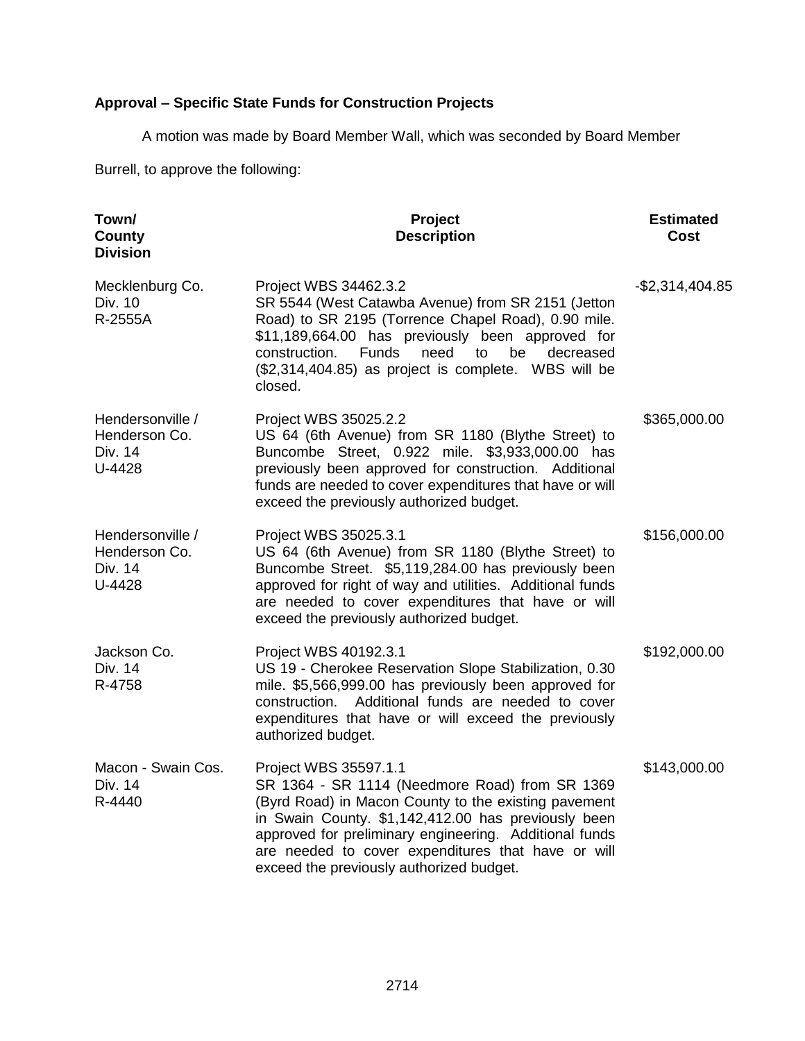**Approval – Specific State Funds for Construction Projects**

A motion was made by Board Member Wall, which was seconded by Board Member Burrell, to approve the following:

| Town/ County Division | Project Description | Estimated Cost |
|---|---|---|
| Mecklenburg Co. Div. 10 R-2555A | Project WBS 34462.3.2 SR 5544 (West Catawba Avenue) from SR 2151 (Jetton Road) to SR 2195 (Torrence Chapel Road), 0.90 mile. $11,189,664.00 has previously been approved for construction. Funds need to be decreased ($2,314,404.85) as project is complete. WBS will be closed. | -$2,314,404.85 |
| Hendersonville / Henderson Co. Div. 14 U-4428 | Project WBS 35025.2.2 US 64 (6th Avenue) from SR 1180 (Blythe Street) to Buncombe Street, 0.922 mile. $3,933,000.00 has previously been approved for construction. Additional funds are needed to cover expenditures that have or will exceed the previously authorized budget. | $365,000.00 |
| Hendersonville / Henderson Co. Div. 14 U-4428 | Project WBS 35025.3.1 US 64 (6th Avenue) from SR 1180 (Blythe Street) to Buncombe Street. $5,119,284.00 has previously been approved for right of way and utilities. Additional funds are needed to cover expenditures that have or will exceed the previously authorized budget. | $156,000.00 |
| Jackson Co. Div. 14 R-4758 | Project WBS 40192.3.1 US 19 - Cherokee Reservation Slope Stabilization, 0.30 mile. $5,566,999.00 has previously been approved for construction. Additional funds are needed to cover expenditures that have or will exceed the previously authorized budget. | $192,000.00 |
| Macon - Swain Cos. Div. 14 R-4440 | Project WBS 35597.1.1 SR 1364 - SR 1114 (Needmore Road) from SR 1369 (Byrd Road) in Macon County to the existing pavement in Swain County. $1,142,412.00 has previously been approved for preliminary engineering. Additional funds are needed to cover expenditures that have or will exceed the previously authorized budget. | $143,000.00 |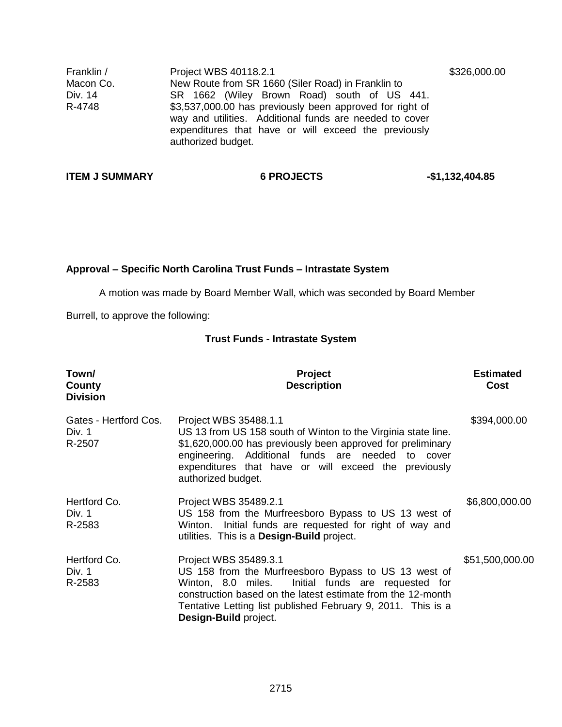| | | |
|---|---|---|
| Franklin / Macon Co. Div. 14 R-4748 | Project WBS 40118.2.1 New Route from SR 1660 (Siler Road) in Franklin to SR 1662 (Wiley Brown Road) south of US 441. $3,537,000.00 has previously been approved for right of way and utilities. Additional funds are needed to cover expenditures that have or will exceed the previously authorized budget. | $326,000.00 |

**ITEM J SUMMARY** **6 PROJECTS** **-$1,132,404.85**

**Approval – Specific North Carolina Trust Funds – Intrastate System**

A motion was made by Board Member Wall, which was seconded by Board Member Burrell, to approve the following:

**Trust Funds - Intrastate System**

| Town/ County Division | Project Description | Estimated Cost |
|---|---|---|
| Gates - Hertford Cos. Div. 1 R-2507 | Project WBS 35488.1.1 US 13 from US 158 south of Winton to the Virginia state line. $1,620,000.00 has previously been approved for preliminary engineering. Additional funds are needed to cover expenditures that have or will exceed the previously authorized budget. | $394,000.00 |
| Hertford Co. Div. 1 R-2583 | Project WBS 35489.2.1 US 158 from the Murfreesboro Bypass to US 13 west of Winton. Initial funds are requested for right of way and utilities. This is a **Design-Build** project. | $6,800,000.00 |
| Hertford Co. Div. 1 R-2583 | Project WBS 35489.3.1 US 158 from the Murfreesboro Bypass to US 13 west of Winton, 8.0 miles. Initial funds are requested for construction based on the latest estimate from the 12-month Tentative Letting list published February 9, 2011. This is a **Design-Build** project. | $51,500,000.00 |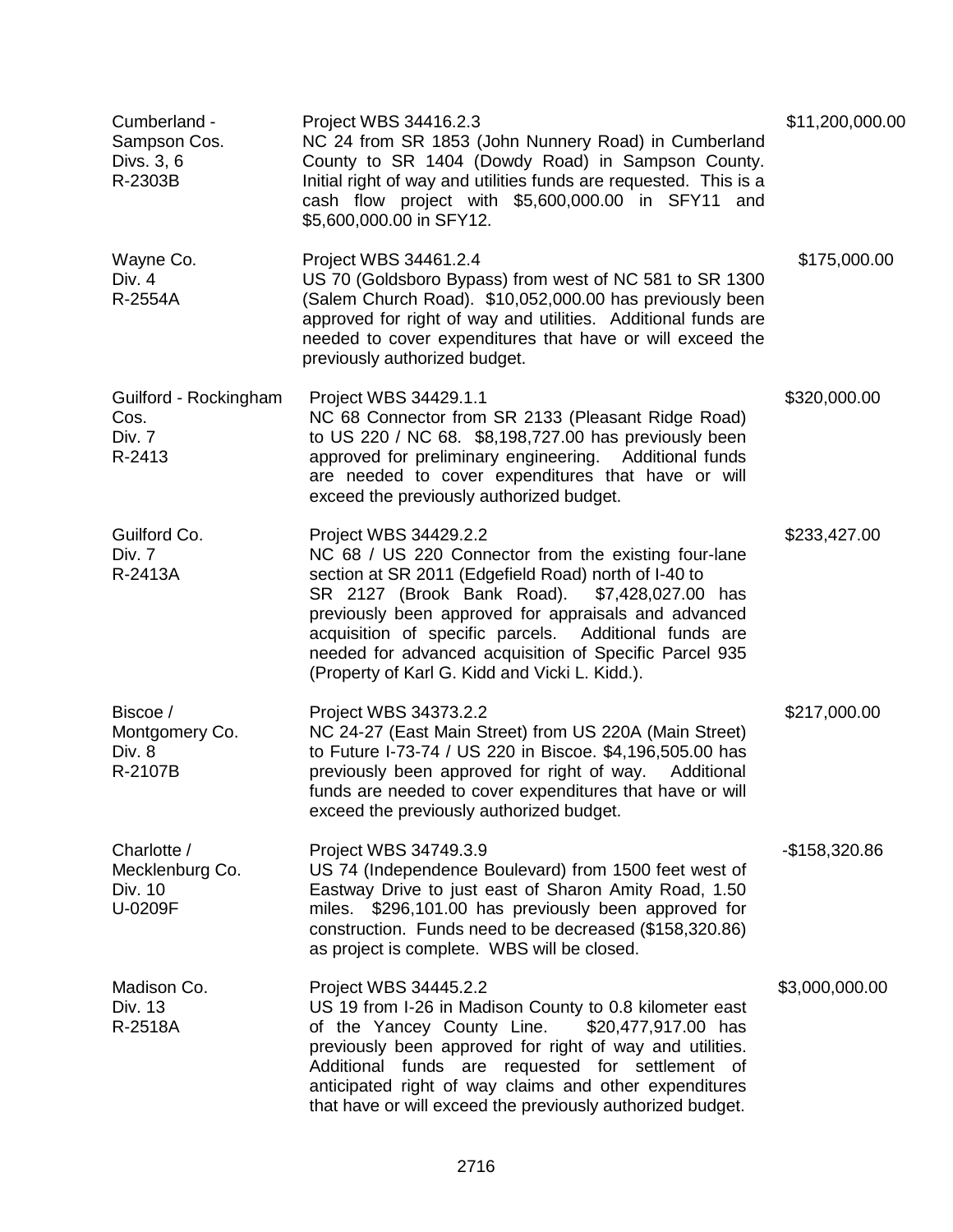| | | |
|---|---|---|
| Cumberland - Sampson Cos.<br>Divs. 3, 6<br>R-2303B | Project WBS 34416.2.3<br>NC 24 from SR 1853 (John Nunnery Road) in Cumberland County to SR 1404 (Dowdy Road) in Sampson County. Initial right of way and utilities funds are requested. This is a cash flow project with $5,600,000.00 in SFY11 and $5,600,000.00 in SFY12. | $11,200,000.00 |
| Wayne Co.<br>Div. 4<br>R-2554A | Project WBS 34461.2.4<br>US 70 (Goldsboro Bypass) from west of NC 581 to SR 1300 (Salem Church Road). $10,052,000.00 has previously been approved for right of way and utilities. Additional funds are needed to cover expenditures that have or will exceed the previously authorized budget. | $175,000.00 |
| Guilford - Rockingham Cos.<br>Div. 7<br>R-2413 | Project WBS 34429.1.1<br>NC 68 Connector from SR 2133 (Pleasant Ridge Road) to US 220 / NC 68. $8,198,727.00 has previously been approved for preliminary engineering. Additional funds are needed to cover expenditures that have or will exceed the previously authorized budget. | $320,000.00 |
| Guilford Co.<br>Div. 7<br>R-2413A | Project WBS 34429.2.2<br>NC 68 / US 220 Connector from the existing four-lane section at SR 2011 (Edgefield Road) north of I-40 to SR 2127 (Brook Bank Road). $7,428,027.00 has previously been approved for appraisals and advanced acquisition of specific parcels. Additional funds are needed for advanced acquisition of Specific Parcel 935 (Property of Karl G. Kidd and Vicki L. Kidd.). | $233,427.00 |
| Biscoe /<br>Montgomery Co.<br>Div. 8<br>R-2107B | Project WBS 34373.2.2<br>NC 24-27 (East Main Street) from US 220A (Main Street) to Future I-73-74 / US 220 in Biscoe. $4,196,505.00 has previously been approved for right of way. Additional funds are needed to cover expenditures that have or will exceed the previously authorized budget. | $217,000.00 |
| Charlotte /<br>Mecklenburg Co.<br>Div. 10<br>U-0209F | Project WBS 34749.3.9<br>US 74 (Independence Boulevard) from 1500 feet west of Eastway Drive to just east of Sharon Amity Road, 1.50 miles. $296,101.00 has previously been approved for construction. Funds need to be decreased ($158,320.86) as project is complete. WBS will be closed. | -$158,320.86 |
| Madison Co.<br>Div. 13<br>R-2518A | Project WBS 34445.2.2<br>US 19 from I-26 in Madison County to 0.8 kilometer east of the Yancey County Line. $20,477,917.00 has previously been approved for right of way and utilities. Additional funds are requested for settlement of anticipated right of way claims and other expenditures that have or will exceed the previously authorized budget. | $3,000,000.00 |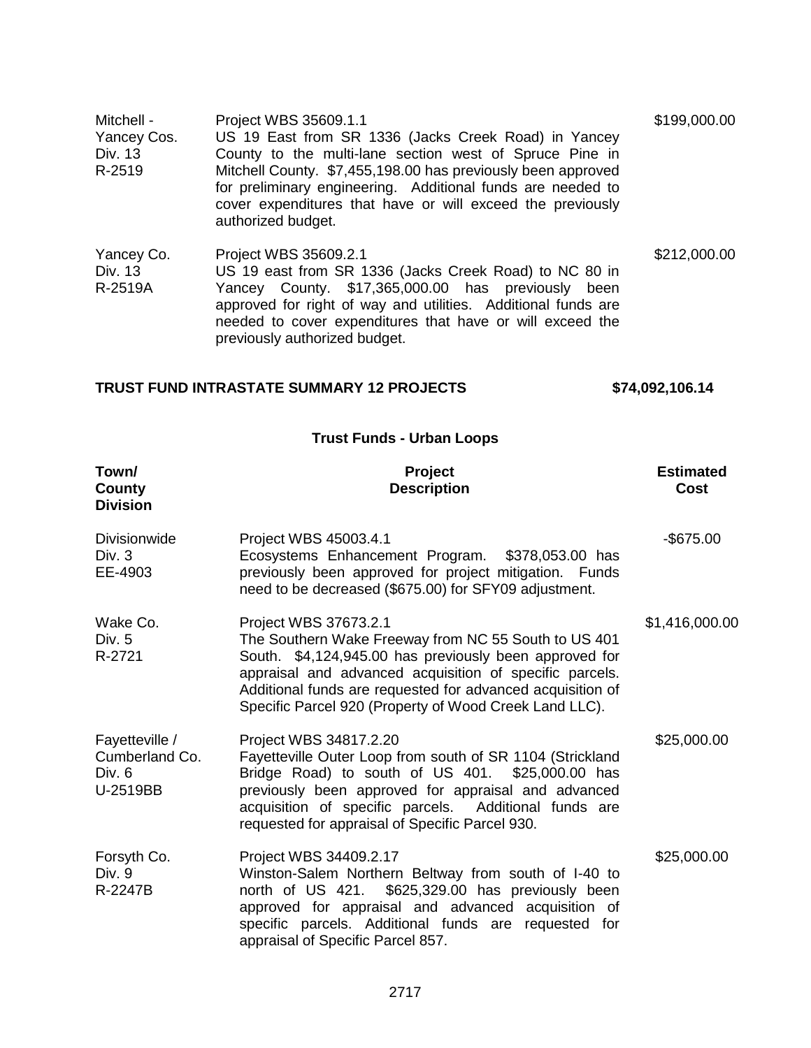| | | |
|---|---|---|
| Mitchell - Yancey Cos. Div. 13 R-2519 | Project WBS 35609.1.1 US 19 East from SR 1336 (Jacks Creek Road) in Yancey County to the multi-lane section west of Spruce Pine in Mitchell County. $7,455,198.00 has previously been approved for preliminary engineering. Additional funds are needed to cover expenditures that have or will exceed the previously authorized budget. | $199,000.00 |
| Yancey Co. Div. 13 R-2519A | Project WBS 35609.2.1 US 19 east from SR 1336 (Jacks Creek Road) to NC 80 in Yancey County. $17,365,000.00 has previously been approved for right of way and utilities. Additional funds are needed to cover expenditures that have or will exceed the previously authorized budget. | $212,000.00 |

**TRUST FUND INTRASTATE SUMMARY 12 PROJECTS $74,092,106.14**

### Trust Funds - Urban Loops

| Town/ County Division | Project Description | Estimated Cost |
|---|---|---|
| Divisionwide Div. 3 EE-4903 | Project WBS 45003.4.1 Ecosystems Enhancement Program. $378,053.00 has previously been approved for project mitigation. Funds need to be decreased ($675.00) for SFY09 adjustment. | -$675.00 |
| Wake Co. Div. 5 R-2721 | Project WBS 37673.2.1 The Southern Wake Freeway from NC 55 South to US 401 South. $4,124,945.00 has previously been approved for appraisal and advanced acquisition of specific parcels. Additional funds are requested for advanced acquisition of Specific Parcel 920 (Property of Wood Creek Land LLC). | $1,416,000.00 |
| Fayetteville / Cumberland Co. Div. 6 U-2519BB | Project WBS 34817.2.20 Fayetteville Outer Loop from south of SR 1104 (Strickland Bridge Road) to south of US 401. $25,000.00 has previously been approved for appraisal and advanced acquisition of specific parcels. Additional funds are requested for appraisal of Specific Parcel 930. | $25,000.00 |
| Forsyth Co. Div. 9 R-2247B | Project WBS 34409.2.17 Winston-Salem Northern Beltway from south of I-40 to north of US 421. $625,329.00 has previously been approved for appraisal and advanced acquisition of specific parcels. Additional funds are requested for appraisal of Specific Parcel 857. | $25,000.00 |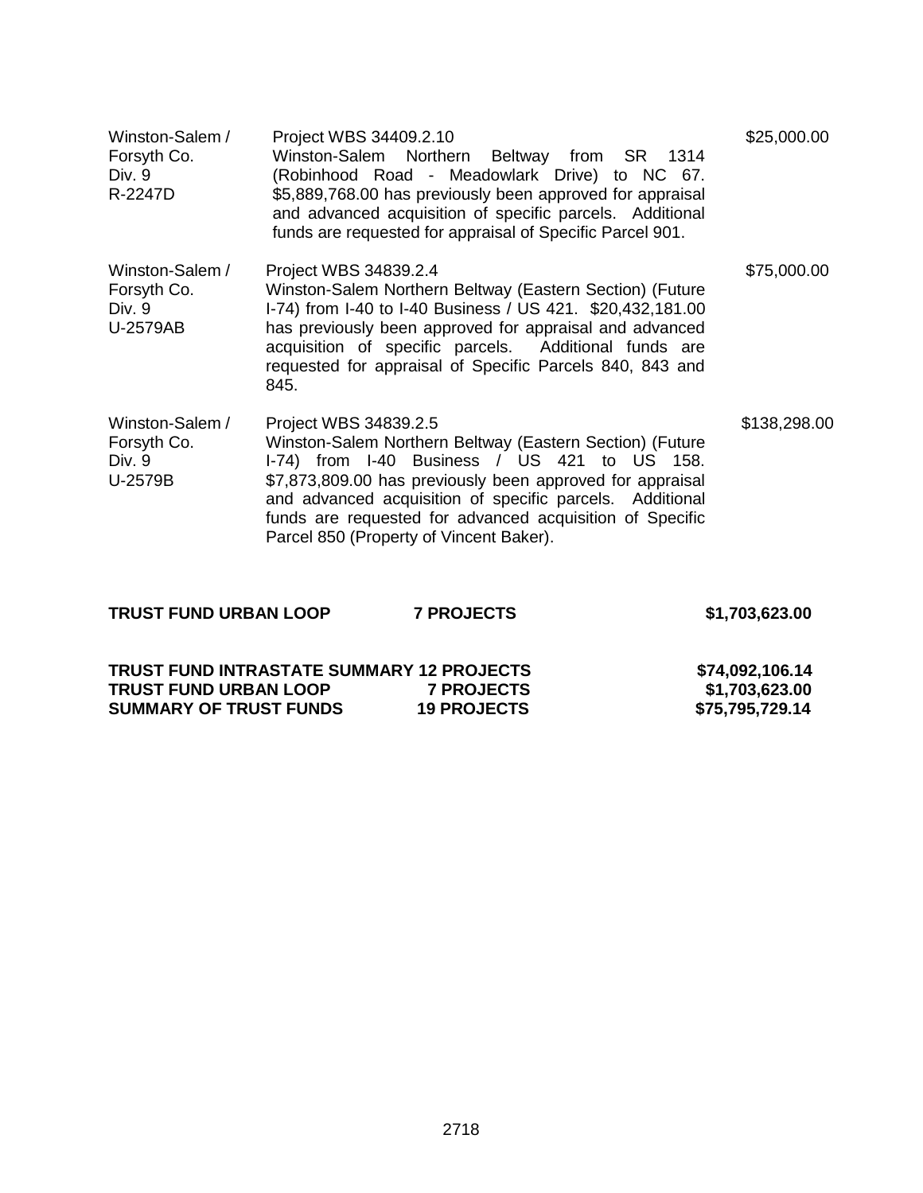| | | |
|---|---|---|
| Winston-Salem / Forsyth Co. Div. 9 R-2247D | Project WBS 34409.2.10 Winston-Salem Northern Beltway from SR 1314 (Robinhood Road - Meadowlark Drive) to NC 67. $5,889,768.00 has previously been approved for appraisal and advanced acquisition of specific parcels. Additional funds are requested for appraisal of Specific Parcel 901. | $25,000.00 |
| Winston-Salem / Forsyth Co. Div. 9 U-2579AB | Project WBS 34839.2.4 Winston-Salem Northern Beltway (Eastern Section) (Future I-74) from I-40 to I-40 Business / US 421. $20,432,181.00 has previously been approved for appraisal and advanced acquisition of specific parcels. Additional funds are requested for appraisal of Specific Parcels 840, 843 and 845. | $75,000.00 |
| Winston-Salem / Forsyth Co. Div. 9 U-2579B | Project WBS 34839.2.5 Winston-Salem Northern Beltway (Eastern Section) (Future I-74) from I-40 Business / US 421 to US 158. $7,873,809.00 has previously been approved for appraisal and advanced acquisition of specific parcels. Additional funds are requested for advanced acquisition of Specific Parcel 850 (Property of Vincent Baker). | $138,298.00 |

| | | |
|---|---|---|
| **TRUST FUND URBAN LOOP** | **7 PROJECTS** | **$1,703,623.00** |

| | | |
|---|---|---|
| **TRUST FUND INTRASTATE SUMMARY** | **12 PROJECTS** | **$74,092,106.14** |
| **TRUST FUND URBAN LOOP** | **7 PROJECTS** | **$1,703,623.00** |
| **SUMMARY OF TRUST FUNDS** | **19 PROJECTS** | **$75,795,729.14** |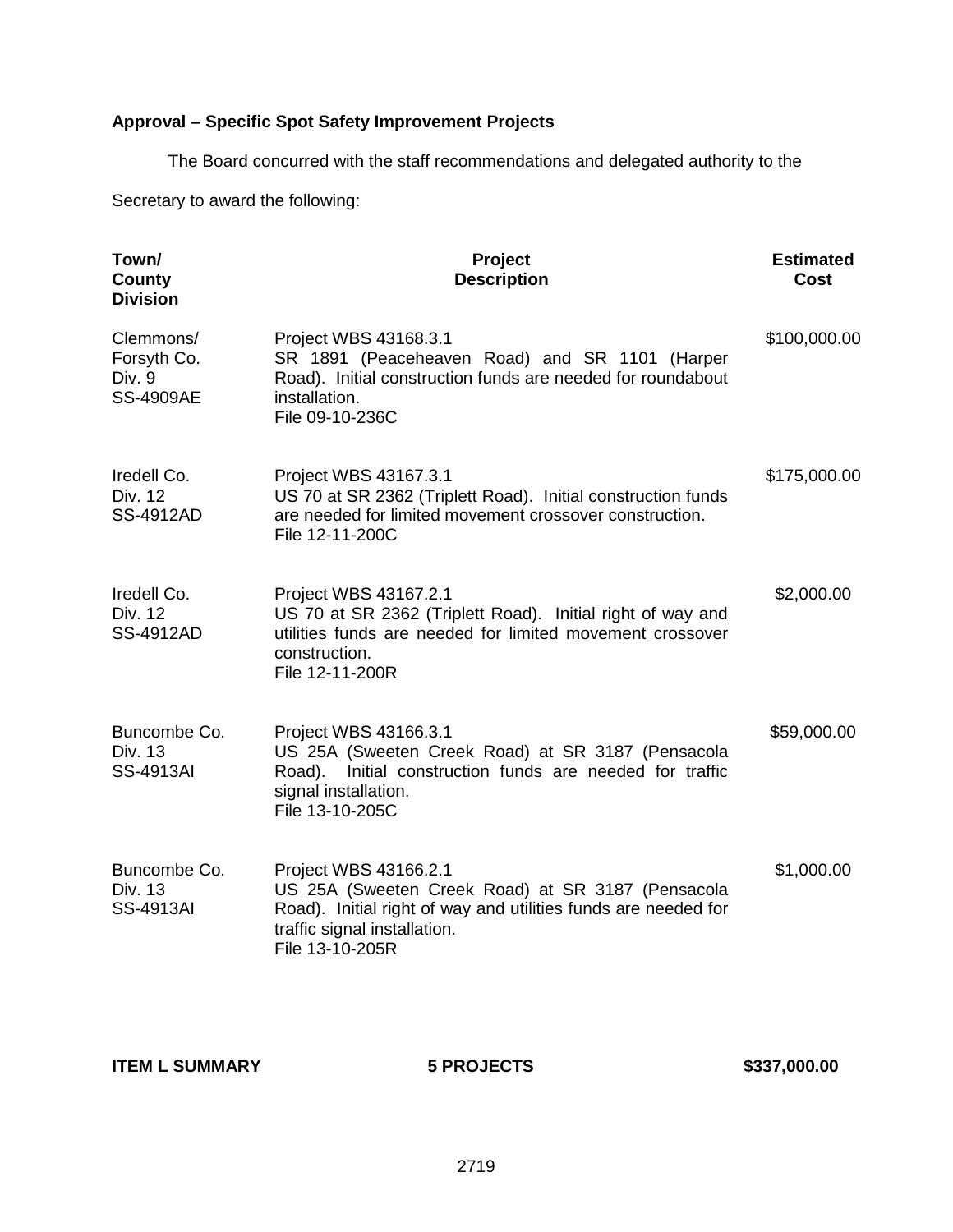**Approval – Specific Spot Safety Improvement Projects**

The Board concurred with the staff recommendations and delegated authority to the Secretary to award the following:

| Town/ County Division | Project Description | Estimated Cost |
|---|---|---|
| Clemmons/ Forsyth Co. Div. 9 SS-4909AE | Project WBS 43168.3.1 SR 1891 (Peaceheaven Road) and SR 1101 (Harper Road). Initial construction funds are needed for roundabout installation. File 09-10-236C | $100,000.00 |
| Iredell Co. Div. 12 SS-4912AD | Project WBS 43167.3.1 US 70 at SR 2362 (Triplett Road). Initial construction funds are needed for limited movement crossover construction. File 12-11-200C | $175,000.00 |
| Iredell Co. Div. 12 SS-4912AD | Project WBS 43167.2.1 US 70 at SR 2362 (Triplett Road). Initial right of way and utilities funds are needed for limited movement crossover construction. File 12-11-200R | $2,000.00 |
| Buncombe Co. Div. 13 SS-4913AI | Project WBS 43166.3.1 US 25A (Sweeten Creek Road) at SR 3187 (Pensacola Road). Initial construction funds are needed for traffic signal installation. File 13-10-205C | $59,000.00 |
| Buncombe Co. Div. 13 SS-4913AI | Project WBS 43166.2.1 US 25A (Sweeten Creek Road) at SR 3187 (Pensacola Road). Initial right of way and utilities funds are needed for traffic signal installation. File 13-10-205R | $1,000.00 |

**ITEM L SUMMARY** **5 PROJECTS** **$337,000.00**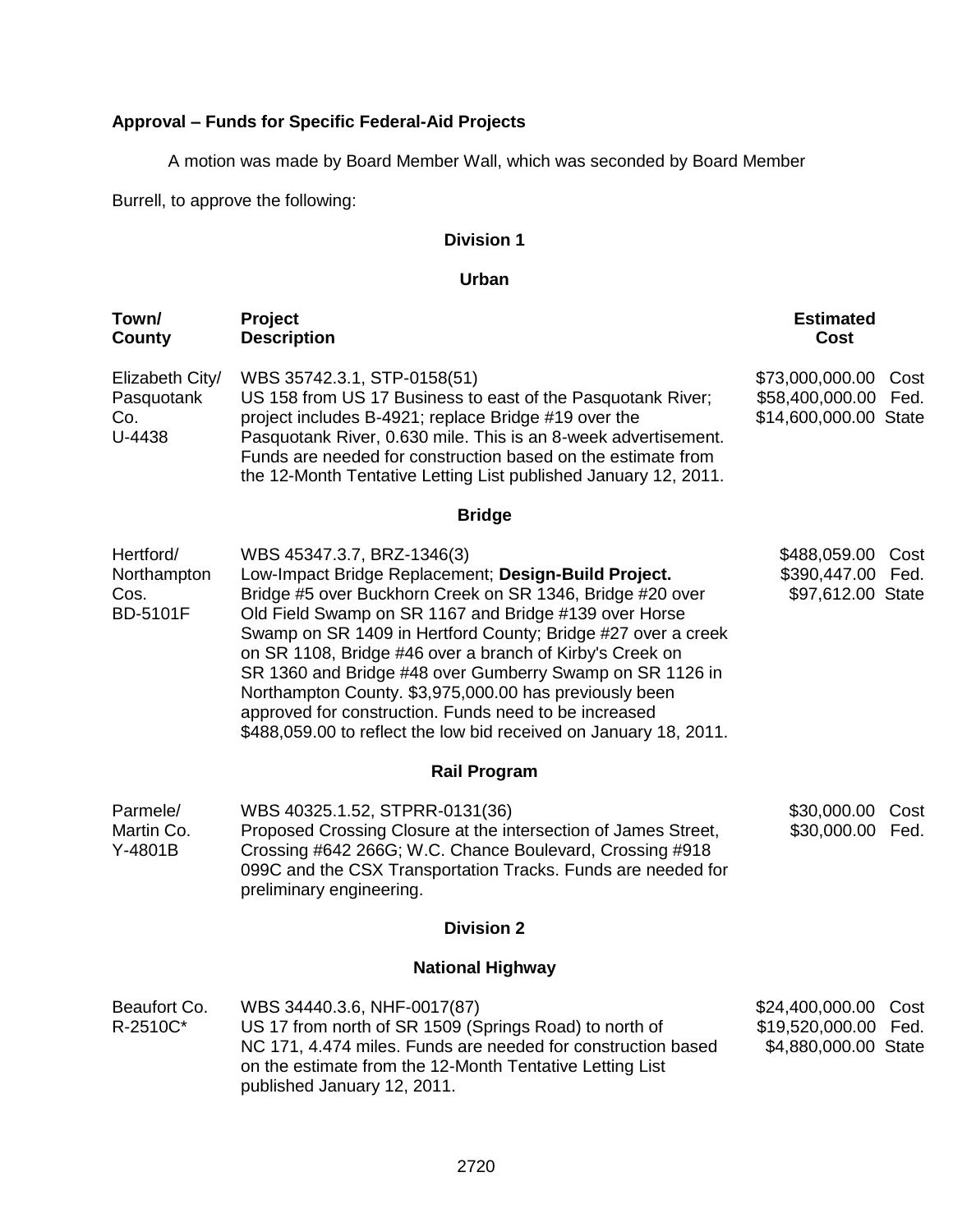**Approval – Funds for Specific Federal-Aid Projects**

A motion was made by Board Member Wall, which was seconded by Board Member Burrell, to approve the following:

**Division 1**

**Urban**

| Town/ County | Project Description | Estimated Cost |
|---|---|---|
| Elizabeth City/ Pasquotank Co. U-4438 | WBS 35742.3.1, STP-0158(51) US 158 from US 17 Business to east of the Pasquotank River; project includes B-4921; replace Bridge #19 over the Pasquotank River, 0.630 mile. This is an 8-week advertisement. Funds are needed for construction based on the estimate from the 12-Month Tentative Letting List published January 12, 2011. | \$73,000,000.00 Cost<br>\$58,400,000.00 Fed.<br>\$14,600,000.00 State |

**Bridge**

| Town/ County | Project Description | Estimated Cost |
|---|---|---|
| Hertford/ Northampton Cos. BD-5101F | WBS 45347.3.7, BRZ-1346(3) Low-Impact Bridge Replacement; **Design-Build Project.** Bridge #5 over Buckhorn Creek on SR 1346, Bridge #20 over Old Field Swamp on SR 1167 and Bridge #139 over Horse Swamp on SR 1409 in Hertford County; Bridge #27 over a creek on SR 1108, Bridge #46 over a branch of Kirby's Creek on SR 1360 and Bridge #48 over Gumberry Swamp on SR 1126 in Northampton County. \$3,975,000.00 has previously been approved for construction. Funds need to be increased \$488,059.00 to reflect the low bid received on January 18, 2011. | \$488,059.00 Cost<br>\$390,447.00 Fed.<br>\$97,612.00 State |

**Rail Program**

| Town/ County | Project Description | Estimated Cost |
|---|---|---|
| Parmele/ Martin Co. Y-4801B | WBS 40325.1.52, STPRR-0131(36) Proposed Crossing Closure at the intersection of James Street, Crossing #642 266G; W.C. Chance Boulevard, Crossing #918 099C and the CSX Transportation Tracks. Funds are needed for preliminary engineering. | \$30,000.00 Cost<br>\$30,000.00 Fed. |

**Division 2**

**National Highway**

| Town/ County | Project Description | Estimated Cost |
|---|---|---|
| Beaufort Co. R-2510C* | WBS 34440.3.6, NHF-0017(87) US 17 from north of SR 1509 (Springs Road) to north of NC 171, 4.474 miles. Funds are needed for construction based on the estimate from the 12-Month Tentative Letting List published January 12, 2011. | \$24,400,000.00 Cost<br>\$19,520,000.00 Fed.<br>\$4,880,000.00 State |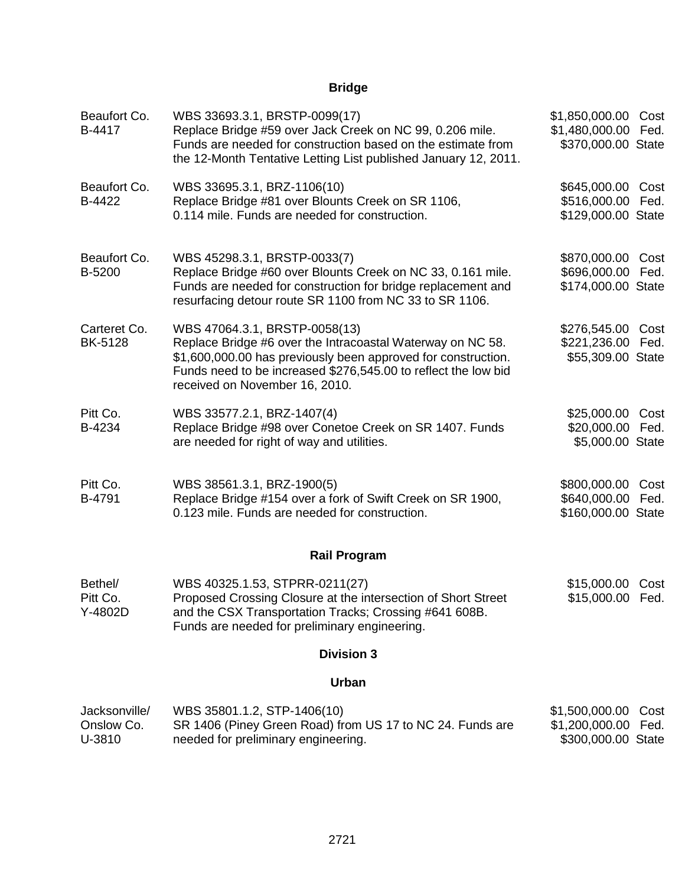## Bridge

| | | |
|---|---|---|
| Beaufort Co.<br>B-4417 | WBS 33693.3.1, BRSTP-0099(17)<br>Replace Bridge #59 over Jack Creek on NC 99, 0.206 mile. Funds are needed for construction based on the estimate from the 12-Month Tentative Letting List published January 12, 2011. | $1,850,000.00 Cost<br>$1,480,000.00 Fed.<br>$370,000.00 State |
| Beaufort Co.<br>B-4422 | WBS 33695.3.1, BRZ-1106(10)<br>Replace Bridge #81 over Blounts Creek on SR 1106, 0.114 mile. Funds are needed for construction. | $645,000.00 Cost<br>$516,000.00 Fed.<br>$129,000.00 State |
| Beaufort Co.<br>B-5200 | WBS 45298.3.1, BRSTP-0033(7)<br>Replace Bridge #60 over Blounts Creek on NC 33, 0.161 mile. Funds are needed for construction for bridge replacement and resurfacing detour route SR 1100 from NC 33 to SR 1106. | $870,000.00 Cost<br>$696,000.00 Fed.<br>$174,000.00 State |
| Carteret Co.<br>BK-5128 | WBS 47064.3.1, BRSTP-0058(13)<br>Replace Bridge #6 over the Intracoastal Waterway on NC 58. $1,600,000.00 has previously been approved for construction. Funds need to be increased $276,545.00 to reflect the low bid received on November 16, 2010. | $276,545.00 Cost<br>$221,236.00 Fed.<br>$55,309.00 State |
| Pitt Co.<br>B-4234 | WBS 33577.2.1, BRZ-1407(4)<br>Replace Bridge #98 over Conetoe Creek on SR 1407. Funds are needed for right of way and utilities. | $25,000.00 Cost<br>$20,000.00 Fed.<br>$5,000.00 State |
| Pitt Co.<br>B-4791 | WBS 38561.3.1, BRZ-1900(5)<br>Replace Bridge #154 over a fork of Swift Creek on SR 1900, 0.123 mile. Funds are needed for construction. | $800,000.00 Cost<br>$640,000.00 Fed.<br>$160,000.00 State |

## Rail Program

| | | |
|---|---|---|
| Bethel/<br>Pitt Co.<br>Y-4802D | WBS 40325.1.53, STPRR-0211(27)<br>Proposed Crossing Closure at the intersection of Short Street and the CSX Transportation Tracks; Crossing #641 608B. Funds are needed for preliminary engineering. | $15,000.00 Cost<br>$15,000.00 Fed. |

## Division 3

## Urban

| | | |
|---|---|---|
| Jacksonville/<br>Onslow Co.<br>U-3810 | WBS 35801.1.2, STP-1406(10)<br>SR 1406 (Piney Green Road) from US 17 to NC 24. Funds are needed for preliminary engineering. | $1,500,000.00 Cost<br>$1,200,000.00 Fed.<br>$300,000.00 State |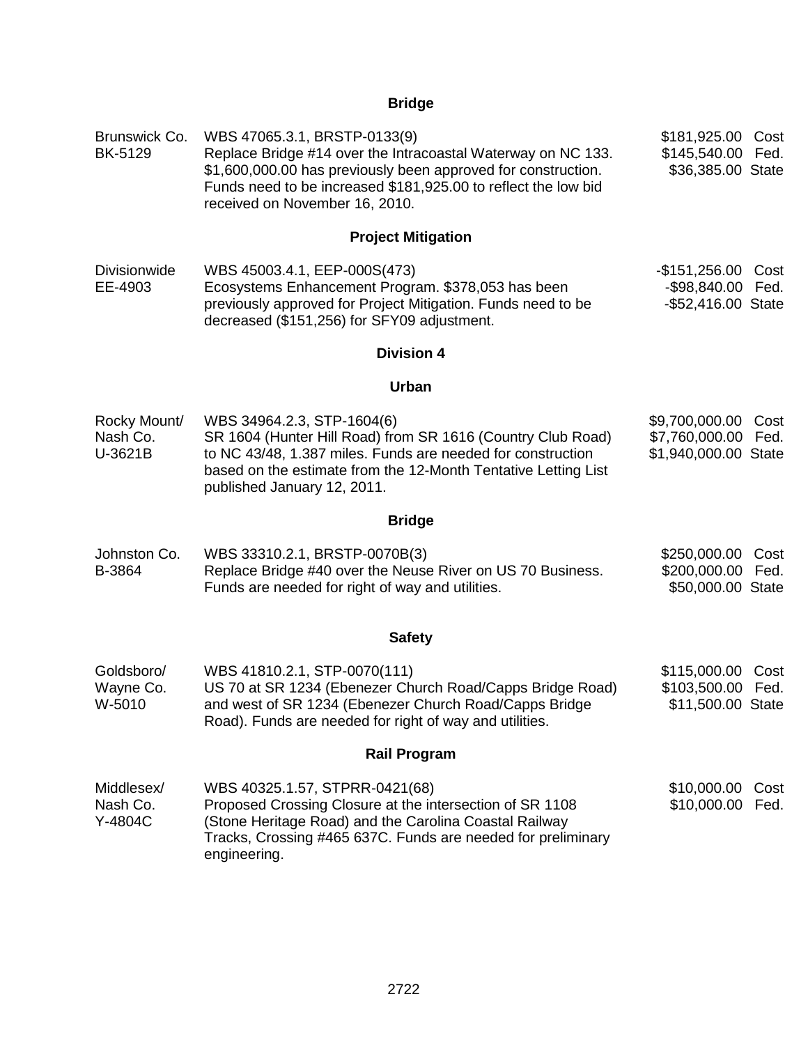**Bridge**

| | | |
|---|---|---|
| Brunswick Co.<br>BK-5129 | WBS 47065.3.1, BRSTP-0133(9)<br>Replace Bridge #14 over the Intracoastal Waterway on NC 133. $1,600,000.00 has previously been approved for construction. Funds need to be increased $181,925.00 to reflect the low bid received on November 16, 2010. | $181,925.00 Cost<br>$145,540.00 Fed.<br>$36,385.00 State |

**Project Mitigation**

| | | |
|---|---|---|
| Divisionwide<br>EE-4903 | WBS 45003.4.1, EEP-000S(473)<br>Ecosystems Enhancement Program. $378,053 has been previously approved for Project Mitigation. Funds need to be decreased ($151,256) for SFY09 adjustment. | -$151,256.00 Cost<br>-$98,840.00 Fed.<br>-$52,416.00 State |

**Division 4**

**Urban**

| | | |
|---|---|---|
| Rocky Mount/<br>Nash Co.<br>U-3621B | WBS 34964.2.3, STP-1604(6)<br>SR 1604 (Hunter Hill Road) from SR 1616 (Country Club Road) to NC 43/48, 1.387 miles. Funds are needed for construction based on the estimate from the 12-Month Tentative Letting List published January 12, 2011. | $9,700,000.00 Cost<br>$7,760,000.00 Fed.<br>$1,940,000.00 State |

**Bridge**

| | | |
|---|---|---|
| Johnston Co.<br>B-3864 | WBS 33310.2.1, BRSTP-0070B(3)<br>Replace Bridge #40 over the Neuse River on US 70 Business. Funds are needed for right of way and utilities. | $250,000.00 Cost<br>$200,000.00 Fed.<br>$50,000.00 State |

**Safety**

| | | |
|---|---|---|
| Goldsboro/<br>Wayne Co.<br>W-5010 | WBS 41810.2.1, STP-0070(111)<br>US 70 at SR 1234 (Ebenezer Church Road/Capps Bridge Road) and west of SR 1234 (Ebenezer Church Road/Capps Bridge Road). Funds are needed for right of way and utilities. | $115,000.00 Cost<br>$103,500.00 Fed.<br>$11,500.00 State |

**Rail Program**

| | | |
|---|---|---|
| Middlesex/<br>Nash Co.<br>Y-4804C | WBS 40325.1.57, STPRR-0421(68)<br>Proposed Crossing Closure at the intersection of SR 1108 (Stone Heritage Road) and the Carolina Coastal Railway Tracks, Crossing #465 637C. Funds are needed for preliminary engineering. | $10,000.00 Cost<br>$10,000.00 Fed. |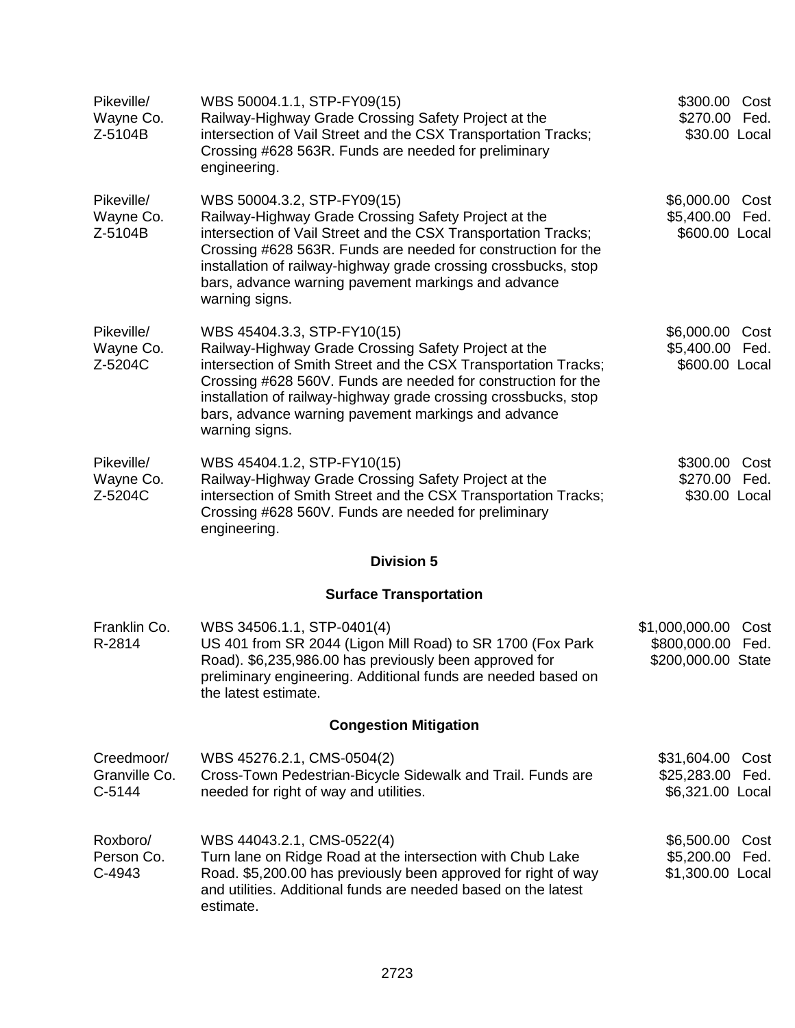| | | |
|---|---|---|
| Pikeville/<br>Wayne Co.<br>Z-5104B | WBS 50004.1.1, STP-FY09(15)<br>Railway-Highway Grade Crossing Safety Project at the intersection of Vail Street and the CSX Transportation Tracks; Crossing #628 563R. Funds are needed for preliminary engineering. | $300.00 Cost<br>$270.00 Fed.<br>$30.00 Local |
| Pikeville/<br>Wayne Co.<br>Z-5104B | WBS 50004.3.2, STP-FY09(15)<br>Railway-Highway Grade Crossing Safety Project at the intersection of Vail Street and the CSX Transportation Tracks; Crossing #628 563R. Funds are needed for construction for the installation of railway-highway grade crossing crossbucks, stop bars, advance warning pavement markings and advance warning signs. | $6,000.00 Cost<br>$5,400.00 Fed.<br>$600.00 Local |
| Pikeville/<br>Wayne Co.<br>Z-5204C | WBS 45404.3.3, STP-FY10(15)<br>Railway-Highway Grade Crossing Safety Project at the intersection of Smith Street and the CSX Transportation Tracks; Crossing #628 560V. Funds are needed for construction for the installation of railway-highway grade crossing crossbucks, stop bars, advance warning pavement markings and advance warning signs. | $6,000.00 Cost<br>$5,400.00 Fed.<br>$600.00 Local |
| Pikeville/<br>Wayne Co.<br>Z-5204C | WBS 45404.1.2, STP-FY10(15)<br>Railway-Highway Grade Crossing Safety Project at the intersection of Smith Street and the CSX Transportation Tracks; Crossing #628 560V. Funds are needed for preliminary engineering. | $300.00 Cost<br>$270.00 Fed.<br>$30.00 Local |

## Division 5

### Surface Transportation

| | | |
|---|---|---|
| Franklin Co.<br>R-2814 | WBS 34506.1.1, STP-0401(4)<br>US 401 from SR 2044 (Ligon Mill Road) to SR 1700 (Fox Park Road). $6,235,986.00 has previously been approved for preliminary engineering. Additional funds are needed based on the latest estimate. | $1,000,000.00 Cost<br>$800,000.00 Fed.<br>$200,000.00 State |

### Congestion Mitigation

| | | |
|---|---|---|
| Creedmoor/<br>Granville Co.<br>C-5144 | WBS 45276.2.1, CMS-0504(2)<br>Cross-Town Pedestrian-Bicycle Sidewalk and Trail. Funds are needed for right of way and utilities. | $31,604.00 Cost<br>$25,283.00 Fed.<br>$6,321.00 Local |
| Roxboro/<br>Person Co.<br>C-4943 | WBS 44043.2.1, CMS-0522(4)<br>Turn lane on Ridge Road at the intersection with Chub Lake Road. $5,200.00 has previously been approved for right of way and utilities. Additional funds are needed based on the latest estimate. | $6,500.00 Cost<br>$5,200.00 Fed.<br>$1,300.00 Local |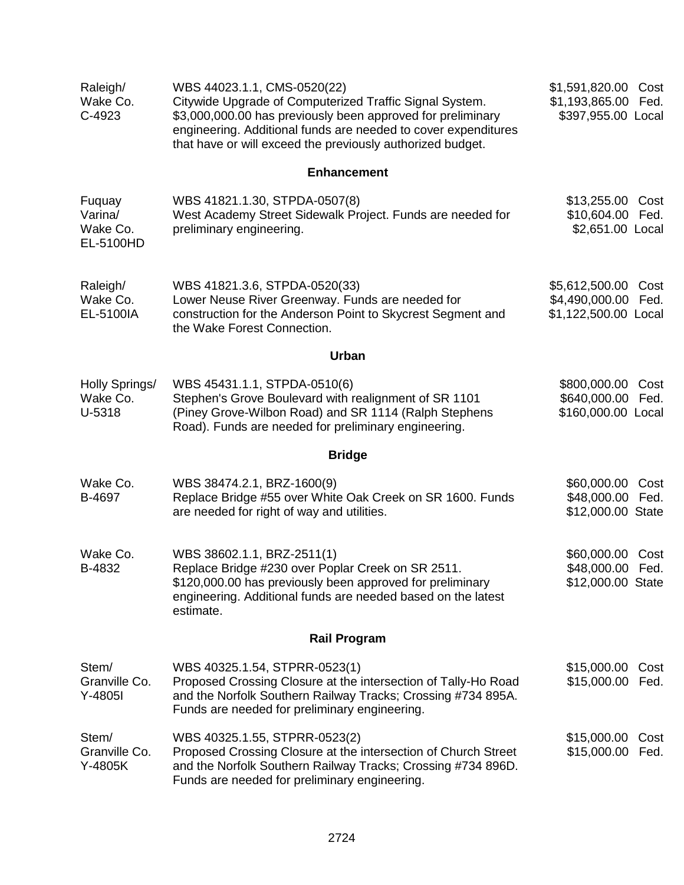| | | |
|---|---|---|
| Raleigh/<br>Wake Co.<br>C-4923 | WBS 44023.1.1, CMS-0520(22)<br>Citywide Upgrade of Computerized Traffic Signal System. $3,000,000.00 has previously been approved for preliminary engineering. Additional funds are needed to cover expenditures that have or will exceed the previously authorized budget. | $1,591,820.00 Cost<br>$1,193,865.00 Fed.<br>$397,955.00 Local |

**Enhancement**

| | | |
|---|---|---|
| Fuquay Varina/<br>Wake Co.<br>EL-5100HD | WBS 41821.1.30, STPDA-0507(8)<br>West Academy Street Sidewalk Project. Funds are needed for preliminary engineering. | $13,255.00 Cost<br>$10,604.00 Fed.<br>$2,651.00 Local |
| Raleigh/<br>Wake Co.<br>EL-5100IA | WBS 41821.3.6, STPDA-0520(33)<br>Lower Neuse River Greenway. Funds are needed for construction for the Anderson Point to Skycrest Segment and the Wake Forest Connection. | $5,612,500.00 Cost<br>$4,490,000.00 Fed.<br>$1,122,500.00 Local |

**Urban**

| | | |
|---|---|---|
| Holly Springs/<br>Wake Co.<br>U-5318 | WBS 45431.1.1, STPDA-0510(6)<br>Stephen's Grove Boulevard with realignment of SR 1101 (Piney Grove-Wilbon Road) and SR 1114 (Ralph Stephens Road). Funds are needed for preliminary engineering. | $800,000.00 Cost<br>$640,000.00 Fed.<br>$160,000.00 Local |

**Bridge**

| | | |
|---|---|---|
| Wake Co.<br>B-4697 | WBS 38474.2.1, BRZ-1600(9)<br>Replace Bridge #55 over White Oak Creek on SR 1600. Funds are needed for right of way and utilities. | $60,000.00 Cost<br>$48,000.00 Fed.<br>$12,000.00 State |
| Wake Co.<br>B-4832 | WBS 38602.1.1, BRZ-2511(1)<br>Replace Bridge #230 over Poplar Creek on SR 2511. $120,000.00 has previously been approved for preliminary engineering. Additional funds are needed based on the latest estimate. | $60,000.00 Cost<br>$48,000.00 Fed.<br>$12,000.00 State |

**Rail Program**

| | | |
|---|---|---|
| Stem/<br>Granville Co.<br>Y-4805I | WBS 40325.1.54, STPRR-0523(1)<br>Proposed Crossing Closure at the intersection of Tally-Ho Road and the Norfolk Southern Railway Tracks; Crossing #734 895A. Funds are needed for preliminary engineering. | $15,000.00 Cost<br>$15,000.00 Fed. |
| Stem/<br>Granville Co.<br>Y-4805K | WBS 40325.1.55, STPRR-0523(2)<br>Proposed Crossing Closure at the intersection of Church Street and the Norfolk Southern Railway Tracks; Crossing #734 896D. Funds are needed for preliminary engineering. | $15,000.00 Cost<br>$15,000.00 Fed. |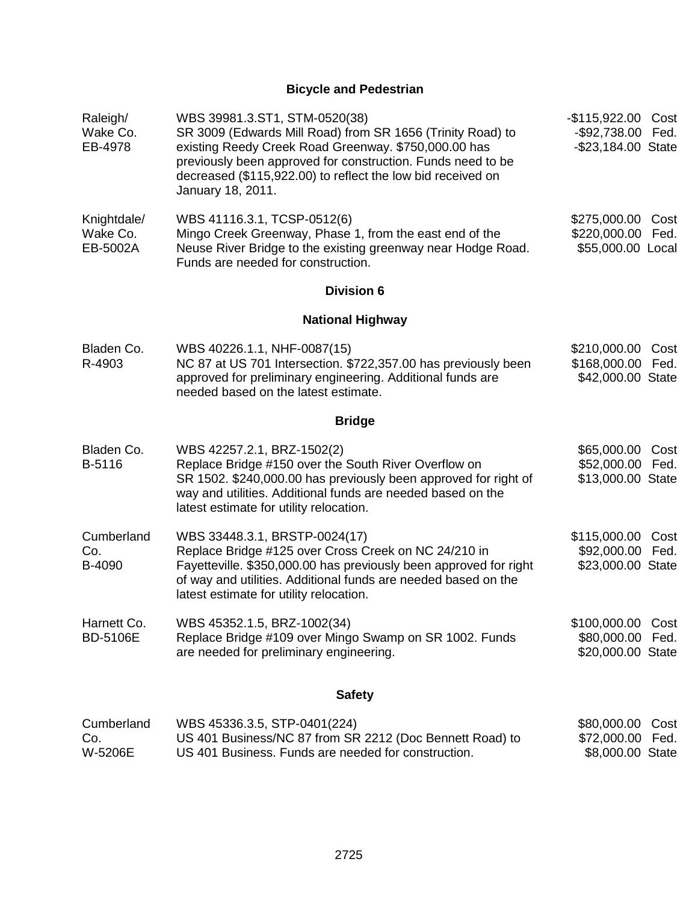## Bicycle and Pedestrian

| | | |
|---|---|---|
| Raleigh/ Wake Co. EB-4978 | WBS 39981.3.ST1, STM-0520(38) SR 3009 (Edwards Mill Road) from SR 1656 (Trinity Road) to existing Reedy Creek Road Greenway. $750,000.00 has previously been approved for construction. Funds need to be decreased ($115,922.00) to reflect the low bid received on January 18, 2011. | -$115,922.00 Cost<br>-$92,738.00 Fed.<br>-$23,184.00 State |
| Knightdale/ Wake Co. EB-5002A | WBS 41116.3.1, TCSP-0512(6) Mingo Creek Greenway, Phase 1, from the east end of the Neuse River Bridge to the existing greenway near Hodge Road. Funds are needed for construction. | $275,000.00 Cost<br>$220,000.00 Fed.<br>$55,000.00 Local |

## Division 6

## National Highway

| | | |
|---|---|---|
| Bladen Co. R-4903 | WBS 40226.1.1, NHF-0087(15) NC 87 at US 701 Intersection. $722,357.00 has previously been approved for preliminary engineering. Additional funds are needed based on the latest estimate. | $210,000.00 Cost<br>$168,000.00 Fed.<br>$42,000.00 State |

## Bridge

| | | |
|---|---|---|
| Bladen Co. B-5116 | WBS 42257.2.1, BRZ-1502(2) Replace Bridge #150 over the South River Overflow on SR 1502. $240,000.00 has previously been approved for right of way and utilities. Additional funds are needed based on the latest estimate for utility relocation. | $65,000.00 Cost<br>$52,000.00 Fed.<br>$13,000.00 State |
| Cumberland Co. B-4090 | WBS 33448.3.1, BRSTP-0024(17) Replace Bridge #125 over Cross Creek on NC 24/210 in Fayetteville. $350,000.00 has previously been approved for right of way and utilities. Additional funds are needed based on the latest estimate for utility relocation. | $115,000.00 Cost<br>$92,000.00 Fed.<br>$23,000.00 State |
| Harnett Co. BD-5106E | WBS 45352.1.5, BRZ-1002(34) Replace Bridge #109 over Mingo Swamp on SR 1002. Funds are needed for preliminary engineering. | $100,000.00 Cost<br>$80,000.00 Fed.<br>$20,000.00 State |

## Safety

| | | |
|---|---|---|
| Cumberland Co. W-5206E | WBS 45336.3.5, STP-0401(224) US 401 Business/NC 87 from SR 2212 (Doc Bennett Road) to US 401 Business. Funds are needed for construction. | $80,000.00 Cost<br>$72,000.00 Fed.<br>$8,000.00 State |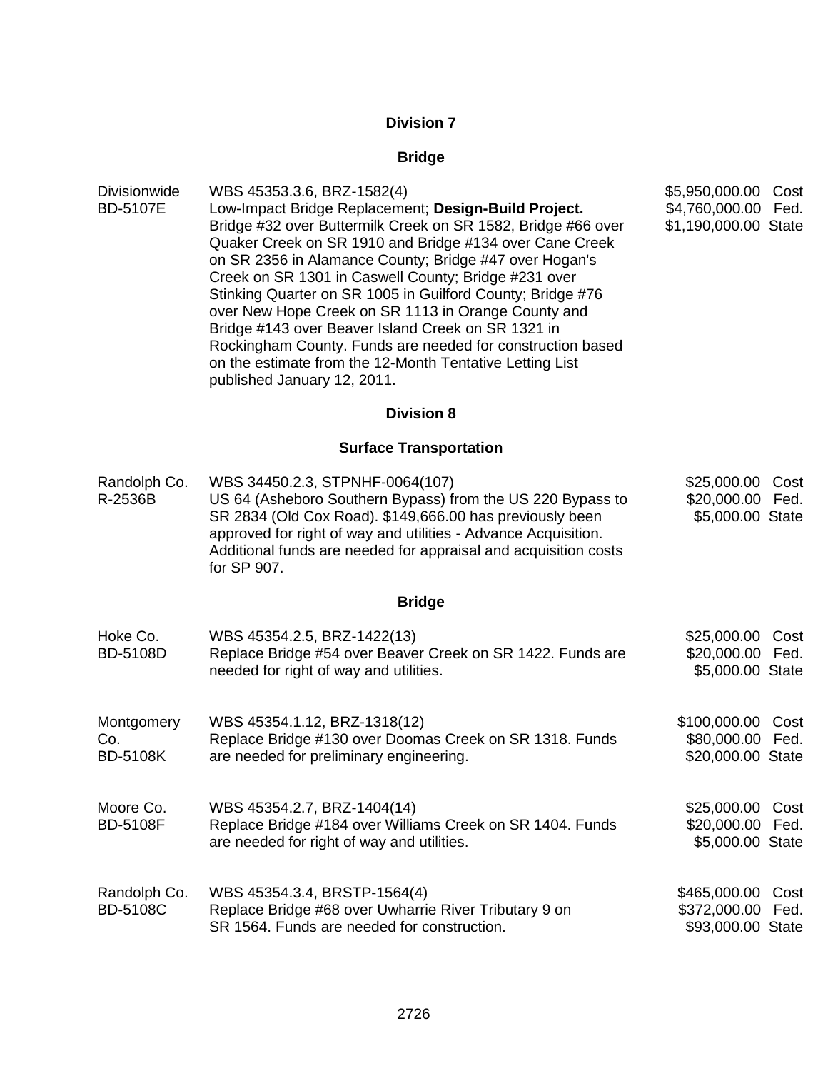## Division 7

### Bridge

| | | |
|---|---|---|
| Divisionwide<br>BD-5107E | WBS 45353.3.6, BRZ-1582(4)<br>Low-Impact Bridge Replacement; **Design-Build Project.** Bridge #32 over Buttermilk Creek on SR 1582, Bridge #66 over Quaker Creek on SR 1910 and Bridge #134 over Cane Creek on SR 2356 in Alamance County; Bridge #47 over Hogan's Creek on SR 1301 in Caswell County; Bridge #231 over Stinking Quarter on SR 1005 in Guilford County; Bridge #76 over New Hope Creek on SR 1113 in Orange County and Bridge #143 over Beaver Island Creek on SR 1321 in Rockingham County. Funds are needed for construction based on the estimate from the 12-Month Tentative Letting List published January 12, 2011. | $5,950,000.00 Cost<br>$4,760,000.00 Fed.<br>$1,190,000.00 State |

## Division 8

### Surface Transportation

| | | |
|---|---|---|
| Randolph Co.<br>R-2536B | WBS 34450.2.3, STPNHF-0064(107)<br>US 64 (Asheboro Southern Bypass) from the US 220 Bypass to SR 2834 (Old Cox Road). $149,666.00 has previously been approved for right of way and utilities - Advance Acquisition. Additional funds are needed for appraisal and acquisition costs for SP 907. | $25,000.00 Cost<br>$20,000.00 Fed.<br>$5,000.00 State |

### Bridge

| | | |
|---|---|---|
| Hoke Co.<br>BD-5108D | WBS 45354.2.5, BRZ-1422(13)<br>Replace Bridge #54 over Beaver Creek on SR 1422. Funds are needed for right of way and utilities. | $25,000.00 Cost<br>$20,000.00 Fed.<br>$5,000.00 State |
| Montgomery Co.<br>BD-5108K | WBS 45354.1.12, BRZ-1318(12)<br>Replace Bridge #130 over Doomas Creek on SR 1318. Funds are needed for preliminary engineering. | $100,000.00 Cost<br>$80,000.00 Fed.<br>$20,000.00 State |
| Moore Co.<br>BD-5108F | WBS 45354.2.7, BRZ-1404(14)<br>Replace Bridge #184 over Williams Creek on SR 1404. Funds are needed for right of way and utilities. | $25,000.00 Cost<br>$20,000.00 Fed.<br>$5,000.00 State |
| Randolph Co.<br>BD-5108C | WBS 45354.3.4, BRSTP-1564(4)<br>Replace Bridge #68 over Uwharrie River Tributary 9 on SR 1564. Funds are needed for construction. | $465,000.00 Cost<br>$372,000.00 Fed.<br>$93,000.00 State |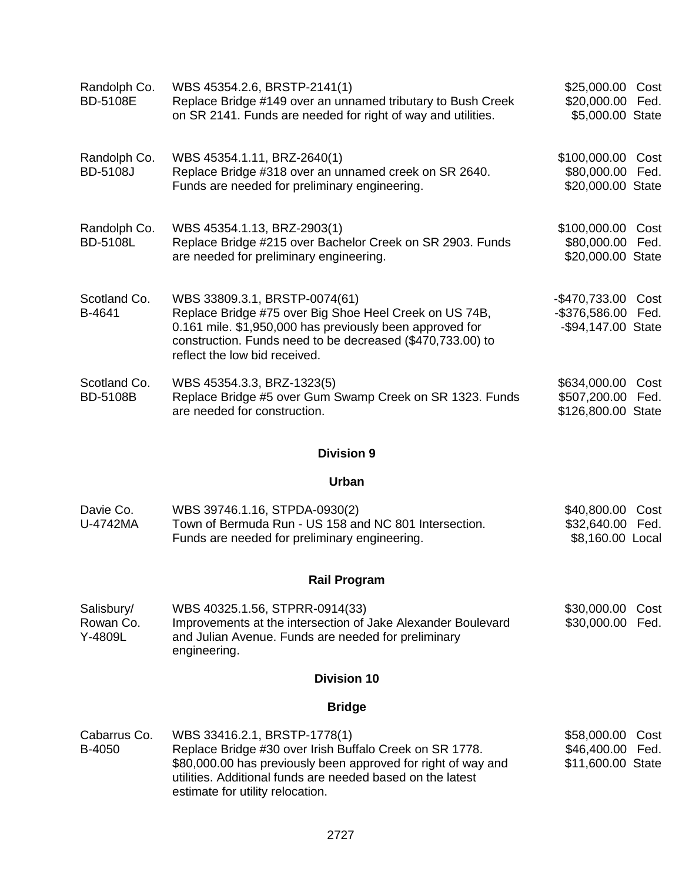| | | |
|---|---|---|
| Randolph Co.<br>BD-5108E | WBS 45354.2.6, BRSTP-2141(1)<br>Replace Bridge #149 over an unnamed tributary to Bush Creek on SR 2141. Funds are needed for right of way and utilities. | $25,000.00 Cost<br>$20,000.00 Fed.<br>$5,000.00 State |
| Randolph Co.<br>BD-5108J | WBS 45354.1.11, BRZ-2640(1)<br>Replace Bridge #318 over an unnamed creek on SR 2640. Funds are needed for preliminary engineering. | $100,000.00 Cost<br>$80,000.00 Fed.<br>$20,000.00 State |
| Randolph Co.<br>BD-5108L | WBS 45354.1.13, BRZ-2903(1)<br>Replace Bridge #215 over Bachelor Creek on SR 2903. Funds are needed for preliminary engineering. | $100,000.00 Cost<br>$80,000.00 Fed.<br>$20,000.00 State |
| Scotland Co.<br>B-4641 | WBS 33809.3.1, BRSTP-0074(61)<br>Replace Bridge #75 over Big Shoe Heel Creek on US 74B, 0.161 mile. $1,950,000 has previously been approved for construction. Funds need to be decreased ($470,733.00) to reflect the low bid received. | -$470,733.00 Cost<br>-$376,586.00 Fed.<br>-$94,147.00 State |
| Scotland Co.<br>BD-5108B | WBS 45354.3.3, BRZ-1323(5)<br>Replace Bridge #5 over Gum Swamp Creek on SR 1323. Funds are needed for construction. | $634,000.00 Cost<br>$507,200.00 Fed.<br>$126,800.00 State |

## Division 9

### Urban

| | | |
|---|---|---|
| Davie Co.<br>U-4742MA | WBS 39746.1.16, STPDA-0930(2)<br>Town of Bermuda Run - US 158 and NC 801 Intersection. Funds are needed for preliminary engineering. | $40,800.00 Cost<br>$32,640.00 Fed.<br>$8,160.00 Local |

### Rail Program

| | | |
|---|---|---|
| Salisbury/<br>Rowan Co.<br>Y-4809L | WBS 40325.1.56, STPRR-0914(33)<br>Improvements at the intersection of Jake Alexander Boulevard and Julian Avenue. Funds are needed for preliminary engineering. | $30,000.00 Cost<br>$30,000.00 Fed. |

## Division 10

### Bridge

| | | |
|---|---|---|
| Cabarrus Co.<br>B-4050 | WBS 33416.2.1, BRSTP-1778(1)<br>Replace Bridge #30 over Irish Buffalo Creek on SR 1778. $80,000.00 has previously been approved for right of way and utilities. Additional funds are needed based on the latest estimate for utility relocation. | $58,000.00 Cost<br>$46,400.00 Fed.<br>$11,600.00 State |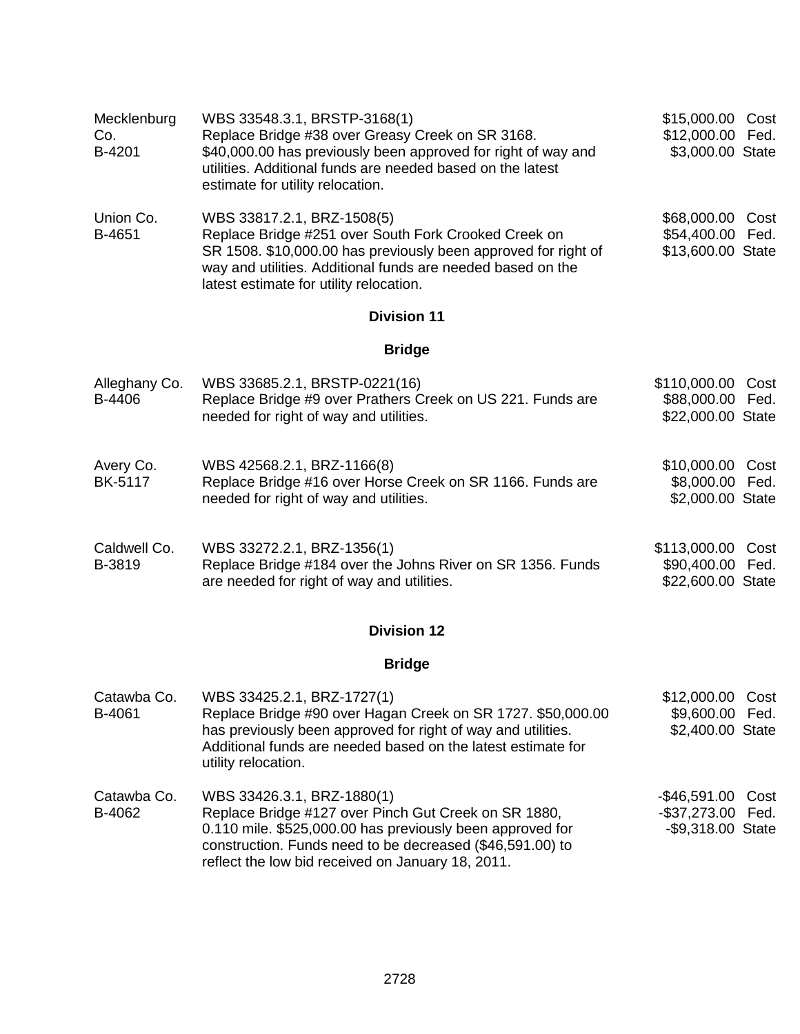| | | |
|---|---|---|
| Mecklenburg Co.<br>B-4201 | WBS 33548.3.1, BRSTP-3168(1)<br>Replace Bridge #38 over Greasy Creek on SR 3168. $40,000.00 has previously been approved for right of way and utilities. Additional funds are needed based on the latest estimate for utility relocation. | $15,000.00 Cost<br>$12,000.00 Fed.<br>$3,000.00 State |
| Union Co.<br>B-4651 | WBS 33817.2.1, BRZ-1508(5)<br>Replace Bridge #251 over South Fork Crooked Creek on SR 1508. $10,000.00 has previously been approved for right of way and utilities. Additional funds are needed based on the latest estimate for utility relocation. | $68,000.00 Cost<br>$54,400.00 Fed.<br>$13,600.00 State |

## Division 11

### Bridge

| | | |
|---|---|---|
| Alleghany Co.<br>B-4406 | WBS 33685.2.1, BRSTP-0221(16)<br>Replace Bridge #9 over Prathers Creek on US 221. Funds are needed for right of way and utilities. | $110,000.00 Cost<br>$88,000.00 Fed.<br>$22,000.00 State |
| Avery Co.<br>BK-5117 | WBS 42568.2.1, BRZ-1166(8)<br>Replace Bridge #16 over Horse Creek on SR 1166. Funds are needed for right of way and utilities. | $10,000.00 Cost<br>$8,000.00 Fed.<br>$2,000.00 State |
| Caldwell Co.<br>B-3819 | WBS 33272.2.1, BRZ-1356(1)<br>Replace Bridge #184 over the Johns River on SR 1356. Funds are needed for right of way and utilities. | $113,000.00 Cost<br>$90,400.00 Fed.<br>$22,600.00 State |

## Division 12

### Bridge

| | | |
|---|---|---|
| Catawba Co.<br>B-4061 | WBS 33425.2.1, BRZ-1727(1)<br>Replace Bridge #90 over Hagan Creek on SR 1727. $50,000.00 has previously been approved for right of way and utilities. Additional funds are needed based on the latest estimate for utility relocation. | $12,000.00 Cost<br>$9,600.00 Fed.<br>$2,400.00 State |
| Catawba Co.<br>B-4062 | WBS 33426.3.1, BRZ-1880(1)<br>Replace Bridge #127 over Pinch Gut Creek on SR 1880, 0.110 mile. $525,000.00 has previously been approved for construction. Funds need to be decreased ($46,591.00) to reflect the low bid received on January 18, 2011. | -$46,591.00 Cost<br>-$37,273.00 Fed.<br>-$9,318.00 State |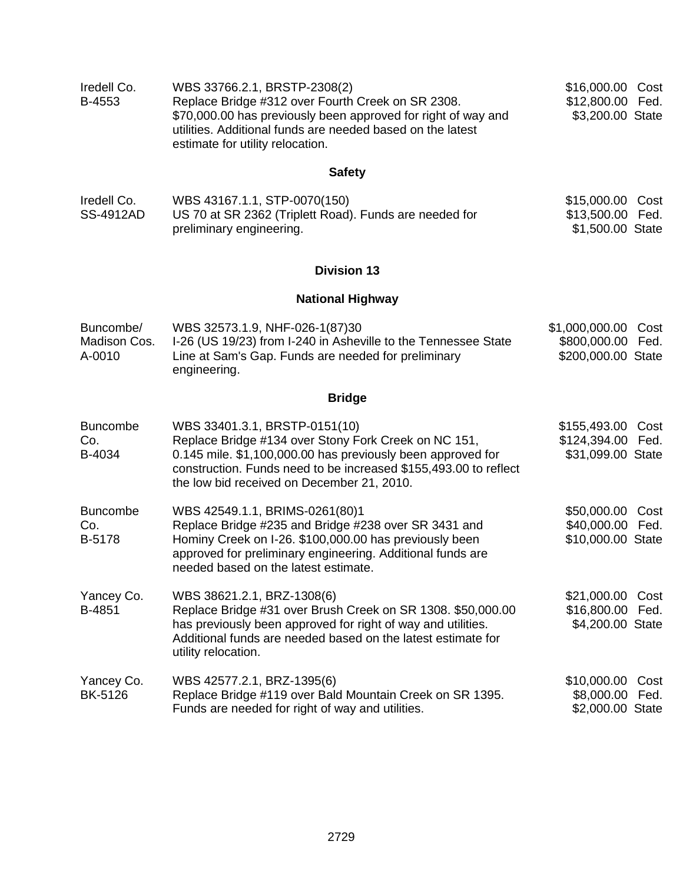| | | |
|---|---|---|
| Iredell Co.<br>B-4553 | WBS 33766.2.1, BRSTP-2308(2)<br>Replace Bridge #312 over Fourth Creek on SR 2308. $70,000.00 has previously been approved for right of way and utilities. Additional funds are needed based on the latest estimate for utility relocation. | $16,000.00 Cost<br>$12,800.00 Fed.<br>$3,200.00 State |

**Safety**

| | | |
|---|---|---|
| Iredell Co.<br>SS-4912AD | WBS 43167.1.1, STP-0070(150)<br>US 70 at SR 2362 (Triplett Road). Funds are needed for preliminary engineering. | $15,000.00 Cost<br>$13,500.00 Fed.<br>$1,500.00 State |

**Division 13**

**National Highway**

| | | |
|---|---|---|
| Buncombe/<br>Madison Cos.<br>A-0010 | WBS 32573.1.9, NHF-026-1(87)30<br>I-26 (US 19/23) from I-240 in Asheville to the Tennessee State Line at Sam's Gap. Funds are needed for preliminary engineering. | $1,000,000.00 Cost<br>$800,000.00 Fed.<br>$200,000.00 State |

**Bridge**

| | | |
|---|---|---|
| Buncombe<br>Co.<br>B-4034 | WBS 33401.3.1, BRSTP-0151(10)<br>Replace Bridge #134 over Stony Fork Creek on NC 151, 0.145 mile. $1,100,000.00 has previously been approved for construction. Funds need to be increased $155,493.00 to reflect the low bid received on December 21, 2010. | $155,493.00 Cost<br>$124,394.00 Fed.<br>$31,099.00 State |
| Buncombe<br>Co.<br>B-5178 | WBS 42549.1.1, BRIMS-0261(80)1<br>Replace Bridge #235 and Bridge #238 over SR 3431 and Hominy Creek on I-26. $100,000.00 has previously been approved for preliminary engineering. Additional funds are needed based on the latest estimate. | $50,000.00 Cost<br>$40,000.00 Fed.<br>$10,000.00 State |
| Yancey Co.<br>B-4851 | WBS 38621.2.1, BRZ-1308(6)<br>Replace Bridge #31 over Brush Creek on SR 1308. $50,000.00 has previously been approved for right of way and utilities. Additional funds are needed based on the latest estimate for utility relocation. | $21,000.00 Cost<br>$16,800.00 Fed.<br>$4,200.00 State |
| Yancey Co.<br>BK-5126 | WBS 42577.2.1, BRZ-1395(6)<br>Replace Bridge #119 over Bald Mountain Creek on SR 1395. Funds are needed for right of way and utilities. | $10,000.00 Cost<br>$8,000.00 Fed.<br>$2,000.00 State |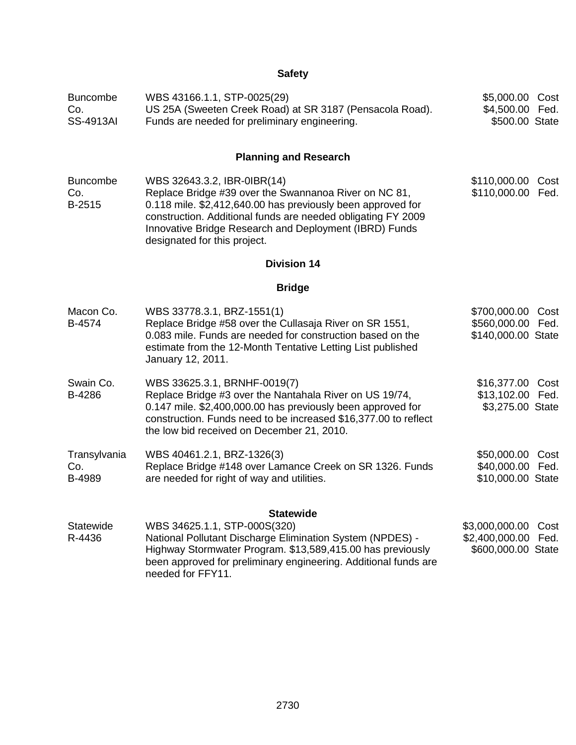## Safety

| | | |
|---|---|---|
| Buncombe Co. SS-4913AI | WBS 43166.1.1, STP-0025(29) US 25A (Sweeten Creek Road) at SR 3187 (Pensacola Road). Funds are needed for preliminary engineering. | $5,000.00 Cost $4,500.00 Fed. $500.00 State |

## Planning and Research

| | | |
|---|---|---|
| Buncombe Co. B-2515 | WBS 32643.3.2, IBR-0IBR(14) Replace Bridge #39 over the Swannanoa River on NC 81, 0.118 mile. $2,412,640.00 has previously been approved for construction. Additional funds are needed obligating FY 2009 Innovative Bridge Research and Deployment (IBRD) Funds designated for this project. | $110,000.00 Cost $110,000.00 Fed. |

## Division 14

## Bridge

| | | |
|---|---|---|
| Macon Co. B-4574 | WBS 33778.3.1, BRZ-1551(1) Replace Bridge #58 over the Cullasaja River on SR 1551, 0.083 mile. Funds are needed for construction based on the estimate from the 12-Month Tentative Letting List published January 12, 2011. | $700,000.00 Cost $560,000.00 Fed. $140,000.00 State |
| Swain Co. B-4286 | WBS 33625.3.1, BRNHF-0019(7) Replace Bridge #3 over the Nantahala River on US 19/74, 0.147 mile. $2,400,000.00 has previously been approved for construction. Funds need to be increased $16,377.00 to reflect the low bid received on December 21, 2010. | $16,377.00 Cost $13,102.00 Fed. $3,275.00 State |
| Transylvania Co. B-4989 | WBS 40461.2.1, BRZ-1326(3) Replace Bridge #148 over Lamance Creek on SR 1326. Funds are needed for right of way and utilities. | $50,000.00 Cost $40,000.00 Fed. $10,000.00 State |

## Statewide

| | | |
|---|---|---|
| Statewide R-4436 | WBS 34625.1.1, STP-000S(320) National Pollutant Discharge Elimination System (NPDES) - Highway Stormwater Program. $13,589,415.00 has previously been approved for preliminary engineering. Additional funds are needed for FFY11. | $3,000,000.00 Cost $2,400,000.00 Fed. $600,000.00 State |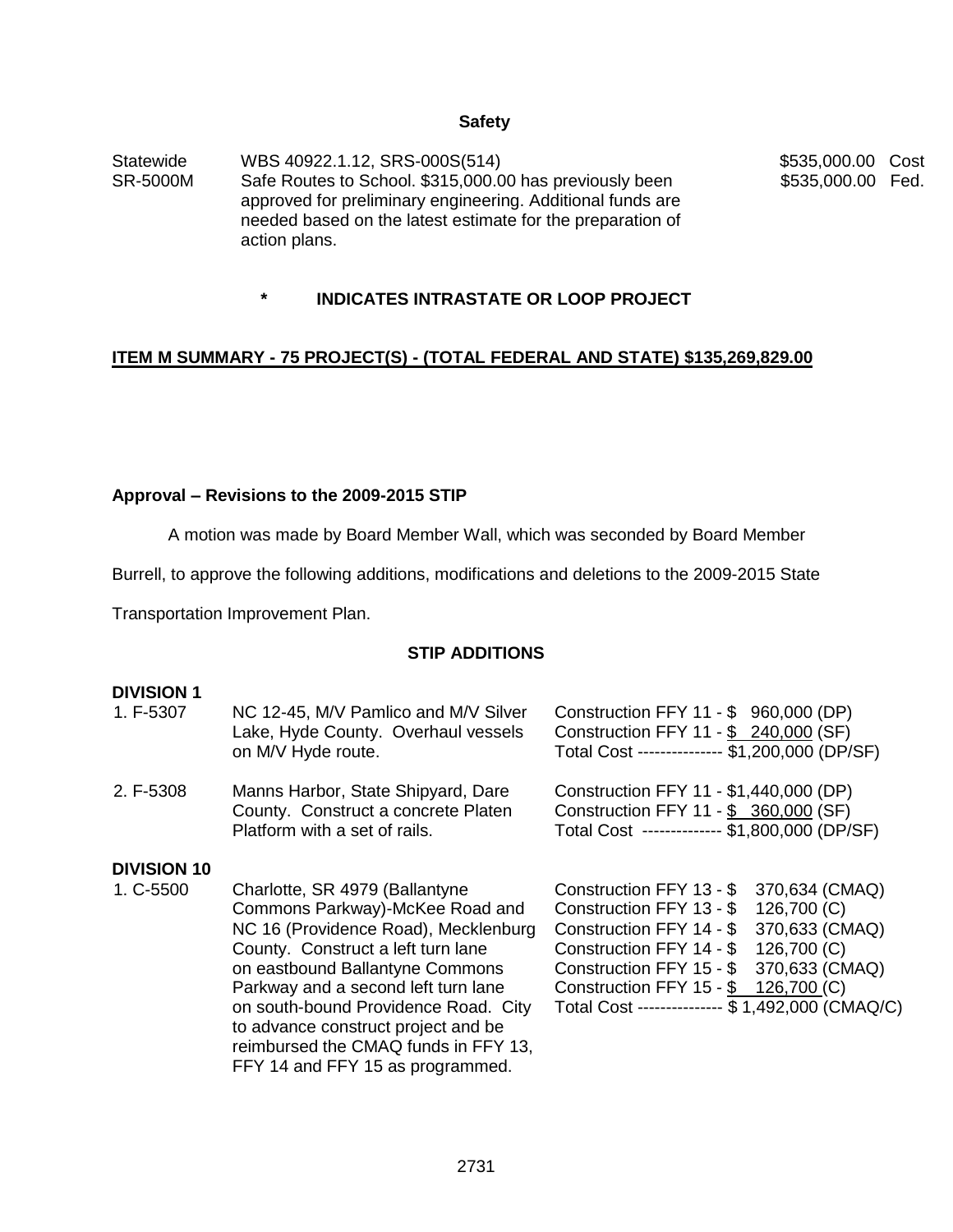**Safety**

| | | |
|---|---|---|
| Statewide<br>SR-5000M | WBS 40922.1.12, SRS-000S(514)<br>Safe Routes to School. $315,000.00 has previously been approved for preliminary engineering. Additional funds are needed based on the latest estimate for the preparation of action plans. | $535,000.00 Cost<br>$535,000.00 Fed. |

**\* INDICATES INTRASTATE OR LOOP PROJECT**

**ITEM M SUMMARY - 75 PROJECT(S) - (TOTAL FEDERAL AND STATE) $135,269,829.00**

**Approval – Revisions to the 2009-2015 STIP**

A motion was made by Board Member Wall, which was seconded by Board Member Burrell, to approve the following additions, modifications and deletions to the 2009-2015 State Transportation Improvement Plan.

**STIP ADDITIONS**

**DIVISION 1**

| | | |
|---|---|---|
| 1. F-5307 | NC 12-45, M/V Pamlico and M/V Silver Lake, Hyde County. Overhaul vessels on M/V Hyde route. | Construction FFY 11 - $ 960,000 (DP)<br>Construction FFY 11 - $ 240,000 (SF)<br>Total Cost -------------- $1,200,000 (DP/SF) |
| 2. F-5308 | Manns Harbor, State Shipyard, Dare County. Construct a concrete Platen Platform with a set of rails. | Construction FFY 11 - $1,440,000 (DP)<br>Construction FFY 11 - $ 360,000 (SF)<br>Total Cost -------------- $1,800,000 (DP/SF) |

**DIVISION 10**

| | | |
|---|---|---|
| 1. C-5500 | Charlotte, SR 4979 (Ballantyne Commons Parkway)-McKee Road and NC 16 (Providence Road), Mecklenburg County. Construct a left turn lane on eastbound Ballantyne Commons Parkway and a second left turn lane on south-bound Providence Road. City to advance construct project and be reimbursed the CMAQ funds in FFY 13, FFY 14 and FFY 15 as programmed. | Construction FFY 13 - $ 370,634 (CMAQ)<br>Construction FFY 13 - $ 126,700 (C)<br>Construction FFY 14 - $ 370,633 (CMAQ)<br>Construction FFY 14 - $ 126,700 (C)<br>Construction FFY 15 - $ 370,633 (CMAQ)<br>Construction FFY 15 - $ 126,700 (C)<br>Total Cost -------------- $ 1,492,000 (CMAQ/C) |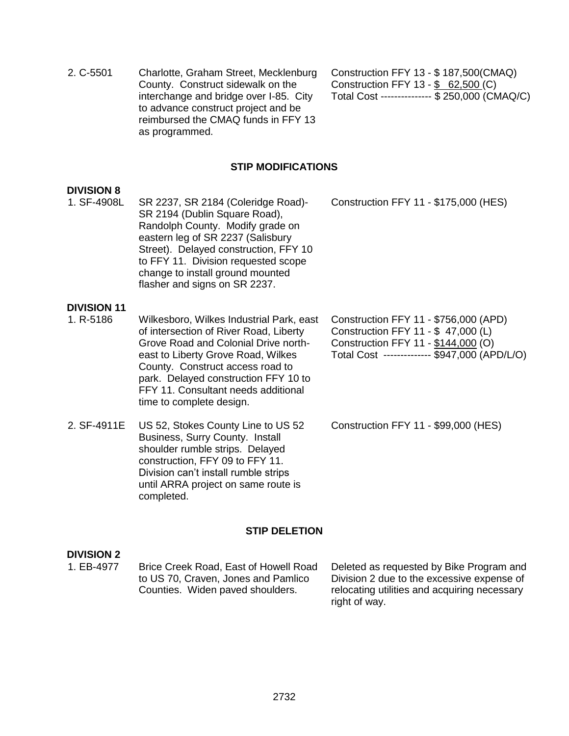| | | |
|---|---|---|
| 2. C-5501 | Charlotte, Graham Street, Mecklenburg County. Construct sidewalk on the interchange and bridge over I-85. City to advance construct project and be reimbursed the CMAQ funds in FFY 13 as programmed. | Construction FFY 13 - $ 187,500(CMAQ)<br>Construction FFY 13 - $ 62,500 (C)<br>Total Cost --------------- $ 250,000 (CMAQ/C) |

## STIP MODIFICATIONS

**DIVISION 8**

| | | |
|---|---|---|
| 1. SF-4908L | SR 2237, SR 2184 (Coleridge Road)-SR 2194 (Dublin Square Road), Randolph County. Modify grade on eastern leg of SR 2237 (Salisbury Street). Delayed construction, FFY 10 to FFY 11. Division requested scope change to install ground mounted flasher and signs on SR 2237. | Construction FFY 11 - $175,000 (HES) |

**DIVISION 11**

| | | |
|---|---|---|
| 1. R-5186 | Wilkesboro, Wilkes Industrial Park, east of intersection of River Road, Liberty Grove Road and Colonial Drive north-east to Liberty Grove Road, Wilkes County. Construct access road to park. Delayed construction FFY 10 to FFY 11. Consultant needs additional time to complete design. | Construction FFY 11 - $756,000 (APD)<br>Construction FFY 11 - $ 47,000 (L)<br>Construction FFY 11 - $144,000 (O)<br>Total Cost -------------- $947,000 (APD/L/O) |
| 2. SF-4911E | US 52, Stokes County Line to US 52 Business, Surry County. Install shoulder rumble strips. Delayed construction, FFY 09 to FFY 11. Division can't install rumble strips until ARRA project on same route is completed. | Construction FFY 11 - $99,000 (HES) |

## STIP DELETION

**DIVISION 2**

| | | |
|---|---|---|
| 1. EB-4977 | Brice Creek Road, East of Howell Road to US 70, Craven, Jones and Pamlico Counties. Widen paved shoulders. | Deleted as requested by Bike Program and Division 2 due to the excessive expense of relocating utilities and acquiring necessary right of way. |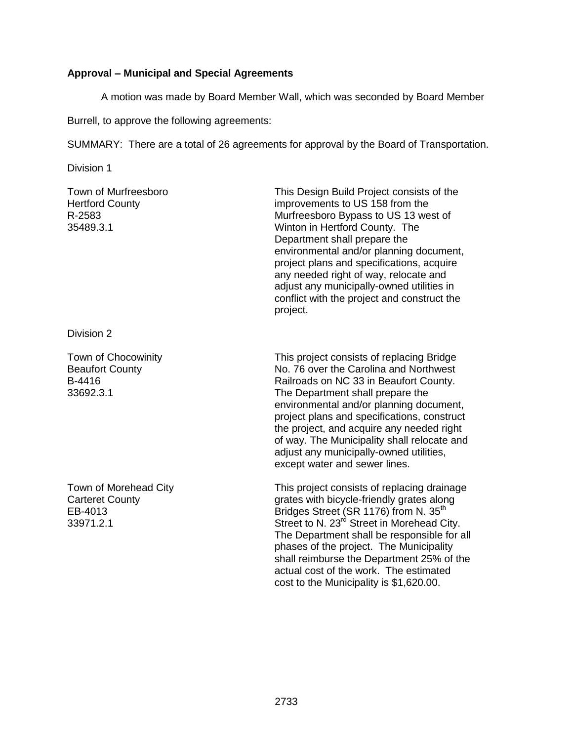**Approval – Municipal and Special Agreements**

A motion was made by Board Member Wall, which was seconded by Board Member Burrell, to approve the following agreements:

SUMMARY: There are a total of 26 agreements for approval by the Board of Transportation.

Division 1

Town of Murfreesboro
Hertford County
R-2583
35489.3.1

This Design Build Project consists of the improvements to US 158 from the Murfreesboro Bypass to US 13 west of Winton in Hertford County. The Department shall prepare the environmental and/or planning document, project plans and specifications, acquire any needed right of way, relocate and adjust any municipally-owned utilities in conflict with the project and construct the project.

Division 2

Town of Chocowinity
Beaufort County
B-4416
33692.3.1

This project consists of replacing Bridge No. 76 over the Carolina and Northwest Railroads on NC 33 in Beaufort County. The Department shall prepare the environmental and/or planning document, project plans and specifications, construct the project, and acquire any needed right of way. The Municipality shall relocate and adjust any municipally-owned utilities, except water and sewer lines.

Town of Morehead City
Carteret County
EB-4013
33971.2.1

This project consists of replacing drainage grates with bicycle-friendly grates along Bridges Street (SR 1176) from N. 35th Street to N. 23rd Street in Morehead City. The Department shall be responsible for all phases of the project. The Municipality shall reimburse the Department 25% of the actual cost of the work. The estimated cost to the Municipality is $1,620.00.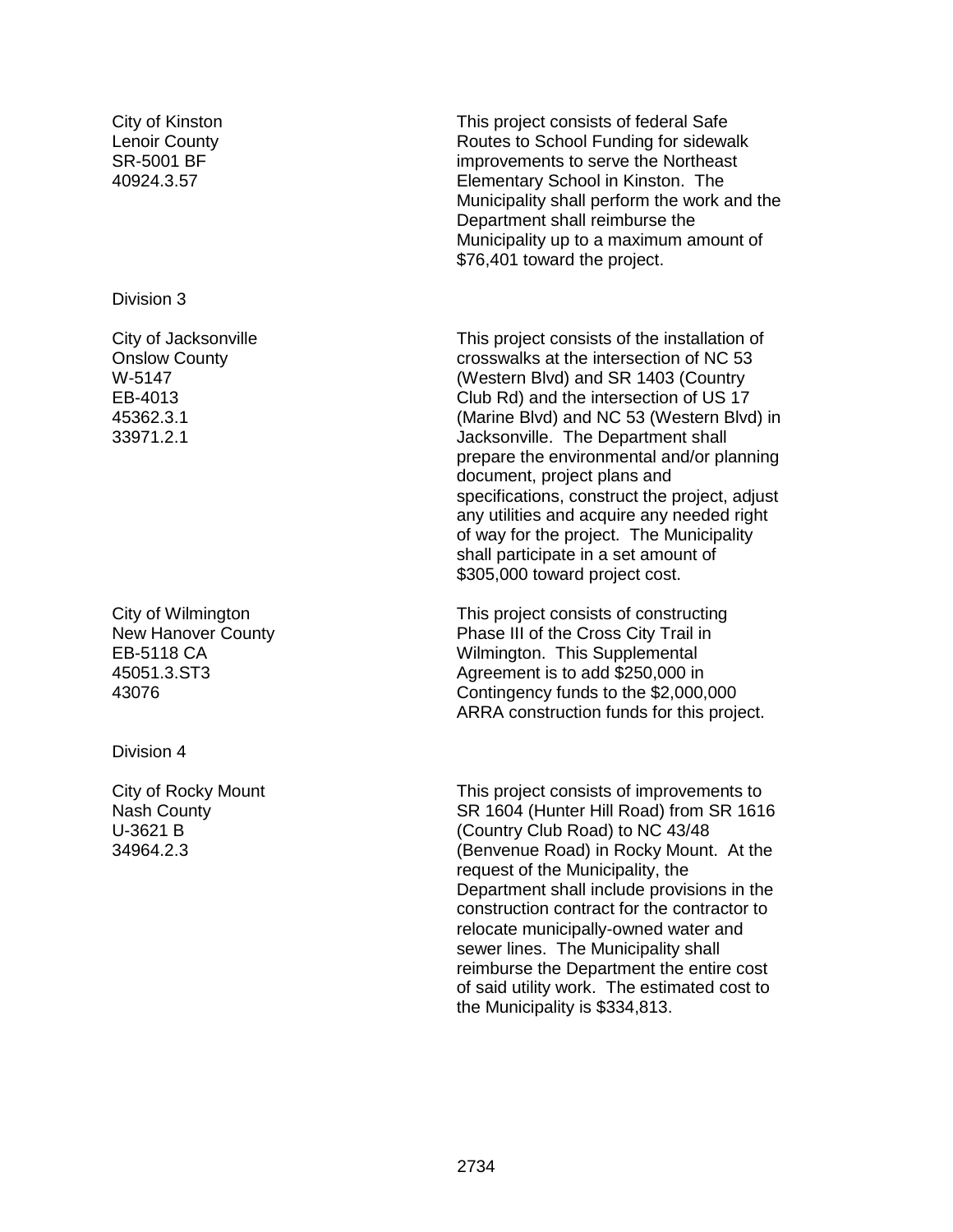City of Kinston
Lenoir County
SR-5001 BF
40924.3.57

This project consists of federal Safe Routes to School Funding for sidewalk improvements to serve the Northeast Elementary School in Kinston. The Municipality shall perform the work and the Department shall reimburse the Municipality up to a maximum amount of $76,401 toward the project.

Division 3

City of Jacksonville
Onslow County
W-5147
EB-4013
45362.3.1
33971.2.1

This project consists of the installation of crosswalks at the intersection of NC 53 (Western Blvd) and SR 1403 (Country Club Rd) and the intersection of US 17 (Marine Blvd) and NC 53 (Western Blvd) in Jacksonville. The Department shall prepare the environmental and/or planning document, project plans and specifications, construct the project, adjust any utilities and acquire any needed right of way for the project. The Municipality shall participate in a set amount of $305,000 toward project cost.

City of Wilmington
New Hanover County
EB-5118 CA
45051.3.ST3
43076

This project consists of constructing Phase III of the Cross City Trail in Wilmington. This Supplemental Agreement is to add $250,000 in Contingency funds to the $2,000,000 ARRA construction funds for this project.

Division 4

City of Rocky Mount
Nash County
U-3621 B
34964.2.3

This project consists of improvements to SR 1604 (Hunter Hill Road) from SR 1616 (Country Club Road) to NC 43/48 (Benvenue Road) in Rocky Mount. At the request of the Municipality, the Department shall include provisions in the construction contract for the contractor to relocate municipally-owned water and sewer lines. The Municipality shall reimburse the Department the entire cost of said utility work. The estimated cost to the Municipality is $334,813.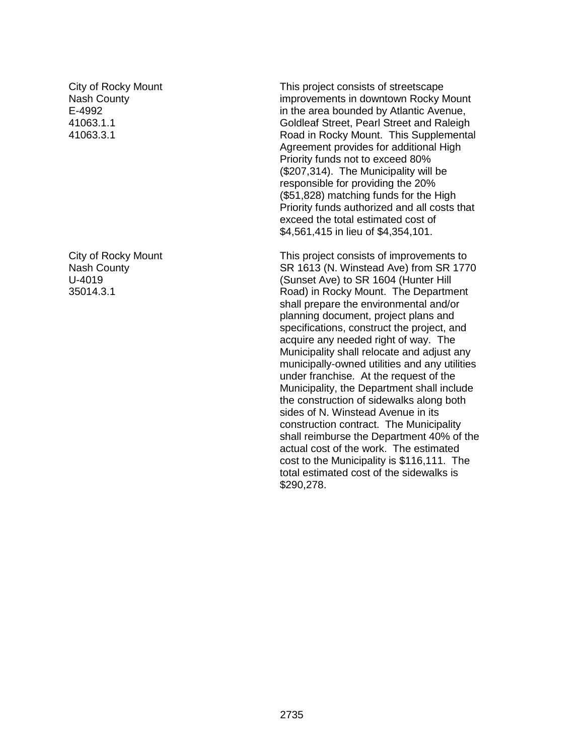City of Rocky Mount
Nash County
E-4992
41063.1.1
41063.3.1

This project consists of streetscape improvements in downtown Rocky Mount in the area bounded by Atlantic Avenue, Goldleaf Street, Pearl Street and Raleigh Road in Rocky Mount. This Supplemental Agreement provides for additional High Priority funds not to exceed 80% ($207,314). The Municipality will be responsible for providing the 20% ($51,828) matching funds for the High Priority funds authorized and all costs that exceed the total estimated cost of $4,561,415 in lieu of $4,354,101.

City of Rocky Mount
Nash County
U-4019
35014.3.1

This project consists of improvements to SR 1613 (N. Winstead Ave) from SR 1770 (Sunset Ave) to SR 1604 (Hunter Hill Road) in Rocky Mount. The Department shall prepare the environmental and/or planning document, project plans and specifications, construct the project, and acquire any needed right of way. The Municipality shall relocate and adjust any municipally-owned utilities and any utilities under franchise. At the request of the Municipality, the Department shall include the construction of sidewalks along both sides of N. Winstead Avenue in its construction contract. The Municipality shall reimburse the Department 40% of the actual cost of the work. The estimated cost to the Municipality is $116,111. The total estimated cost of the sidewalks is $290,278.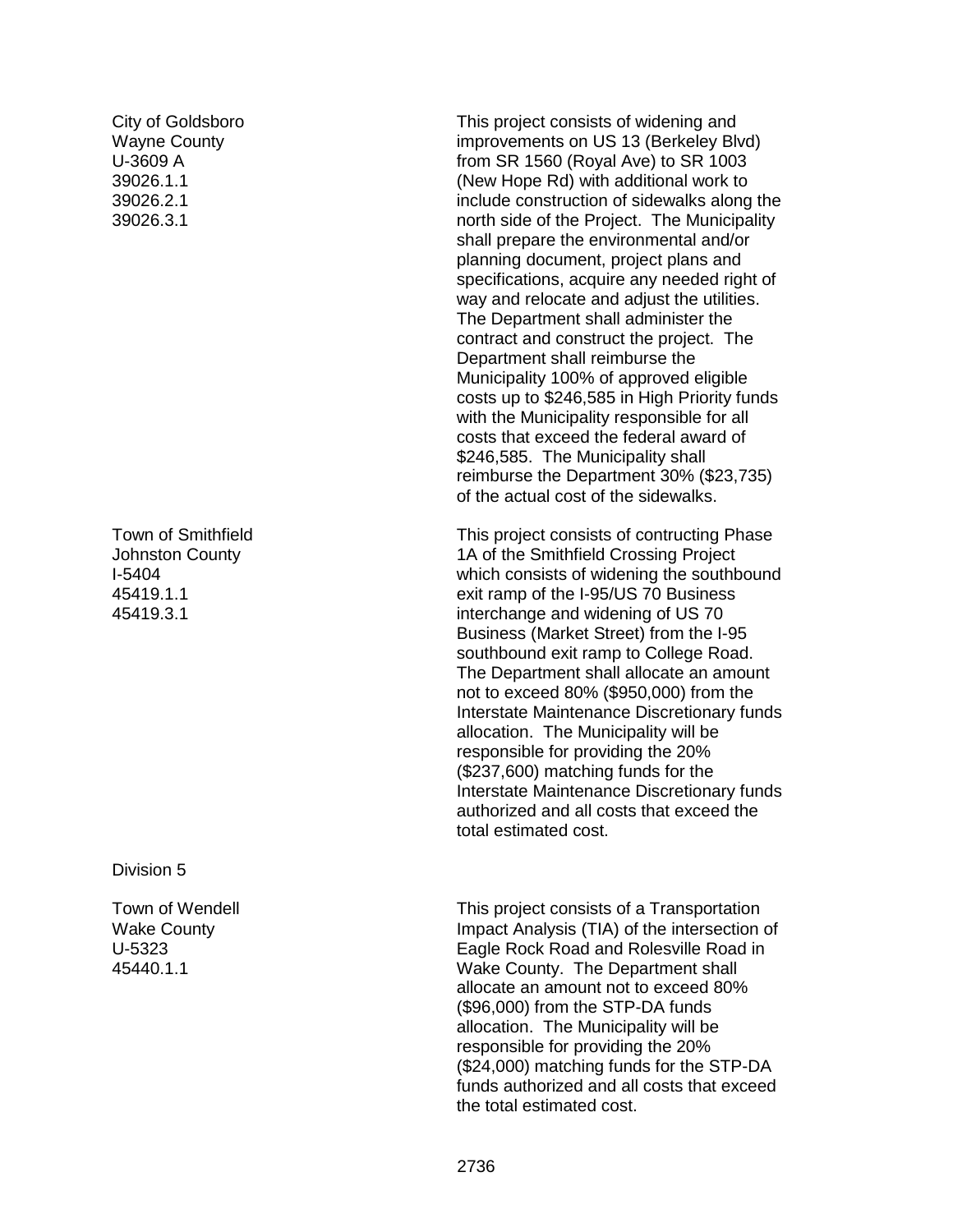City of Goldsboro
Wayne County
U-3609 A
39026.1.1
39026.2.1
39026.3.1

This project consists of widening and improvements on US 13 (Berkeley Blvd) from SR 1560 (Royal Ave) to SR 1003 (New Hope Rd) with additional work to include construction of sidewalks along the north side of the Project. The Municipality shall prepare the environmental and/or planning document, project plans and specifications, acquire any needed right of way and relocate and adjust the utilities. The Department shall administer the contract and construct the project. The Department shall reimburse the Municipality 100% of approved eligible costs up to $246,585 in High Priority funds with the Municipality responsible for all costs that exceed the federal award of $246,585. The Municipality shall reimburse the Department 30% ($23,735) of the actual cost of the sidewalks.

Town of Smithfield
Johnston County
I-5404
45419.1.1
45419.3.1

This project consists of contructing Phase 1A of the Smithfield Crossing Project which consists of widening the southbound exit ramp of the I-95/US 70 Business interchange and widening of US 70 Business (Market Street) from the I-95 southbound exit ramp to College Road. The Department shall allocate an amount not to exceed 80% ($950,000) from the Interstate Maintenance Discretionary funds allocation. The Municipality will be responsible for providing the 20% ($237,600) matching funds for the Interstate Maintenance Discretionary funds authorized and all costs that exceed the total estimated cost.

Division 5

Town of Wendell
Wake County
U-5323
45440.1.1

This project consists of a Transportation Impact Analysis (TIA) of the intersection of Eagle Rock Road and Rolesville Road in Wake County. The Department shall allocate an amount not to exceed 80% ($96,000) from the STP-DA funds allocation. The Municipality will be responsible for providing the 20% ($24,000) matching funds for the STP-DA funds authorized and all costs that exceed the total estimated cost.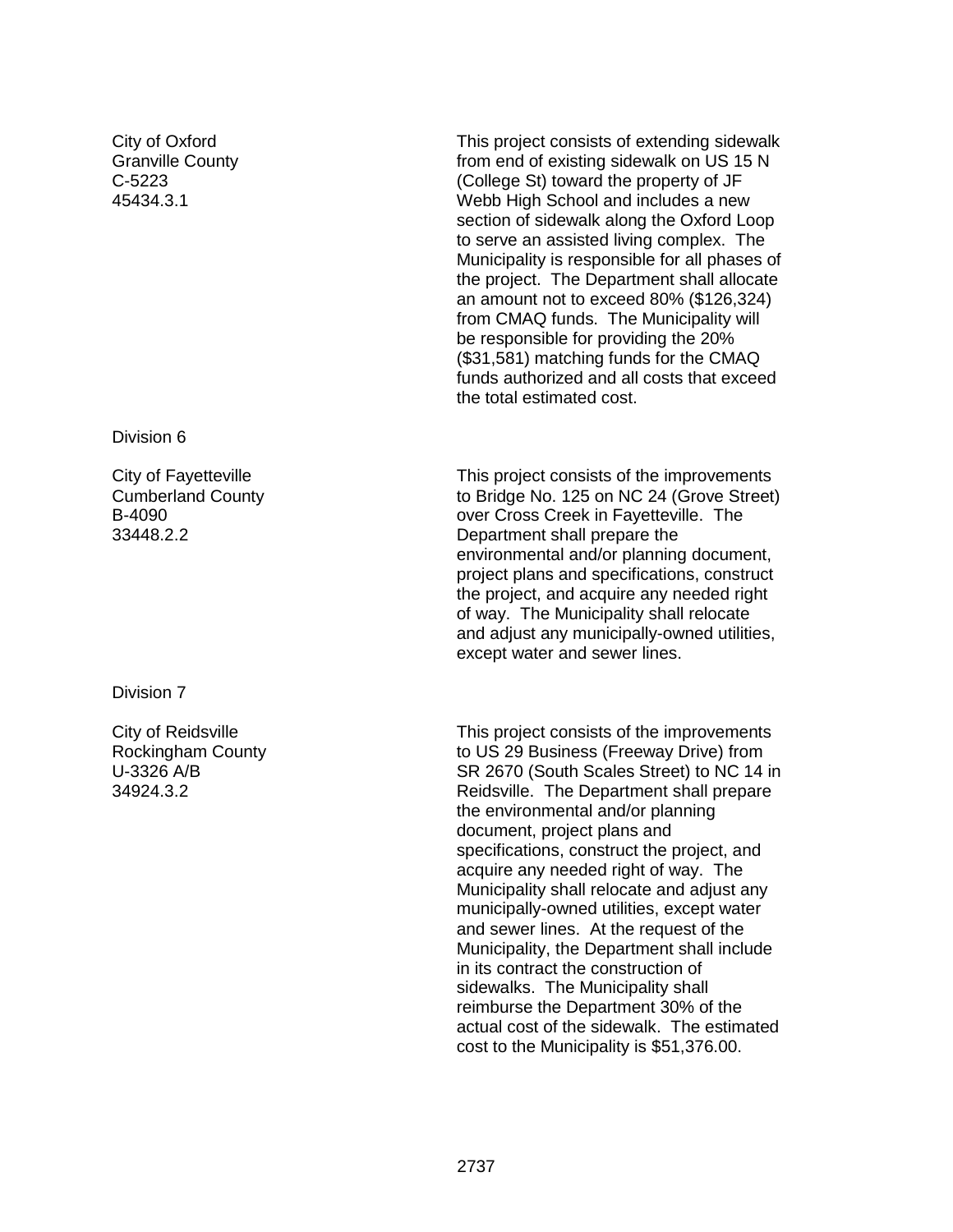City of Oxford
Granville County
C-5223
45434.3.1

This project consists of extending sidewalk from end of existing sidewalk on US 15 N (College St) toward the property of JF Webb High School and includes a new section of sidewalk along the Oxford Loop to serve an assisted living complex. The Municipality is responsible for all phases of the project. The Department shall allocate an amount not to exceed 80% ($126,324) from CMAQ funds. The Municipality will be responsible for providing the 20% ($31,581) matching funds for the CMAQ funds authorized and all costs that exceed the total estimated cost.

Division 6

City of Fayetteville
Cumberland County
B-4090
33448.2.2

This project consists of the improvements to Bridge No. 125 on NC 24 (Grove Street) over Cross Creek in Fayetteville. The Department shall prepare the environmental and/or planning document, project plans and specifications, construct the project, and acquire any needed right of way. The Municipality shall relocate and adjust any municipally-owned utilities, except water and sewer lines.

Division 7

City of Reidsville
Rockingham County
U-3326 A/B
34924.3.2

This project consists of the improvements to US 29 Business (Freeway Drive) from SR 2670 (South Scales Street) to NC 14 in Reidsville. The Department shall prepare the environmental and/or planning document, project plans and specifications, construct the project, and acquire any needed right of way. The Municipality shall relocate and adjust any municipally-owned utilities, except water and sewer lines. At the request of the Municipality, the Department shall include in its contract the construction of sidewalks. The Municipality shall reimburse the Department 30% of the actual cost of the sidewalk. The estimated cost to the Municipality is $51,376.00.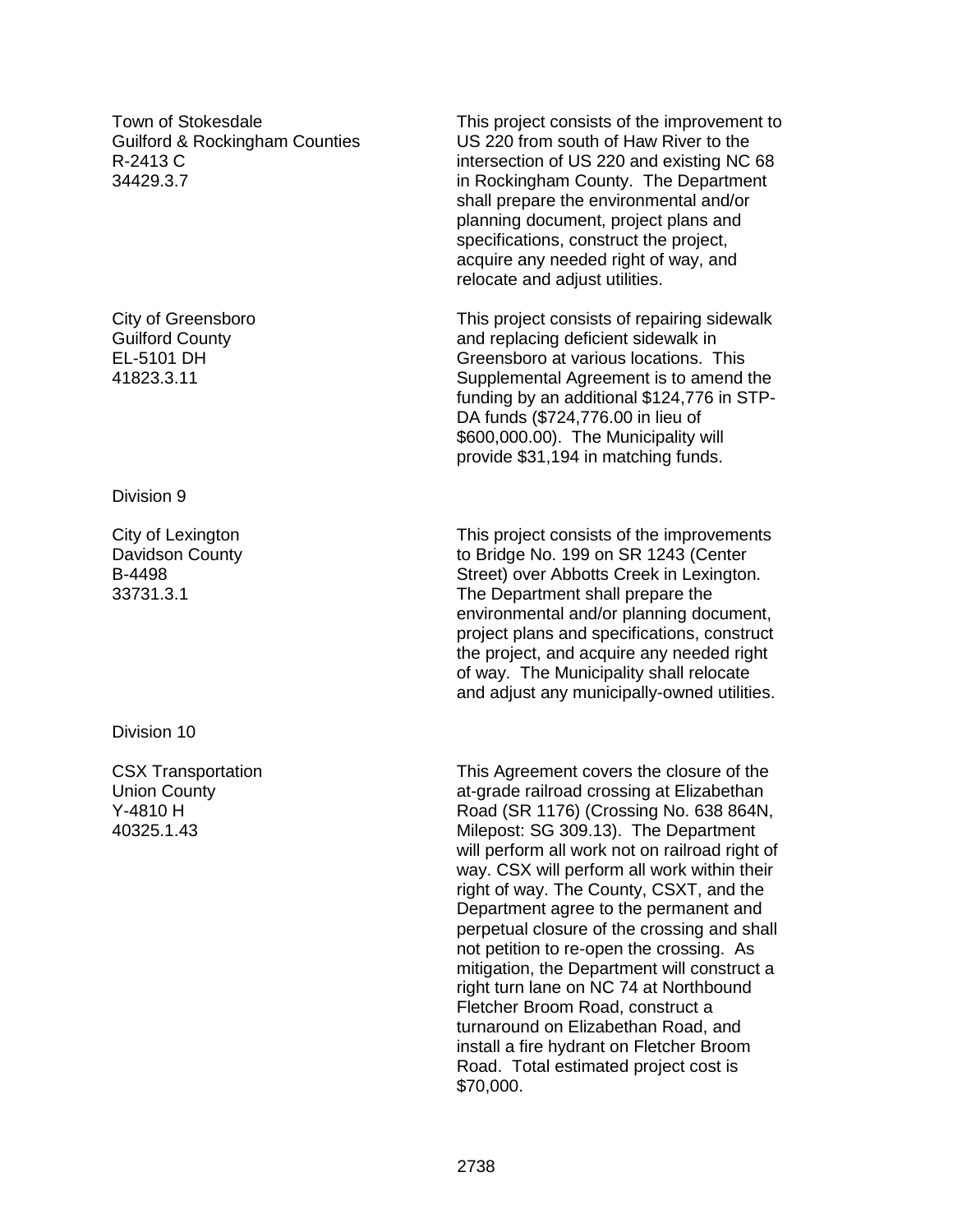Town of Stokesdale
Guilford & Rockingham Counties
R-2413 C
34429.3.7

This project consists of the improvement to US 220 from south of Haw River to the intersection of US 220 and existing NC 68 in Rockingham County. The Department shall prepare the environmental and/or planning document, project plans and specifications, construct the project, acquire any needed right of way, and relocate and adjust utilities.

City of Greensboro
Guilford County
EL-5101 DH
41823.3.11

This project consists of repairing sidewalk and replacing deficient sidewalk in Greensboro at various locations. This Supplemental Agreement is to amend the funding by an additional $124,776 in STP-DA funds ($724,776.00 in lieu of $600,000.00). The Municipality will provide $31,194 in matching funds.

Division 9

City of Lexington
Davidson County
B-4498
33731.3.1

This project consists of the improvements to Bridge No. 199 on SR 1243 (Center Street) over Abbotts Creek in Lexington. The Department shall prepare the environmental and/or planning document, project plans and specifications, construct the project, and acquire any needed right of way. The Municipality shall relocate and adjust any municipally-owned utilities.

Division 10

CSX Transportation
Union County
Y-4810 H
40325.1.43

This Agreement covers the closure of the at-grade railroad crossing at Elizabethan Road (SR 1176) (Crossing No. 638 864N, Milepost: SG 309.13). The Department will perform all work not on railroad right of way. CSX will perform all work within their right of way. The County, CSXT, and the Department agree to the permanent and perpetual closure of the crossing and shall not petition to re-open the crossing. As mitigation, the Department will construct a right turn lane on NC 74 at Northbound Fletcher Broom Road, construct a turnaround on Elizabethan Road, and install a fire hydrant on Fletcher Broom Road. Total estimated project cost is $70,000.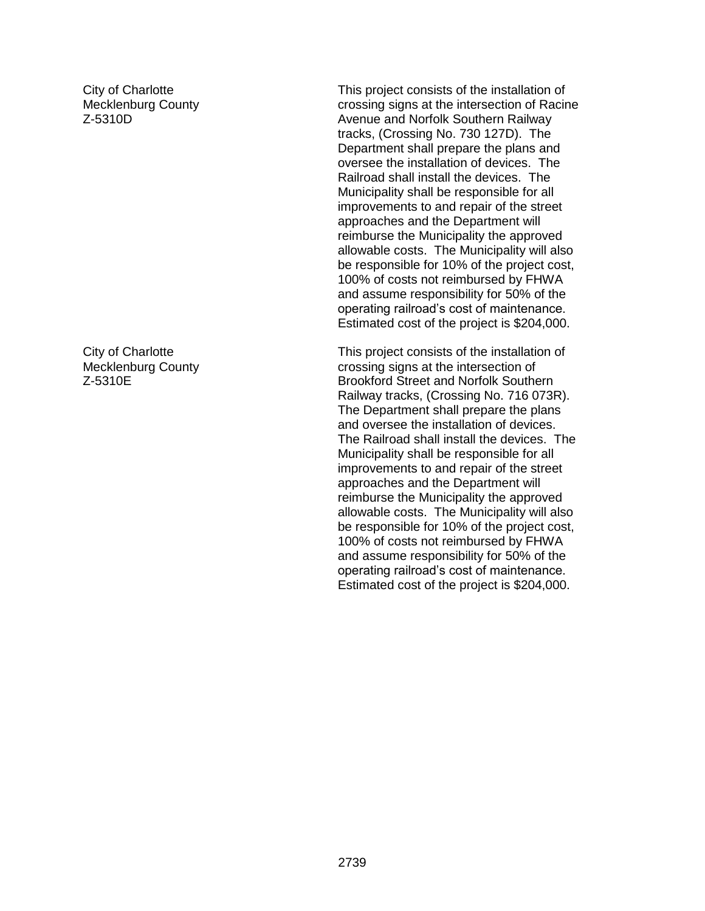City of Charlotte
Mecklenburg County
Z-5310D

This project consists of the installation of crossing signs at the intersection of Racine Avenue and Norfolk Southern Railway tracks, (Crossing No. 730 127D). The Department shall prepare the plans and oversee the installation of devices. The Railroad shall install the devices. The Municipality shall be responsible for all improvements to and repair of the street approaches and the Department will reimburse the Municipality the approved allowable costs. The Municipality will also be responsible for 10% of the project cost, 100% of costs not reimbursed by FHWA and assume responsibility for 50% of the operating railroad's cost of maintenance. Estimated cost of the project is $204,000.

City of Charlotte
Mecklenburg County
Z-5310E

This project consists of the installation of crossing signs at the intersection of Brookford Street and Norfolk Southern Railway tracks, (Crossing No. 716 073R). The Department shall prepare the plans and oversee the installation of devices. The Railroad shall install the devices. The Municipality shall be responsible for all improvements to and repair of the street approaches and the Department will reimburse the Municipality the approved allowable costs. The Municipality will also be responsible for 10% of the project cost, 100% of costs not reimbursed by FHWA and assume responsibility for 50% of the operating railroad's cost of maintenance. Estimated cost of the project is $204,000.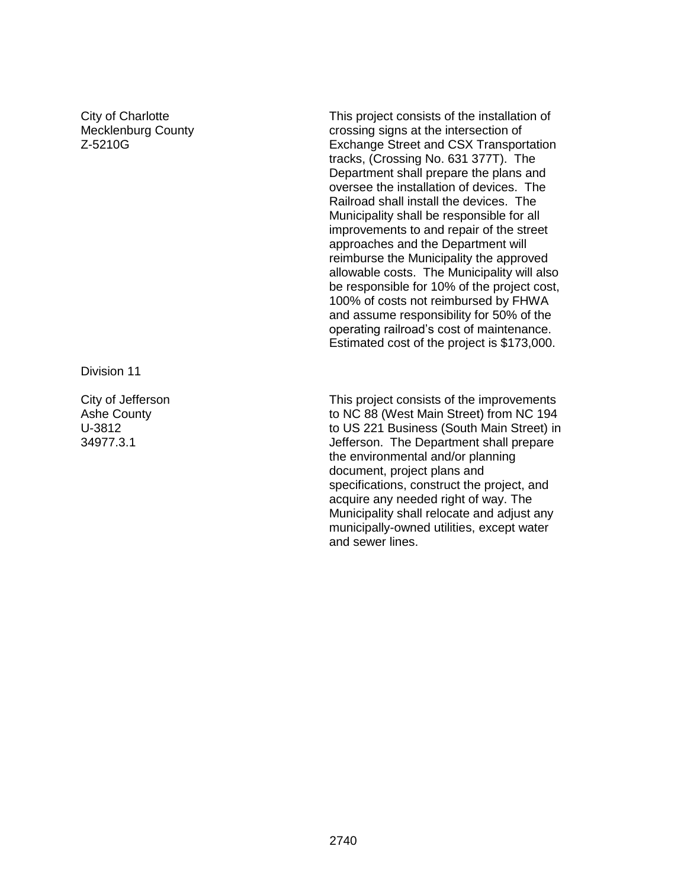| | |
|---|---|
| City of Charlotte<br>Mecklenburg County<br>Z-5210G | This project consists of the installation of crossing signs at the intersection of Exchange Street and CSX Transportation tracks, (Crossing No. 631 377T). The Department shall prepare the plans and oversee the installation of devices. The Railroad shall install the devices. The Municipality shall be responsible for all improvements to and repair of the street approaches and the Department will reimburse the Municipality the approved allowable costs. The Municipality will also be responsible for 10% of the project cost, 100% of costs not reimbursed by FHWA and assume responsibility for 50% of the operating railroad's cost of maintenance. Estimated cost of the project is $173,000. |

Division 11

| | |
|---|---|
| City of Jefferson<br>Ashe County<br>U-3812<br>34977.3.1 | This project consists of the improvements to NC 88 (West Main Street) from NC 194 to US 221 Business (South Main Street) in Jefferson. The Department shall prepare the environmental and/or planning document, project plans and specifications, construct the project, and acquire any needed right of way. The Municipality shall relocate and adjust any municipally-owned utilities, except water and sewer lines. |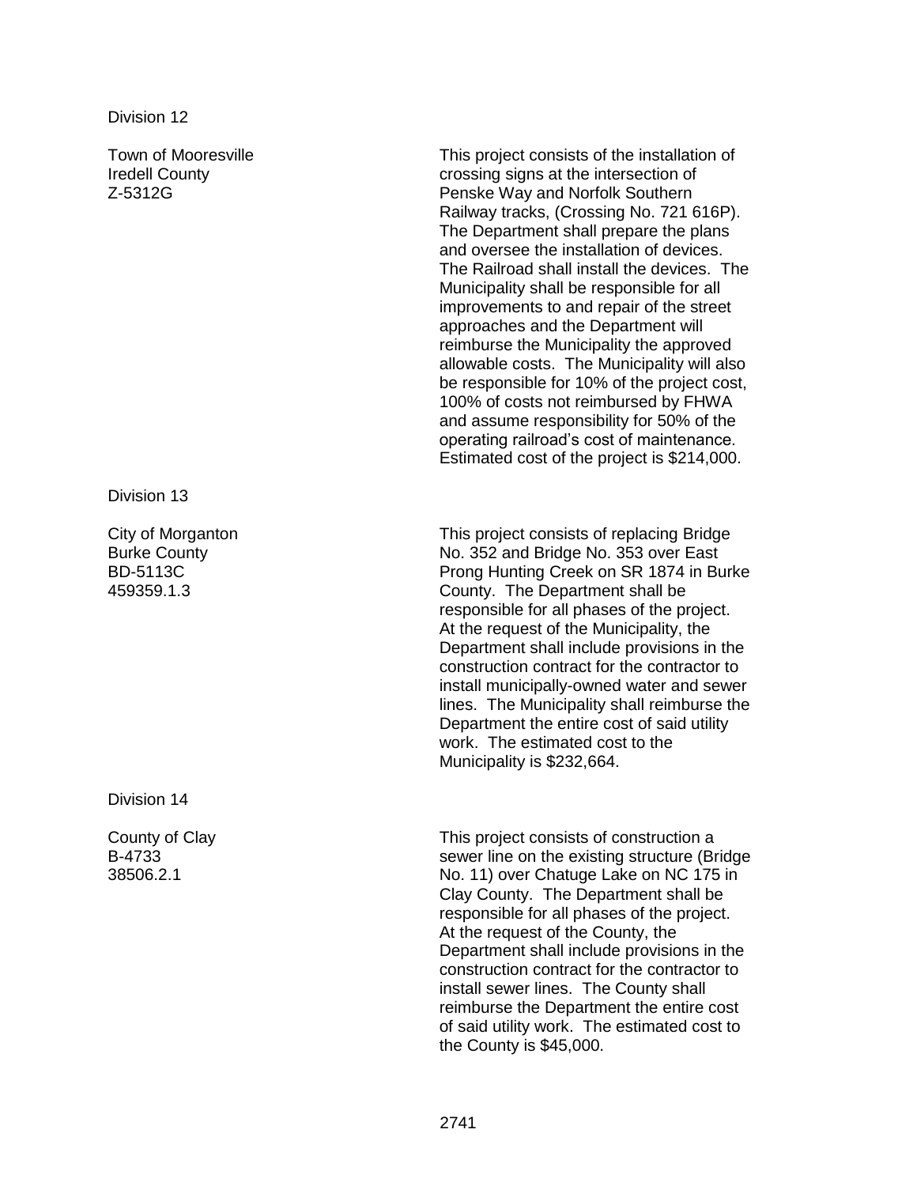Division 12

Town of Mooresville
Iredell County
Z-5312G

This project consists of the installation of crossing signs at the intersection of Penske Way and Norfolk Southern Railway tracks, (Crossing No. 721 616P). The Department shall prepare the plans and oversee the installation of devices. The Railroad shall install the devices. The Municipality shall be responsible for all improvements to and repair of the street approaches and the Department will reimburse the Municipality the approved allowable costs. The Municipality will also be responsible for 10% of the project cost, 100% of costs not reimbursed by FHWA and assume responsibility for 50% of the operating railroad's cost of maintenance. Estimated cost of the project is $214,000.

Division 13

City of Morganton
Burke County
BD-5113C
459359.1.3

This project consists of replacing Bridge No. 352 and Bridge No. 353 over East Prong Hunting Creek on SR 1874 in Burke County. The Department shall be responsible for all phases of the project. At the request of the Municipality, the Department shall include provisions in the construction contract for the contractor to install municipally-owned water and sewer lines. The Municipality shall reimburse the Department the entire cost of said utility work. The estimated cost to the Municipality is $232,664.

Division 14

County of Clay
B-4733
38506.2.1

This project consists of construction a sewer line on the existing structure (Bridge No. 11) over Chatuge Lake on NC 175 in Clay County. The Department shall be responsible for all phases of the project. At the request of the County, the Department shall include provisions in the construction contract for the contractor to install sewer lines. The County shall reimburse the Department the entire cost of said utility work. The estimated cost to the County is $45,000.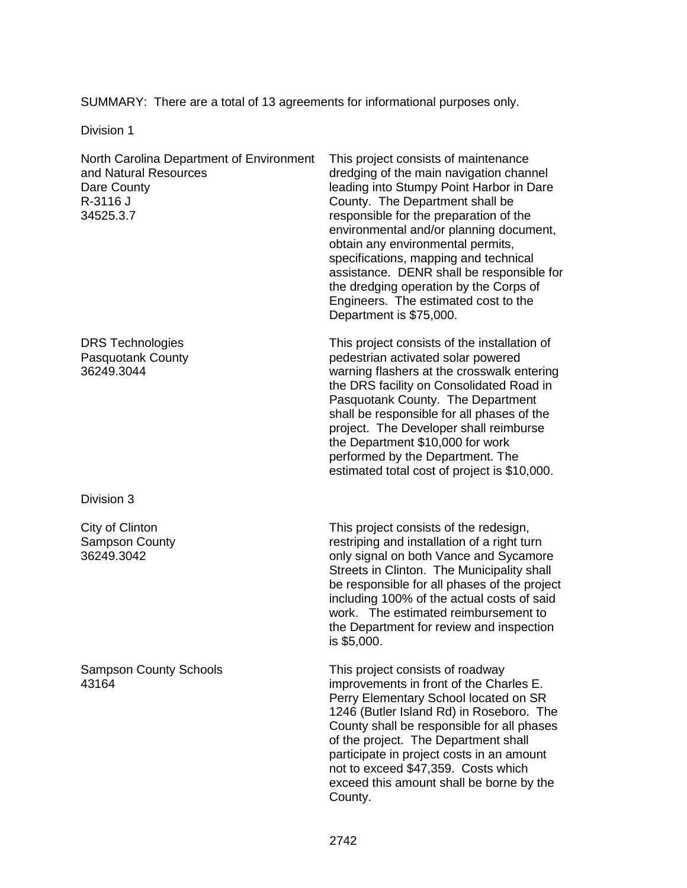SUMMARY: There are a total of 13 agreements for informational purposes only.

Division 1

North Carolina Department of Environment and Natural Resources
Dare County
R-3116 J
34525.3.7

This project consists of maintenance dredging of the main navigation channel leading into Stumpy Point Harbor in Dare County. The Department shall be responsible for the preparation of the environmental and/or planning document, obtain any environmental permits, specifications, mapping and technical assistance. DENR shall be responsible for the dredging operation by the Corps of Engineers. The estimated cost to the Department is $75,000.

DRS Technologies
Pasquotank County
36249.3044

This project consists of the installation of pedestrian activated solar powered warning flashers at the crosswalk entering the DRS facility on Consolidated Road in Pasquotank County. The Department shall be responsible for all phases of the project. The Developer shall reimburse the Department $10,000 for work performed by the Department. The estimated total cost of project is $10,000.

Division 3

City of Clinton
Sampson County
36249.3042

This project consists of the redesign, restriping and installation of a right turn only signal on both Vance and Sycamore Streets in Clinton. The Municipality shall be responsible for all phases of the project including 100% of the actual costs of said work. The estimated reimbursement to the Department for review and inspection is $5,000.

Sampson County Schools
43164

This project consists of roadway improvements in front of the Charles E. Perry Elementary School located on SR 1246 (Butler Island Rd) in Roseboro. The County shall be responsible for all phases of the project. The Department shall participate in project costs in an amount not to exceed $47,359. Costs which exceed this amount shall be borne by the County.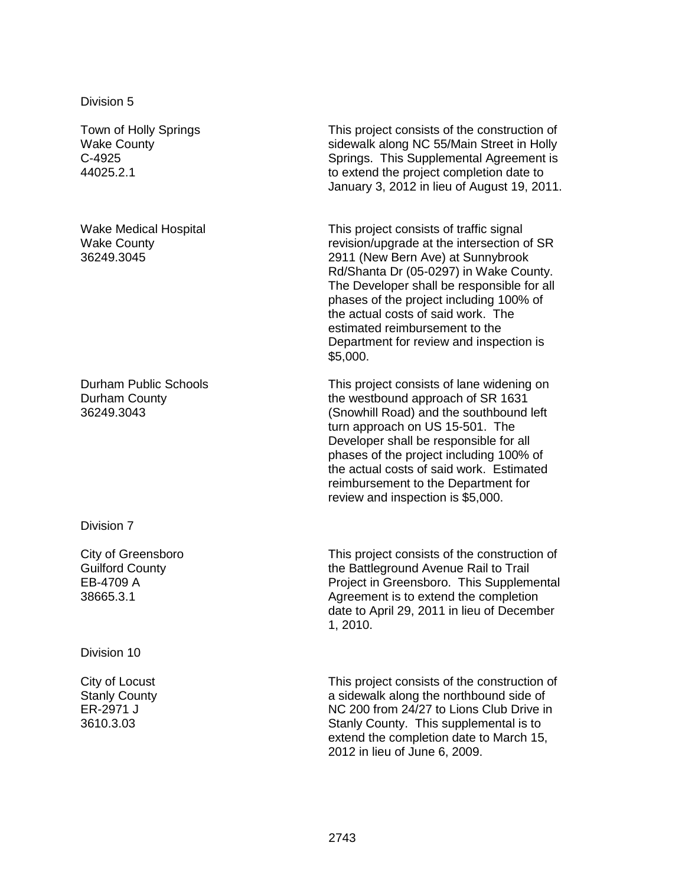Division 5

| | |
|---|---|
| Town of Holly Springs<br>Wake County<br>C-4925<br>44025.2.1 | This project consists of the construction of sidewalk along NC 55/Main Street in Holly Springs. This Supplemental Agreement is to extend the project completion date to January 3, 2012 in lieu of August 19, 2011. |
| Wake Medical Hospital<br>Wake County<br>36249.3045 | This project consists of traffic signal revision/upgrade at the intersection of SR 2911 (New Bern Ave) at Sunnybrook Rd/Shanta Dr (05-0297) in Wake County. The Developer shall be responsible for all phases of the project including 100% of the actual costs of said work. The estimated reimbursement to the Department for review and inspection is $5,000. |
| Durham Public Schools<br>Durham County<br>36249.3043 | This project consists of lane widening on the westbound approach of SR 1631 (Snowhill Road) and the southbound left turn approach on US 15-501. The Developer shall be responsible for all phases of the project including 100% of the actual costs of said work. Estimated reimbursement to the Department for review and inspection is $5,000. |

Division 7

| | |
|---|---|
| City of Greensboro<br>Guilford County<br>EB-4709 A<br>38665.3.1 | This project consists of the construction of the Battleground Avenue Rail to Trail Project in Greensboro. This Supplemental Agreement is to extend the completion date to April 29, 2011 in lieu of December 1, 2010. |

Division 10

| | |
|---|---|
| City of Locust<br>Stanly County<br>ER-2971 J<br>3610.3.03 | This project consists of the construction of a sidewalk along the northbound side of NC 200 from 24/27 to Lions Club Drive in Stanly County. This supplemental is to extend the completion date to March 15, 2012 in lieu of June 6, 2009. |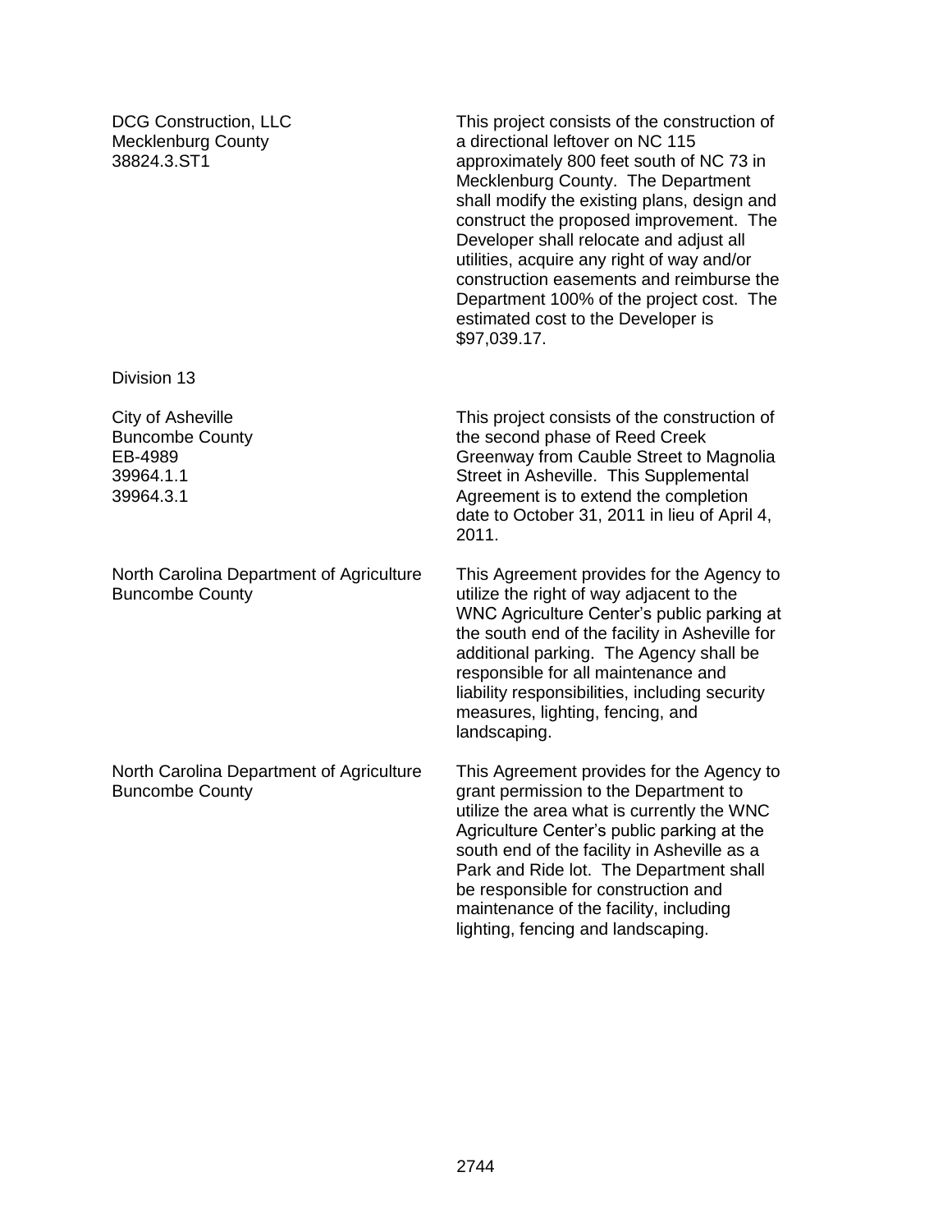| | |
|---|---|
| DCG Construction, LLC<br>Mecklenburg County<br>38824.3.ST1 | This project consists of the construction of a directional leftover on NC 115 approximately 800 feet south of NC 73 in Mecklenburg County. The Department shall modify the existing plans, design and construct the proposed improvement. The Developer shall relocate and adjust all utilities, acquire any right of way and/or construction easements and reimburse the Department 100% of the project cost. The estimated cost to the Developer is $97,039.17. |

Division 13

| | |
|---|---|
| City of Asheville<br>Buncombe County<br>EB-4989<br>39964.1.1<br>39964.3.1 | This project consists of the construction of the second phase of Reed Creek Greenway from Cauble Street to Magnolia Street in Asheville. This Supplemental Agreement is to extend the completion date to October 31, 2011 in lieu of April 4, 2011. |
| North Carolina Department of Agriculture<br>Buncombe County | This Agreement provides for the Agency to utilize the right of way adjacent to the WNC Agriculture Center's public parking at the south end of the facility in Asheville for additional parking. The Agency shall be responsible for all maintenance and liability responsibilities, including security measures, lighting, fencing, and landscaping. |
| North Carolina Department of Agriculture<br>Buncombe County | This Agreement provides for the Agency to grant permission to the Department to utilize the area what is currently the WNC Agriculture Center's public parking at the south end of the facility in Asheville as a Park and Ride lot. The Department shall be responsible for construction and maintenance of the facility, including lighting, fencing and landscaping. |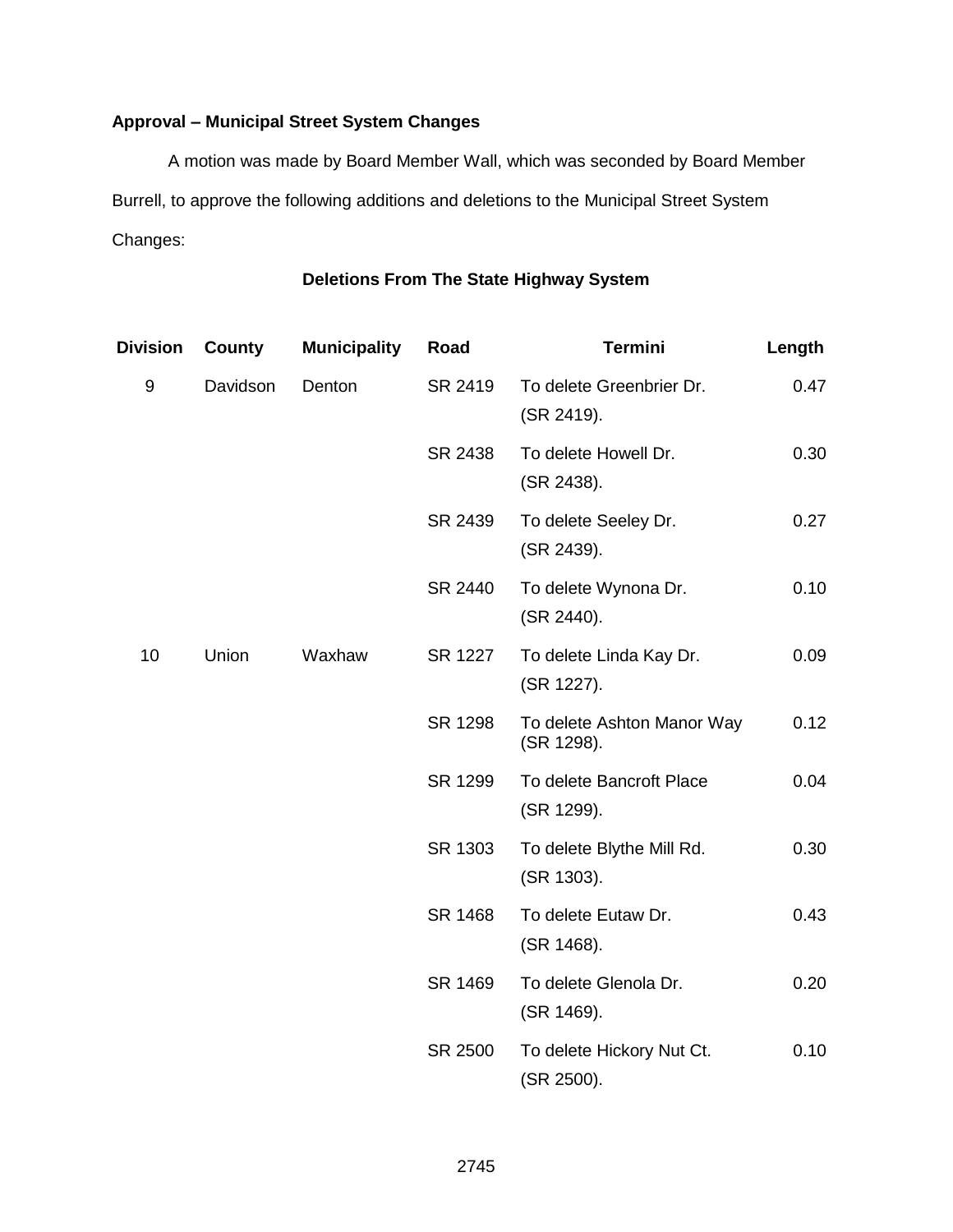**Approval – Municipal Street System Changes**

A motion was made by Board Member Wall, which was seconded by Board Member Burrell, to approve the following additions and deletions to the Municipal Street System Changes:

**Deletions From The State Highway System**

| Division | County | Municipality | Road | Termini | Length |
|---|---|---|---|---|---|
| 9 | Davidson | Denton | SR 2419 | To delete Greenbrier Dr. (SR 2419). | 0.47 |
| | | | SR 2438 | To delete Howell Dr. (SR 2438). | 0.30 |
| | | | SR 2439 | To delete Seeley Dr. (SR 2439). | 0.27 |
| | | | SR 2440 | To delete Wynona Dr. (SR 2440). | 0.10 |
| 10 | Union | Waxhaw | SR 1227 | To delete Linda Kay Dr. (SR 1227). | 0.09 |
| | | | SR 1298 | To delete Ashton Manor Way (SR 1298). | 0.12 |
| | | | SR 1299 | To delete Bancroft Place (SR 1299). | 0.04 |
| | | | SR 1303 | To delete Blythe Mill Rd. (SR 1303). | 0.30 |
| | | | SR 1468 | To delete Eutaw Dr. (SR 1468). | 0.43 |
| | | | SR 1469 | To delete Glenola Dr. (SR 1469). | 0.20 |
| | | | SR 2500 | To delete Hickory Nut Ct. (SR 2500). | 0.10 |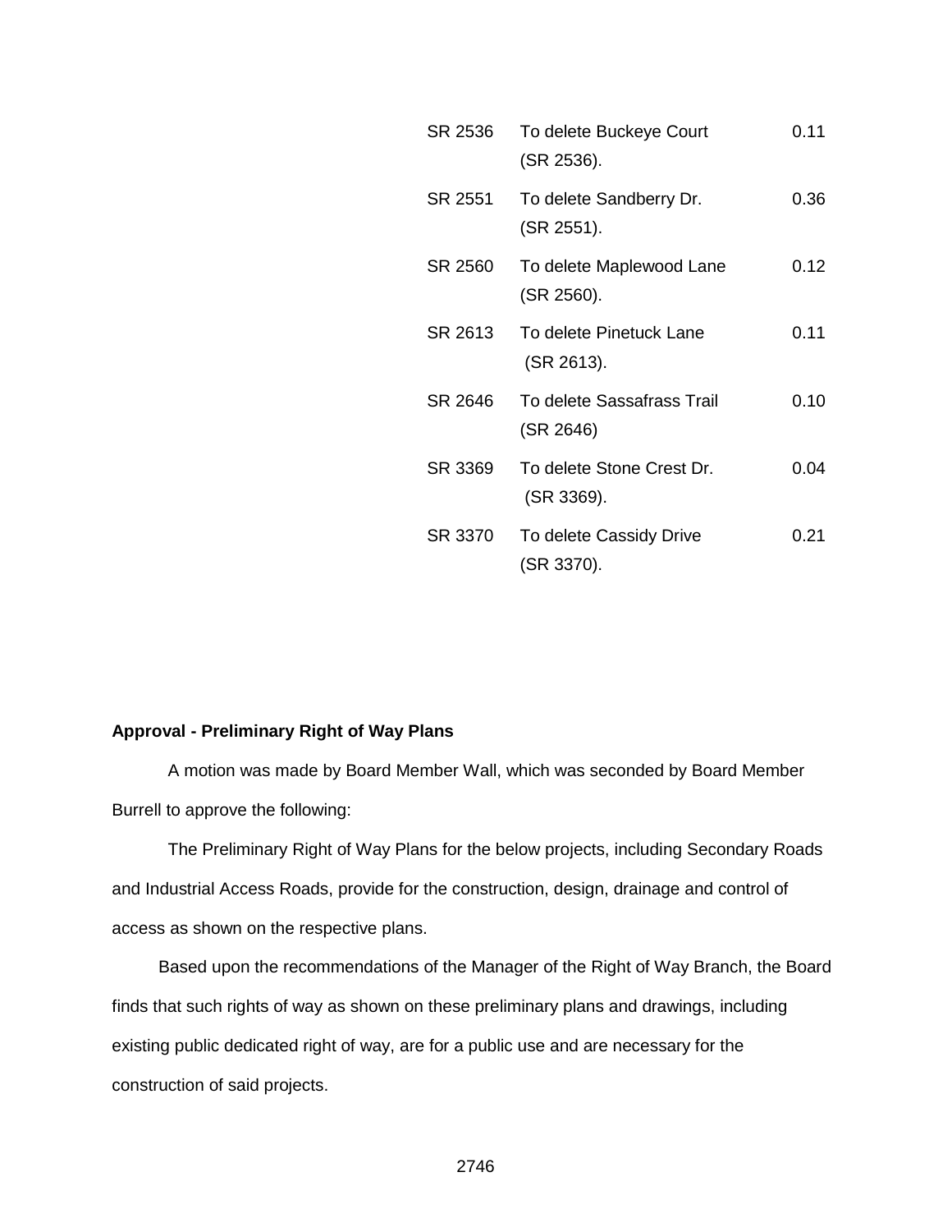| | | |
|---|---|---|
| SR 2536 | To delete Buckeye Court (SR 2536). | 0.11 |
| SR 2551 | To delete Sandberry Dr. (SR 2551). | 0.36 |
| SR 2560 | To delete Maplewood Lane (SR 2560). | 0.12 |
| SR 2613 | To delete Pinetuck Lane (SR 2613). | 0.11 |
| SR 2646 | To delete Sassafrass Trail (SR 2646) | 0.10 |
| SR 3369 | To delete Stone Crest Dr. (SR 3369). | 0.04 |
| SR 3370 | To delete Cassidy Drive (SR 3370). | 0.21 |

**Approval - Preliminary Right of Way Plans**

A motion was made by Board Member Wall, which was seconded by Board Member Burrell to approve the following:

The Preliminary Right of Way Plans for the below projects, including Secondary Roads and Industrial Access Roads, provide for the construction, design, drainage and control of access as shown on the respective plans.

Based upon the recommendations of the Manager of the Right of Way Branch, the Board finds that such rights of way as shown on these preliminary plans and drawings, including existing public dedicated right of way, are for a public use and are necessary for the construction of said projects.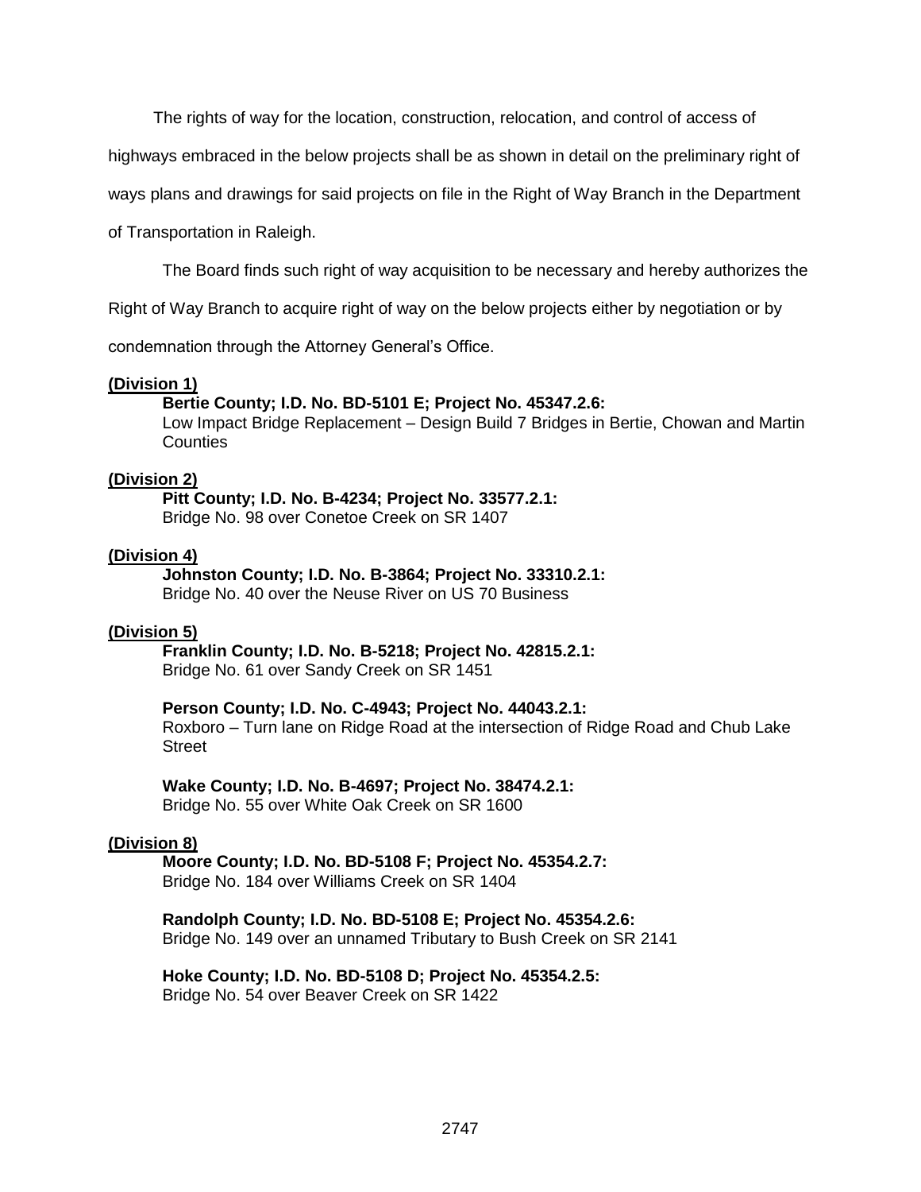The rights of way for the location, construction, relocation, and control of access of highways embraced in the below projects shall be as shown in detail on the preliminary right of ways plans and drawings for said projects on file in the Right of Way Branch in the Department of Transportation in Raleigh.

The Board finds such right of way acquisition to be necessary and hereby authorizes the Right of Way Branch to acquire right of way on the below projects either by negotiation or by condemnation through the Attorney General's Office.

**(Division 1)**

**Bertie County; I.D. No. BD-5101 E; Project No. 45347.2.6:**
Low Impact Bridge Replacement – Design Build 7 Bridges in Bertie, Chowan and Martin Counties

**(Division 2)**

**Pitt County; I.D. No. B-4234; Project No. 33577.2.1:**
Bridge No. 98 over Conetoe Creek on SR 1407

**(Division 4)**

**Johnston County; I.D. No. B-3864; Project No. 33310.2.1:**
Bridge No. 40 over the Neuse River on US 70 Business

**(Division 5)**

**Franklin County; I.D. No. B-5218; Project No. 42815.2.1:**
Bridge No. 61 over Sandy Creek on SR 1451

**Person County; I.D. No. C-4943; Project No. 44043.2.1:**
Roxboro – Turn lane on Ridge Road at the intersection of Ridge Road and Chub Lake Street

**Wake County; I.D. No. B-4697; Project No. 38474.2.1:**
Bridge No. 55 over White Oak Creek on SR 1600

**(Division 8)**

**Moore County; I.D. No. BD-5108 F; Project No. 45354.2.7:**
Bridge No. 184 over Williams Creek on SR 1404

**Randolph County; I.D. No. BD-5108 E; Project No. 45354.2.6:**
Bridge No. 149 over an unnamed Tributary to Bush Creek on SR 2141

**Hoke County; I.D. No. BD-5108 D; Project No. 45354.2.5:**
Bridge No. 54 over Beaver Creek on SR 1422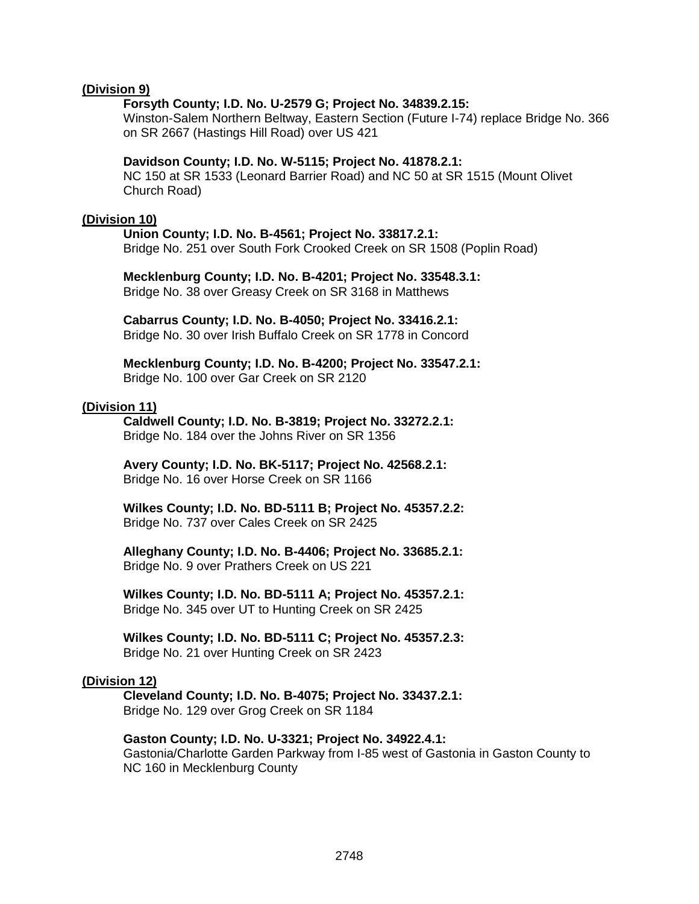**(Division 9)**

**Forsyth County; I.D. No. U-2579 G; Project No. 34839.2.15:**
Winston-Salem Northern Beltway, Eastern Section (Future I-74) replace Bridge No. 366 on SR 2667 (Hastings Hill Road) over US 421

**Davidson County; I.D. No. W-5115; Project No. 41878.2.1:**
NC 150 at SR 1533 (Leonard Barrier Road) and NC 50 at SR 1515 (Mount Olivet Church Road)

**(Division 10)**

**Union County; I.D. No. B-4561; Project No. 33817.2.1:**
Bridge No. 251 over South Fork Crooked Creek on SR 1508 (Poplin Road)

**Mecklenburg County; I.D. No. B-4201; Project No. 33548.3.1:**
Bridge No. 38 over Greasy Creek on SR 3168 in Matthews

**Cabarrus County; I.D. No. B-4050; Project No. 33416.2.1:**
Bridge No. 30 over Irish Buffalo Creek on SR 1778 in Concord

**Mecklenburg County; I.D. No. B-4200; Project No. 33547.2.1:**
Bridge No. 100 over Gar Creek on SR 2120

**(Division 11)**

**Caldwell County; I.D. No. B-3819; Project No. 33272.2.1:**
Bridge No. 184 over the Johns River on SR 1356

**Avery County; I.D. No. BK-5117; Project No. 42568.2.1:**
Bridge No. 16 over Horse Creek on SR 1166

**Wilkes County; I.D. No. BD-5111 B; Project No. 45357.2.2:**
Bridge No. 737 over Cales Creek on SR 2425

**Alleghany County; I.D. No. B-4406; Project No. 33685.2.1:**
Bridge No. 9 over Prathers Creek on US 221

**Wilkes County; I.D. No. BD-5111 A; Project No. 45357.2.1:**
Bridge No. 345 over UT to Hunting Creek on SR 2425

**Wilkes County; I.D. No. BD-5111 C; Project No. 45357.2.3:**
Bridge No. 21 over Hunting Creek on SR 2423

**(Division 12)**

**Cleveland County; I.D. No. B-4075; Project No. 33437.2.1:**
Bridge No. 129 over Grog Creek on SR 1184

**Gaston County; I.D. No. U-3321; Project No. 34922.4.1:**
Gastonia/Charlotte Garden Parkway from I-85 west of Gastonia in Gaston County to NC 160 in Mecklenburg County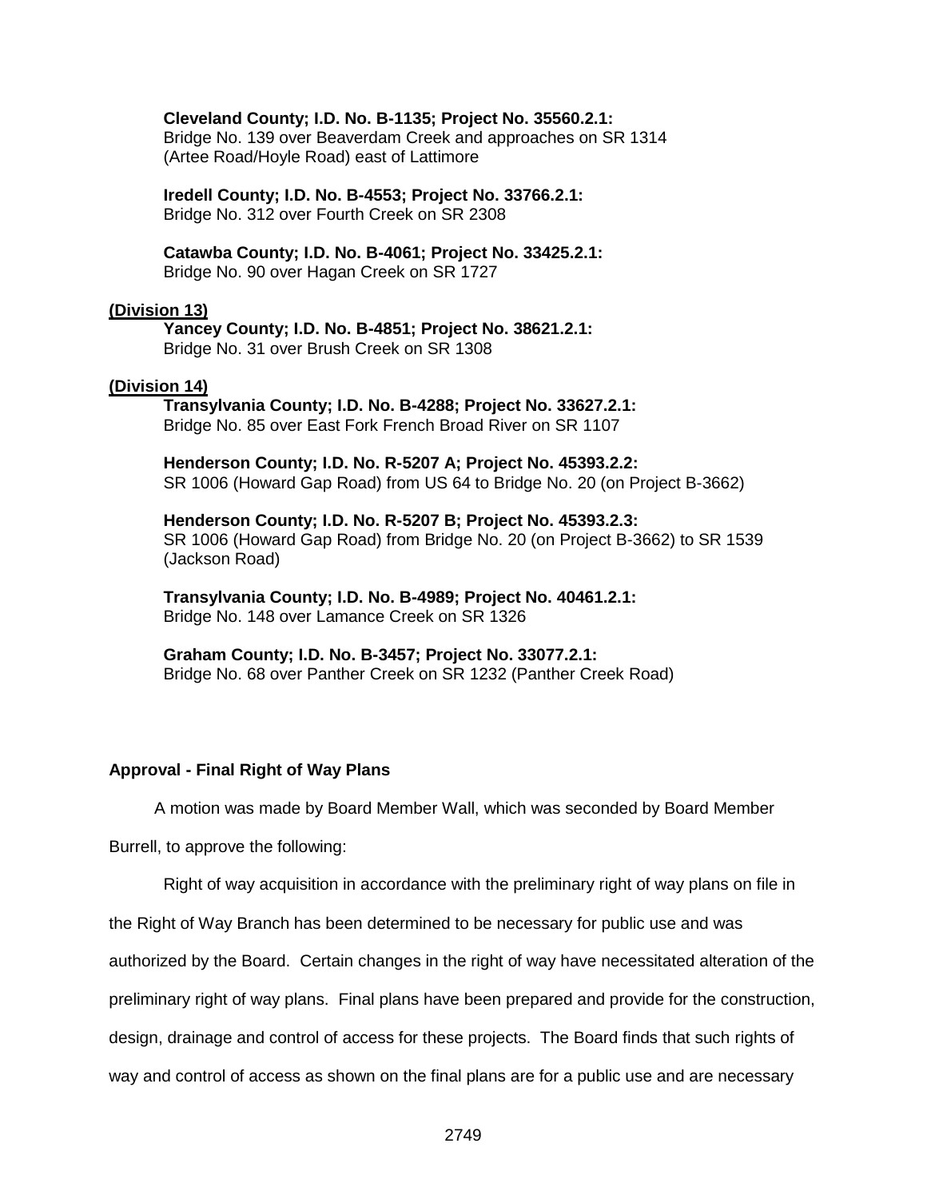**Cleveland County; I.D. No. B-1135; Project No. 35560.2.1:**
Bridge No. 139 over Beaverdam Creek and approaches on SR 1314 (Artee Road/Hoyle Road) east of Lattimore

**Iredell County; I.D. No. B-4553; Project No. 33766.2.1:**
Bridge No. 312 over Fourth Creek on SR 2308

**Catawba County; I.D. No. B-4061; Project No. 33425.2.1:**
Bridge No. 90 over Hagan Creek on SR 1727

**(Division 13)**

**Yancey County; I.D. No. B-4851; Project No. 38621.2.1:**
Bridge No. 31 over Brush Creek on SR 1308

**(Division 14)**

**Transylvania County; I.D. No. B-4288; Project No. 33627.2.1:**
Bridge No. 85 over East Fork French Broad River on SR 1107

**Henderson County; I.D. No. R-5207 A; Project No. 45393.2.2:**
SR 1006 (Howard Gap Road) from US 64 to Bridge No. 20 (on Project B-3662)

**Henderson County; I.D. No. R-5207 B; Project No. 45393.2.3:**
SR 1006 (Howard Gap Road) from Bridge No. 20 (on Project B-3662) to SR 1539 (Jackson Road)

**Transylvania County; I.D. No. B-4989; Project No. 40461.2.1:**
Bridge No. 148 over Lamance Creek on SR 1326

**Graham County; I.D. No. B-3457; Project No. 33077.2.1:**
Bridge No. 68 over Panther Creek on SR 1232 (Panther Creek Road)

### Approval - Final Right of Way Plans

A motion was made by Board Member Wall, which was seconded by Board Member Burrell, to approve the following:

Right of way acquisition in accordance with the preliminary right of way plans on file in the Right of Way Branch has been determined to be necessary for public use and was authorized by the Board. Certain changes in the right of way have necessitated alteration of the preliminary right of way plans. Final plans have been prepared and provide for the construction, design, drainage and control of access for these projects. The Board finds that such rights of way and control of access as shown on the final plans are for a public use and are necessary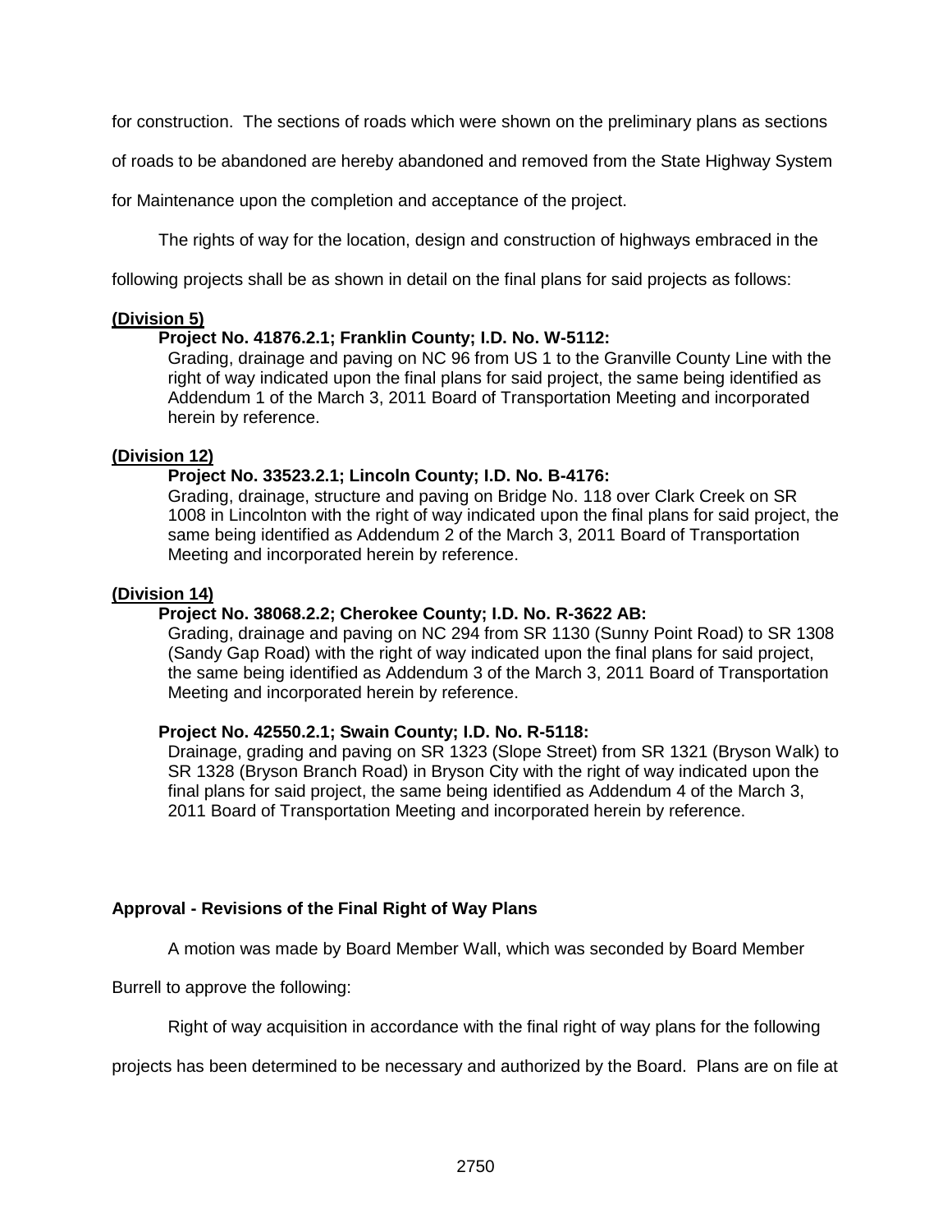for construction. The sections of roads which were shown on the preliminary plans as sections of roads to be abandoned are hereby abandoned and removed from the State Highway System for Maintenance upon the completion and acceptance of the project.

The rights of way for the location, design and construction of highways embraced in the following projects shall be as shown in detail on the final plans for said projects as follows:

**(Division 5)**

**Project No. 41876.2.1; Franklin County; I.D. No. W-5112:**
Grading, drainage and paving on NC 96 from US 1 to the Granville County Line with the right of way indicated upon the final plans for said project, the same being identified as Addendum 1 of the March 3, 2011 Board of Transportation Meeting and incorporated herein by reference.

**(Division 12)**

**Project No. 33523.2.1; Lincoln County; I.D. No. B-4176:**
Grading, drainage, structure and paving on Bridge No. 118 over Clark Creek on SR 1008 in Lincolnton with the right of way indicated upon the final plans for said project, the same being identified as Addendum 2 of the March 3, 2011 Board of Transportation Meeting and incorporated herein by reference.

**(Division 14)**

**Project No. 38068.2.2; Cherokee County; I.D. No. R-3622 AB:**
Grading, drainage and paving on NC 294 from SR 1130 (Sunny Point Road) to SR 1308 (Sandy Gap Road) with the right of way indicated upon the final plans for said project, the same being identified as Addendum 3 of the March 3, 2011 Board of Transportation Meeting and incorporated herein by reference.

**Project No. 42550.2.1; Swain County; I.D. No. R-5118:**
Drainage, grading and paving on SR 1323 (Slope Street) from SR 1321 (Bryson Walk) to SR 1328 (Bryson Branch Road) in Bryson City with the right of way indicated upon the final plans for said project, the same being identified as Addendum 4 of the March 3, 2011 Board of Transportation Meeting and incorporated herein by reference.

**Approval - Revisions of the Final Right of Way Plans**

A motion was made by Board Member Wall, which was seconded by Board Member Burrell to approve the following:

Right of way acquisition in accordance with the final right of way plans for the following projects has been determined to be necessary and authorized by the Board. Plans are on file at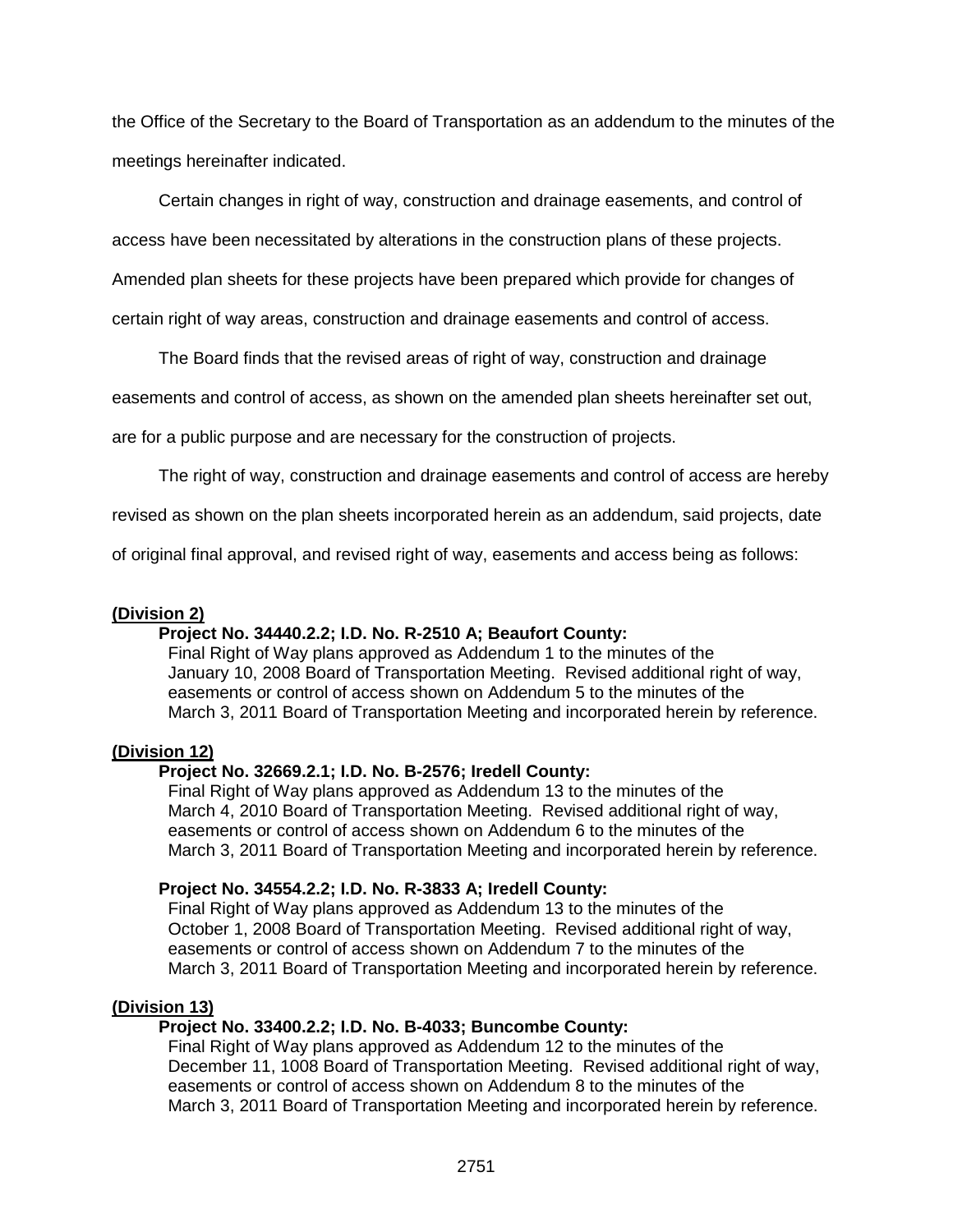the Office of the Secretary to the Board of Transportation as an addendum to the minutes of the meetings hereinafter indicated.

Certain changes in right of way, construction and drainage easements, and control of access have been necessitated by alterations in the construction plans of these projects. Amended plan sheets for these projects have been prepared which provide for changes of certain right of way areas, construction and drainage easements and control of access.

The Board finds that the revised areas of right of way, construction and drainage easements and control of access, as shown on the amended plan sheets hereinafter set out, are for a public purpose and are necessary for the construction of projects.

The right of way, construction and drainage easements and control of access are hereby revised as shown on the plan sheets incorporated herein as an addendum, said projects, date of original final approval, and revised right of way, easements and access being as follows:

**(Division 2)**

**Project No. 34440.2.2; I.D. No. R-2510 A; Beaufort County:**
Final Right of Way plans approved as Addendum 1 to the minutes of the January 10, 2008 Board of Transportation Meeting. Revised additional right of way, easements or control of access shown on Addendum 5 to the minutes of the March 3, 2011 Board of Transportation Meeting and incorporated herein by reference.

**(Division 12)**

**Project No. 32669.2.1; I.D. No. B-2576; Iredell County:**
Final Right of Way plans approved as Addendum 13 to the minutes of the March 4, 2010 Board of Transportation Meeting. Revised additional right of way, easements or control of access shown on Addendum 6 to the minutes of the March 3, 2011 Board of Transportation Meeting and incorporated herein by reference.

**Project No. 34554.2.2; I.D. No. R-3833 A; Iredell County:**
Final Right of Way plans approved as Addendum 13 to the minutes of the October 1, 2008 Board of Transportation Meeting. Revised additional right of way, easements or control of access shown on Addendum 7 to the minutes of the March 3, 2011 Board of Transportation Meeting and incorporated herein by reference.

**(Division 13)**

**Project No. 33400.2.2; I.D. No. B-4033; Buncombe County:**
Final Right of Way plans approved as Addendum 12 to the minutes of the December 11, 1008 Board of Transportation Meeting. Revised additional right of way, easements or control of access shown on Addendum 8 to the minutes of the March 3, 2011 Board of Transportation Meeting and incorporated herein by reference.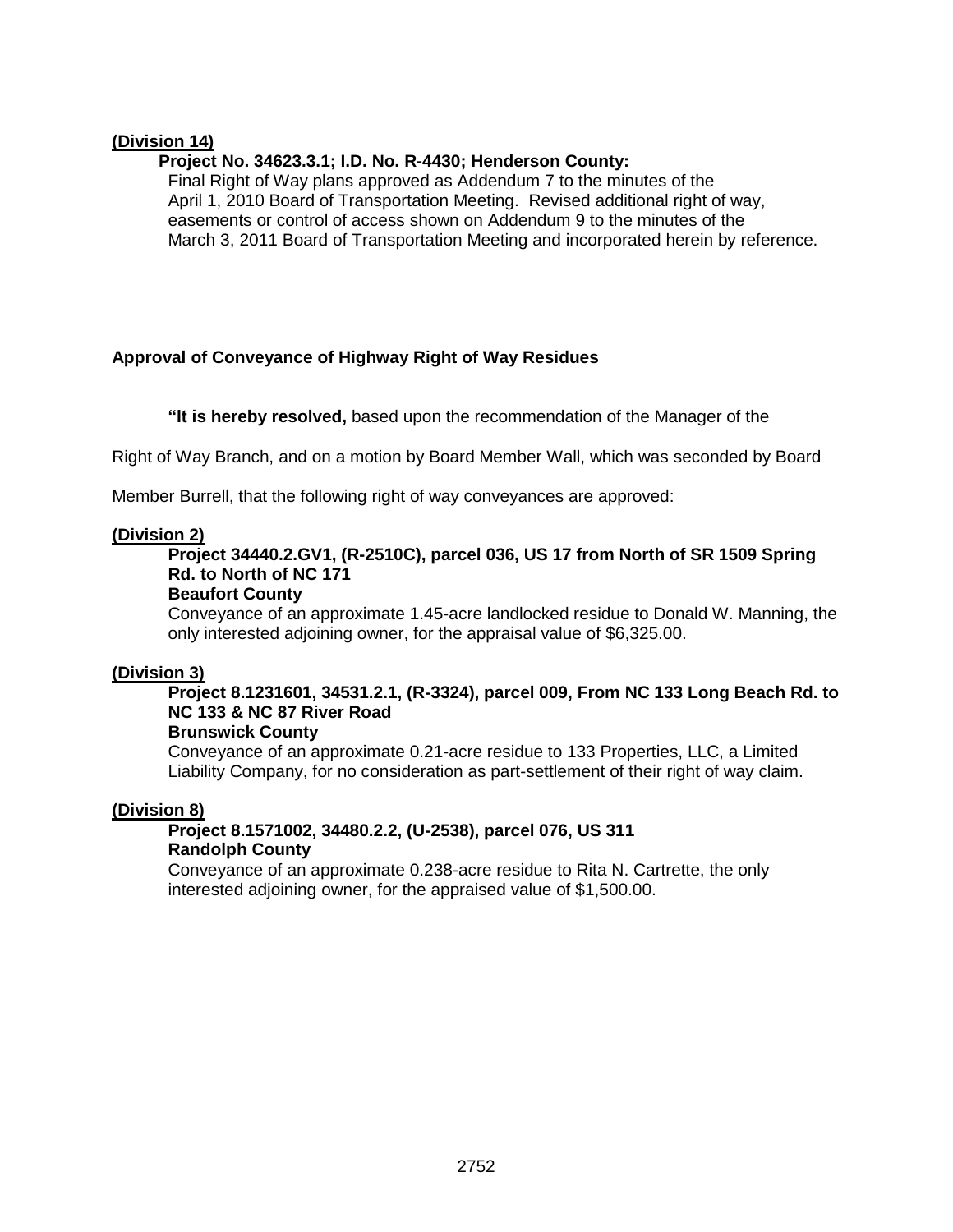**(Division 14)**

**Project No. 34623.3.1; I.D. No. R-4430; Henderson County:**
Final Right of Way plans approved as Addendum 7 to the minutes of the April 1, 2010 Board of Transportation Meeting. Revised additional right of way, easements or control of access shown on Addendum 9 to the minutes of the March 3, 2011 Board of Transportation Meeting and incorporated herein by reference.

**Approval of Conveyance of Highway Right of Way Residues**

**"It is hereby resolved,** based upon the recommendation of the Manager of the Right of Way Branch, and on a motion by Board Member Wall, which was seconded by Board Member Burrell, that the following right of way conveyances are approved:

**(Division 2)**

**Project 34440.2.GV1, (R-2510C), parcel 036, US 17 from North of SR 1509 Spring Rd. to North of NC 171**
**Beaufort County**
Conveyance of an approximate 1.45-acre landlocked residue to Donald W. Manning, the only interested adjoining owner, for the appraisal value of $6,325.00.

**(Division 3)**

**Project 8.1231601, 34531.2.1, (R-3324), parcel 009, From NC 133 Long Beach Rd. to NC 133 & NC 87 River Road**
**Brunswick County**
Conveyance of an approximate 0.21-acre residue to 133 Properties, LLC, a Limited Liability Company, for no consideration as part-settlement of their right of way claim.

**(Division 8)**

**Project 8.1571002, 34480.2.2, (U-2538), parcel 076, US 311**
**Randolph County**
Conveyance of an approximate 0.238-acre residue to Rita N. Cartrette, the only interested adjoining owner, for the appraised value of $1,500.00.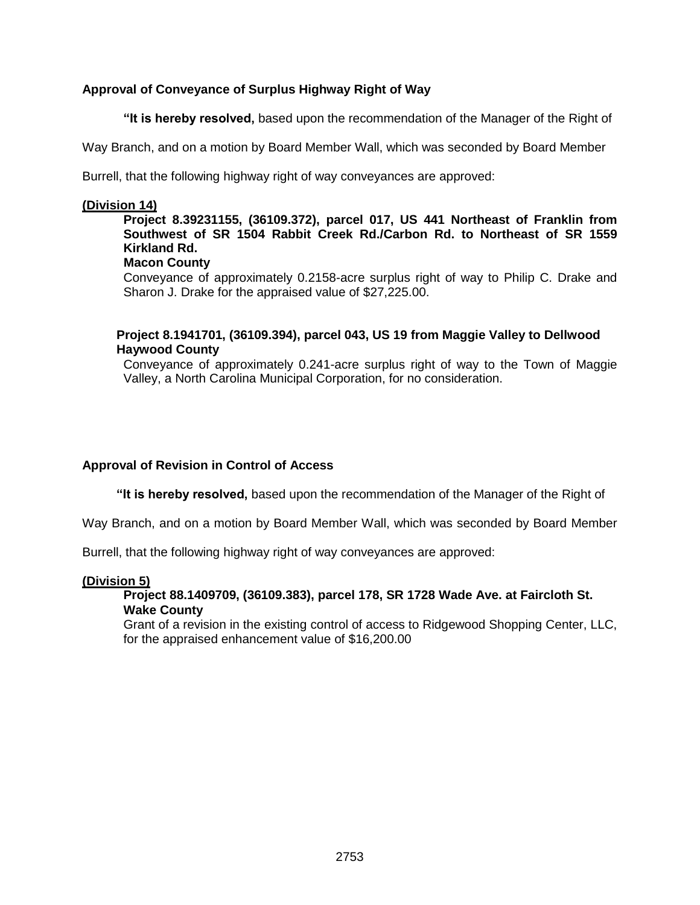**Approval of Conveyance of Surplus Highway Right of Way**

**"It is hereby resolved,** based upon the recommendation of the Manager of the Right of Way Branch, and on a motion by Board Member Wall, which was seconded by Board Member Burrell, that the following highway right of way conveyances are approved:

**(Division 14)**

**Project 8.39231155, (36109.372), parcel 017, US 441 Northeast of Franklin from Southwest of SR 1504 Rabbit Creek Rd./Carbon Rd. to Northeast of SR 1559 Kirkland Rd.**
**Macon County**
Conveyance of approximately 0.2158-acre surplus right of way to Philip C. Drake and Sharon J. Drake for the appraised value of $27,225.00.

**Project 8.1941701, (36109.394), parcel 043, US 19 from Maggie Valley to Dellwood**
**Haywood County**
Conveyance of approximately 0.241-acre surplus right of way to the Town of Maggie Valley, a North Carolina Municipal Corporation, for no consideration.

**Approval of Revision in Control of Access**

**"It is hereby resolved,** based upon the recommendation of the Manager of the Right of Way Branch, and on a motion by Board Member Wall, which was seconded by Board Member Burrell, that the following highway right of way conveyances are approved:

**(Division 5)**

**Project 88.1409709, (36109.383), parcel 178, SR 1728 Wade Ave. at Faircloth St.**
**Wake County**
Grant of a revision in the existing control of access to Ridgewood Shopping Center, LLC, for the appraised enhancement value of $16,200.00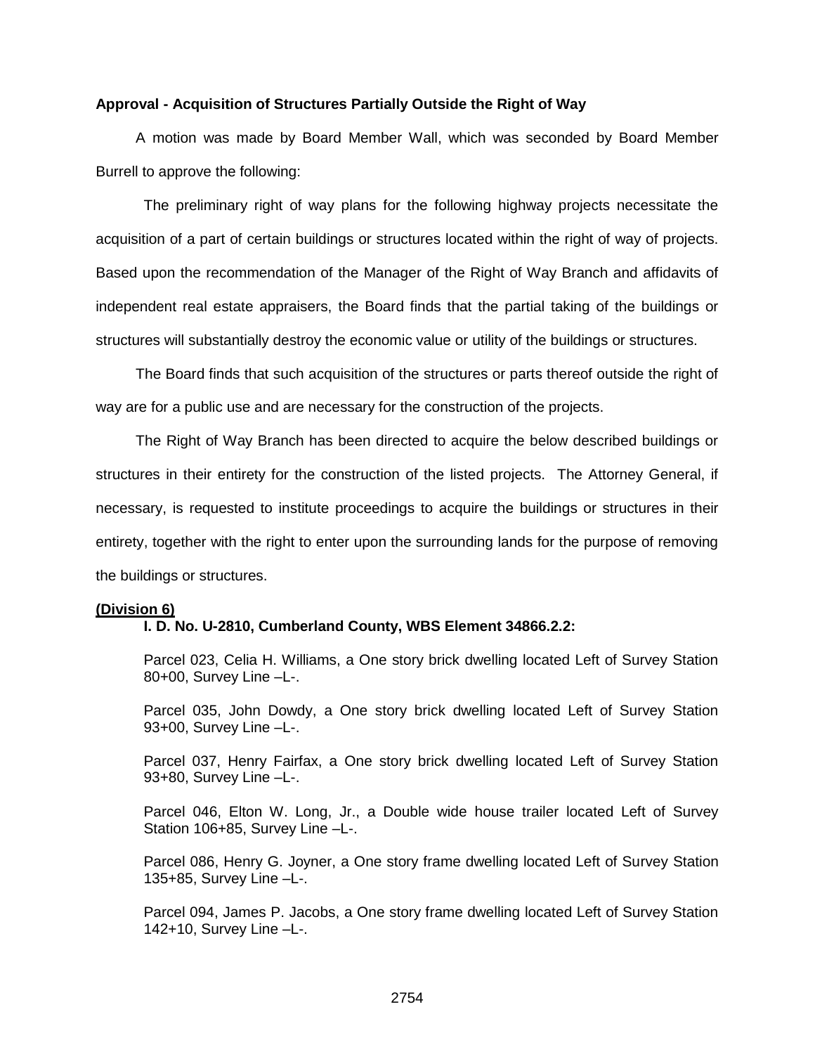**Approval - Acquisition of Structures Partially Outside the Right of Way**

A motion was made by Board Member Wall, which was seconded by Board Member Burrell to approve the following:

The preliminary right of way plans for the following highway projects necessitate the acquisition of a part of certain buildings or structures located within the right of way of projects. Based upon the recommendation of the Manager of the Right of Way Branch and affidavits of independent real estate appraisers, the Board finds that the partial taking of the buildings or structures will substantially destroy the economic value or utility of the buildings or structures.

The Board finds that such acquisition of the structures or parts thereof outside the right of way are for a public use and are necessary for the construction of the projects.

The Right of Way Branch has been directed to acquire the below described buildings or structures in their entirety for the construction of the listed projects. The Attorney General, if necessary, is requested to institute proceedings to acquire the buildings or structures in their entirety, together with the right to enter upon the surrounding lands for the purpose of removing the buildings or structures.

**(Division 6)**

**I. D. No. U-2810, Cumberland County, WBS Element 34866.2.2:**

Parcel 023, Celia H. Williams, a One story brick dwelling located Left of Survey Station 80+00, Survey Line –L-.

Parcel 035, John Dowdy, a One story brick dwelling located Left of Survey Station 93+00, Survey Line –L-.

Parcel 037, Henry Fairfax, a One story brick dwelling located Left of Survey Station 93+80, Survey Line –L-.

Parcel 046, Elton W. Long, Jr., a Double wide house trailer located Left of Survey Station 106+85, Survey Line –L-.

Parcel 086, Henry G. Joyner, a One story frame dwelling located Left of Survey Station 135+85, Survey Line –L-.

Parcel 094, James P. Jacobs, a One story frame dwelling located Left of Survey Station 142+10, Survey Line –L-.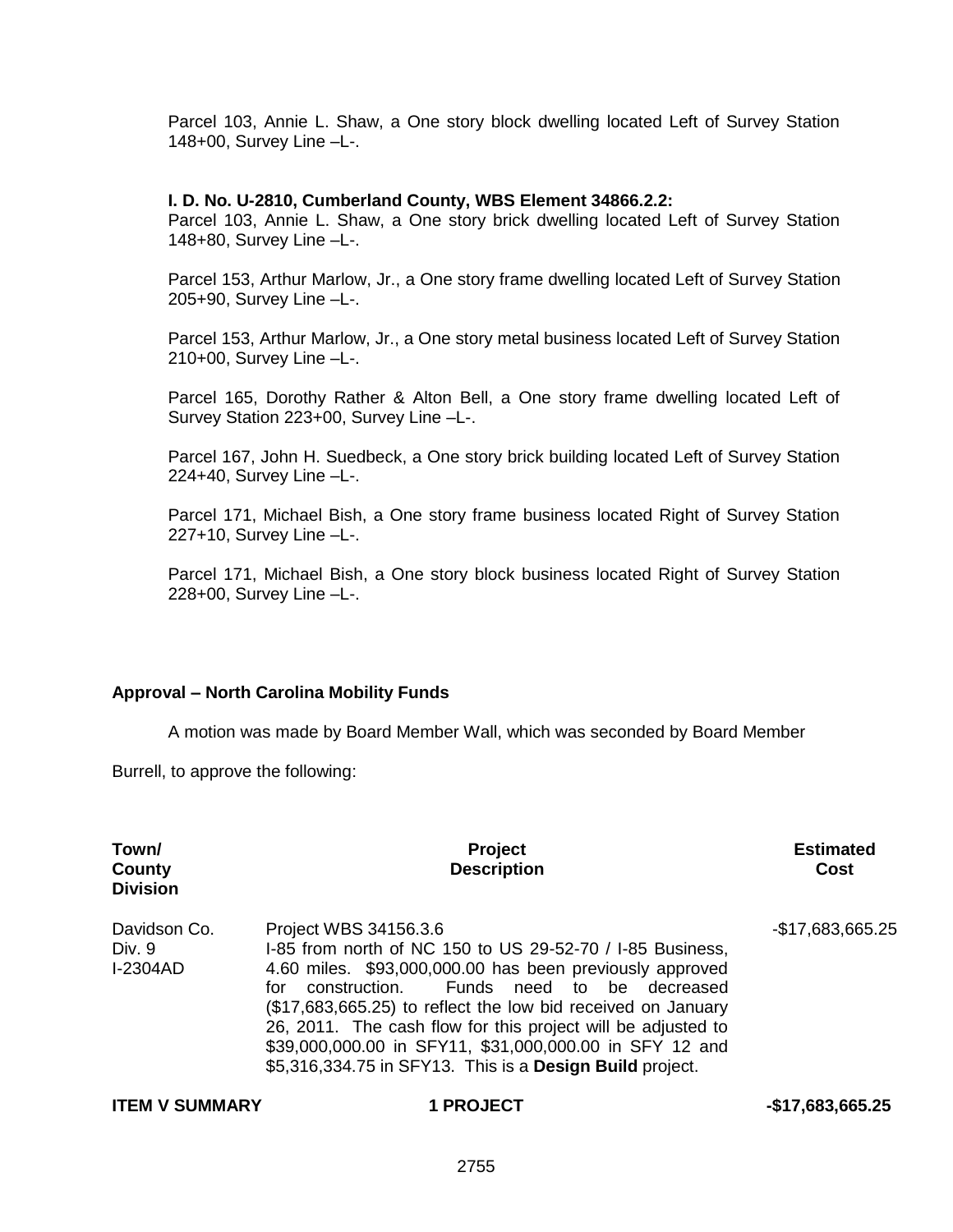Parcel 103, Annie L. Shaw, a One story block dwelling located Left of Survey Station 148+00, Survey Line –L-.

**I. D. No. U-2810, Cumberland County, WBS Element 34866.2.2:**

Parcel 103, Annie L. Shaw, a One story brick dwelling located Left of Survey Station 148+80, Survey Line –L-.

Parcel 153, Arthur Marlow, Jr., a One story frame dwelling located Left of Survey Station 205+90, Survey Line –L-.

Parcel 153, Arthur Marlow, Jr., a One story metal business located Left of Survey Station 210+00, Survey Line –L-.

Parcel 165, Dorothy Rather & Alton Bell, a One story frame dwelling located Left of Survey Station 223+00, Survey Line –L-.

Parcel 167, John H. Suedbeck, a One story brick building located Left of Survey Station 224+40, Survey Line –L-.

Parcel 171, Michael Bish, a One story frame business located Right of Survey Station 227+10, Survey Line –L-.

Parcel 171, Michael Bish, a One story block business located Right of Survey Station 228+00, Survey Line –L-.

**Approval – North Carolina Mobility Funds**

A motion was made by Board Member Wall, which was seconded by Board Member Burrell, to approve the following:

| Town/ County Division | Project Description | Estimated Cost |
|---|---|---|
| Davidson Co. Div. 9 I-2304AD | Project WBS 34156.3.6 I-85 from north of NC 150 to US 29-52-70 / I-85 Business, 4.60 miles. $93,000,000.00 has been previously approved for construction. Funds need to be decreased ($17,683,665.25) to reflect the low bid received on January 26, 2011. The cash flow for this project will be adjusted to $39,000,000.00 in SFY11, $31,000,000.00 in SFY 12 and $5,316,334.75 in SFY13. This is a **Design Build** project. | -$17,683,665.25 |
| **ITEM V SUMMARY** | **1 PROJECT** | **-$17,683,665.25** |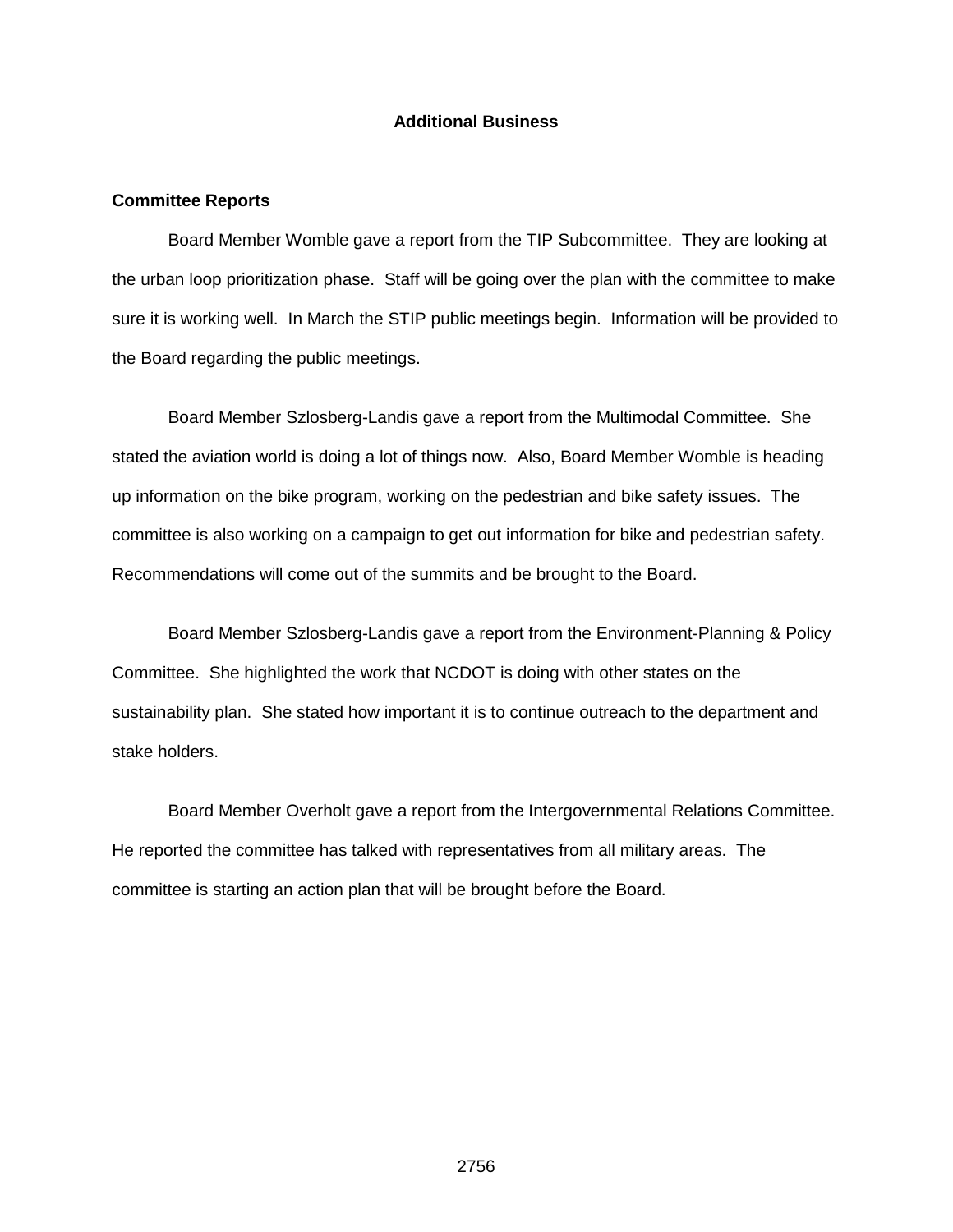## Additional Business

### Committee Reports

Board Member Womble gave a report from the TIP Subcommittee. They are looking at the urban loop prioritization phase. Staff will be going over the plan with the committee to make sure it is working well. In March the STIP public meetings begin. Information will be provided to the Board regarding the public meetings.

Board Member Szlosberg-Landis gave a report from the Multimodal Committee. She stated the aviation world is doing a lot of things now. Also, Board Member Womble is heading up information on the bike program, working on the pedestrian and bike safety issues. The committee is also working on a campaign to get out information for bike and pedestrian safety. Recommendations will come out of the summits and be brought to the Board.

Board Member Szlosberg-Landis gave a report from the Environment-Planning & Policy Committee. She highlighted the work that NCDOT is doing with other states on the sustainability plan. She stated how important it is to continue outreach to the department and stake holders.

Board Member Overholt gave a report from the Intergovernmental Relations Committee. He reported the committee has talked with representatives from all military areas. The committee is starting an action plan that will be brought before the Board.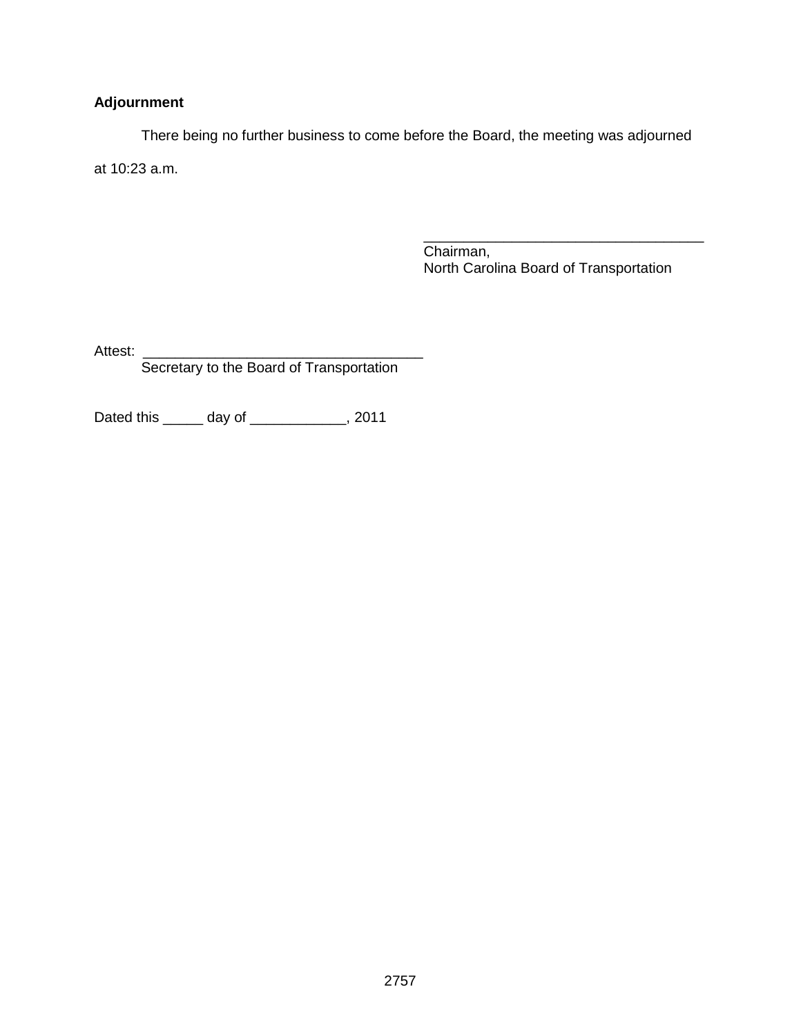**Adjournment**

There being no further business to come before the Board, the meeting was adjourned at 10:23 a.m.

\_\_\_\_\_\_\_\_\_\_\_\_\_\_\_\_\_\_\_\_\_\_\_\_\_\_\_\_\_\_\_\_\_\_\_
Chairman,
North Carolina Board of Transportation

Attest: \_\_\_\_\_\_\_\_\_\_\_\_\_\_\_\_\_\_\_\_\_\_\_\_\_\_\_\_\_\_\_\_\_\_\_
Secretary to the Board of Transportation

Dated this \_\_\_\_\_ day of \_\_\_\_\_\_\_\_\_\_\_\_, 2011